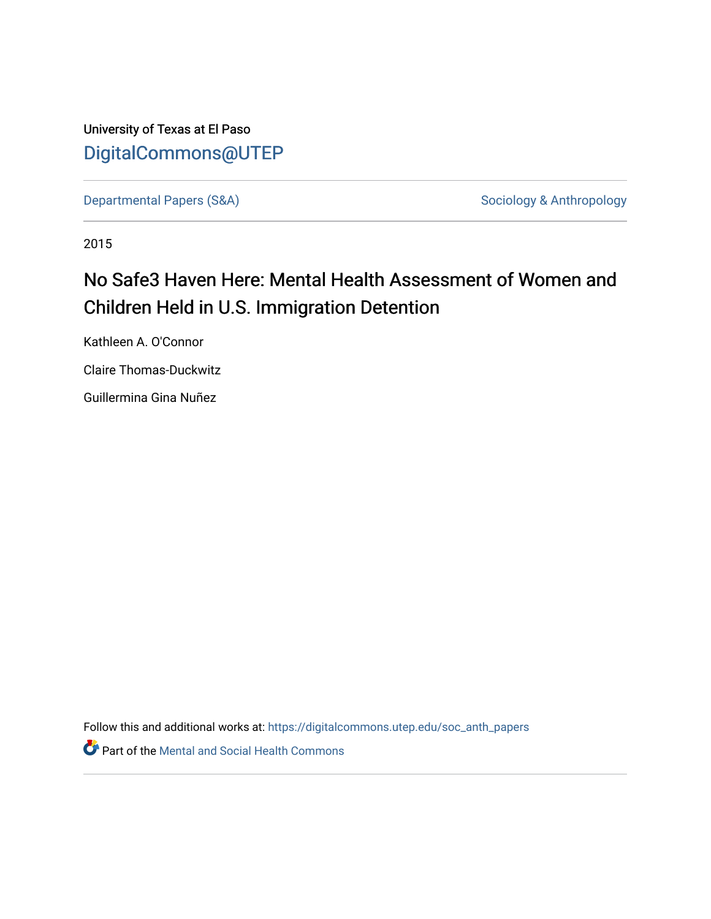University of Texas at El Paso

DigitalCommons@UTEP

Departmental Papers (S&A) | Sociology & Anthropology

2015

# No Safe3 Haven Here: Mental Health Assessment of Women and Children Held in U.S. Immigration Detention

Kathleen A. O'Connor

Claire Thomas-Duckwitz

Guillermina Gina Nuñez

Follow this and additional works at: https://digitalcommons.utep.edu/soc_anth_papers

Part of the Mental and Social Health Commons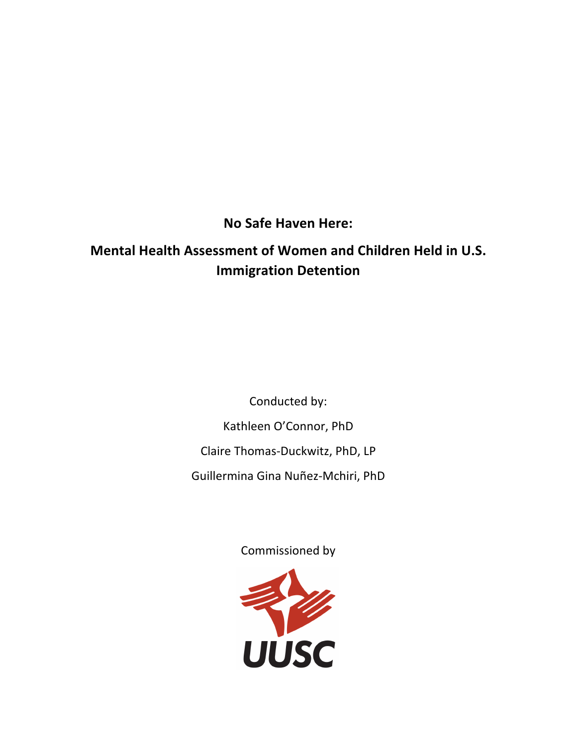**No Safe Haven Here:**

**Mental Health Assessment of Women and Children Held in U.S. Immigration Detention**

Conducted by:

Kathleen O'Connor, PhD

Claire Thomas-Duckwitz, PhD, LP

Guillermina Gina Nuñez-Mchiri, PhD

Commissioned by

UUSC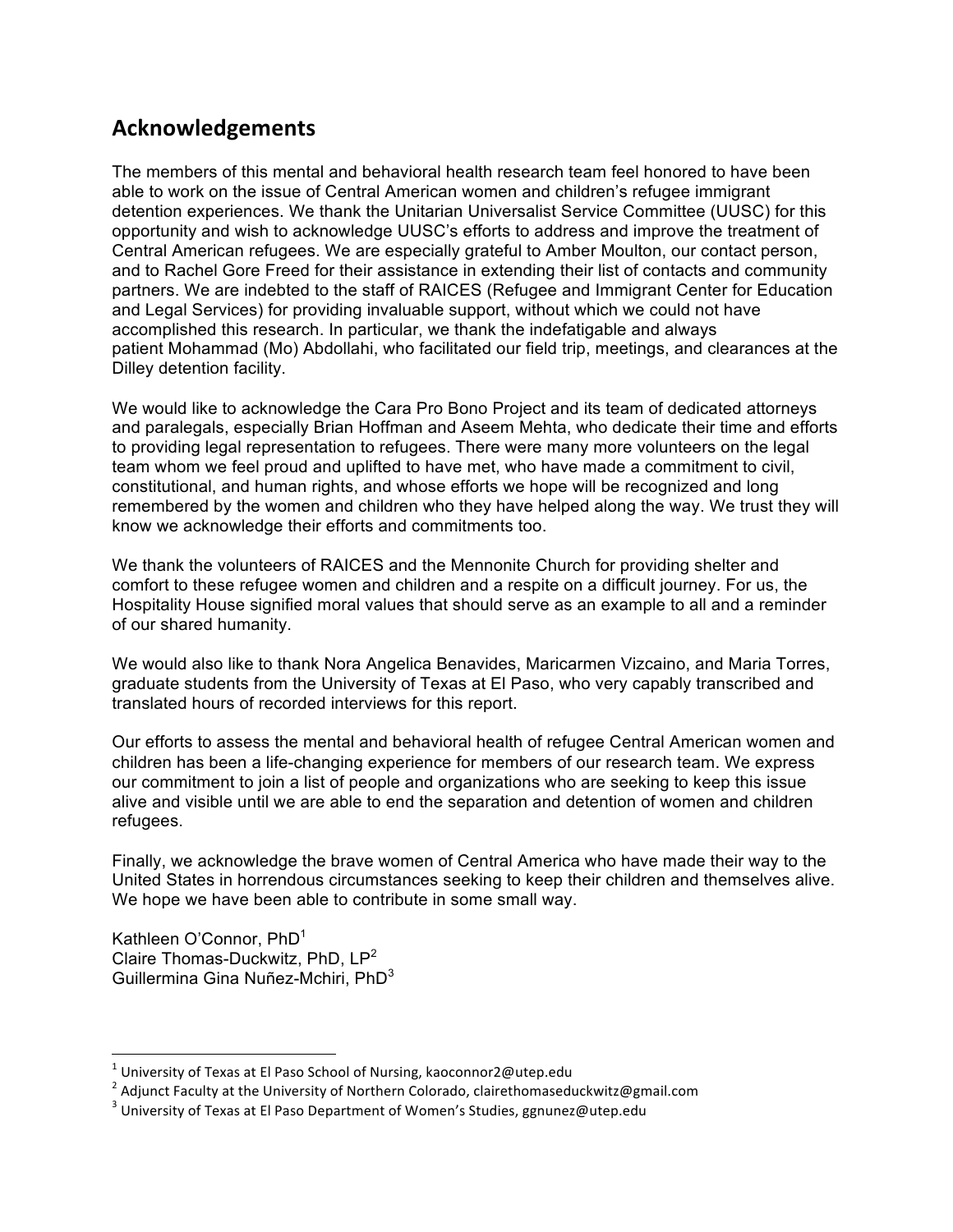## Acknowledgements

The members of this mental and behavioral health research team feel honored to have been able to work on the issue of Central American women and children's refugee immigrant detention experiences. We thank the Unitarian Universalist Service Committee (UUSC) for this opportunity and wish to acknowledge UUSC's efforts to address and improve the treatment of Central American refugees. We are especially grateful to Amber Moulton, our contact person, and to Rachel Gore Freed for their assistance in extending their list of contacts and community partners. We are indebted to the staff of RAICES (Refugee and Immigrant Center for Education and Legal Services) for providing invaluable support, without which we could not have accomplished this research. In particular, we thank the indefatigable and always patient Mohammad (Mo) Abdollahi, who facilitated our field trip, meetings, and clearances at the Dilley detention facility.

We would like to acknowledge the Cara Pro Bono Project and its team of dedicated attorneys and paralegals, especially Brian Hoffman and Aseem Mehta, who dedicate their time and efforts to providing legal representation to refugees. There were many more volunteers on the legal team whom we feel proud and uplifted to have met, who have made a commitment to civil, constitutional, and human rights, and whose efforts we hope will be recognized and long remembered by the women and children who they have helped along the way. We trust they will know we acknowledge their efforts and commitments too.

We thank the volunteers of RAICES and the Mennonite Church for providing shelter and comfort to these refugee women and children and a respite on a difficult journey. For us, the Hospitality House signified moral values that should serve as an example to all and a reminder of our shared humanity.

We would also like to thank Nora Angelica Benavides, Maricarmen Vizcaino, and Maria Torres, graduate students from the University of Texas at El Paso, who very capably transcribed and translated hours of recorded interviews for this report.

Our efforts to assess the mental and behavioral health of refugee Central American women and children has been a life-changing experience for members of our research team. We express our commitment to join a list of people and organizations who are seeking to keep this issue alive and visible until we are able to end the separation and detention of women and children refugees.

Finally, we acknowledge the brave women of Central America who have made their way to the United States in horrendous circumstances seeking to keep their children and themselves alive. We hope we have been able to contribute in some small way.

Kathleen O'Connor, PhD[1]
Claire Thomas-Duckwitz, PhD, LP[2]
Guillermina Gina Nuñez-Mchiri, PhD[3]

---

[1] University of Texas at El Paso School of Nursing, kaoconnor2@utep.edu
[2] Adjunct Faculty at the University of Northern Colorado, clairethomaseduckwitz@gmail.com
[3] University of Texas at El Paso Department of Women's Studies, ggnunez@utep.edu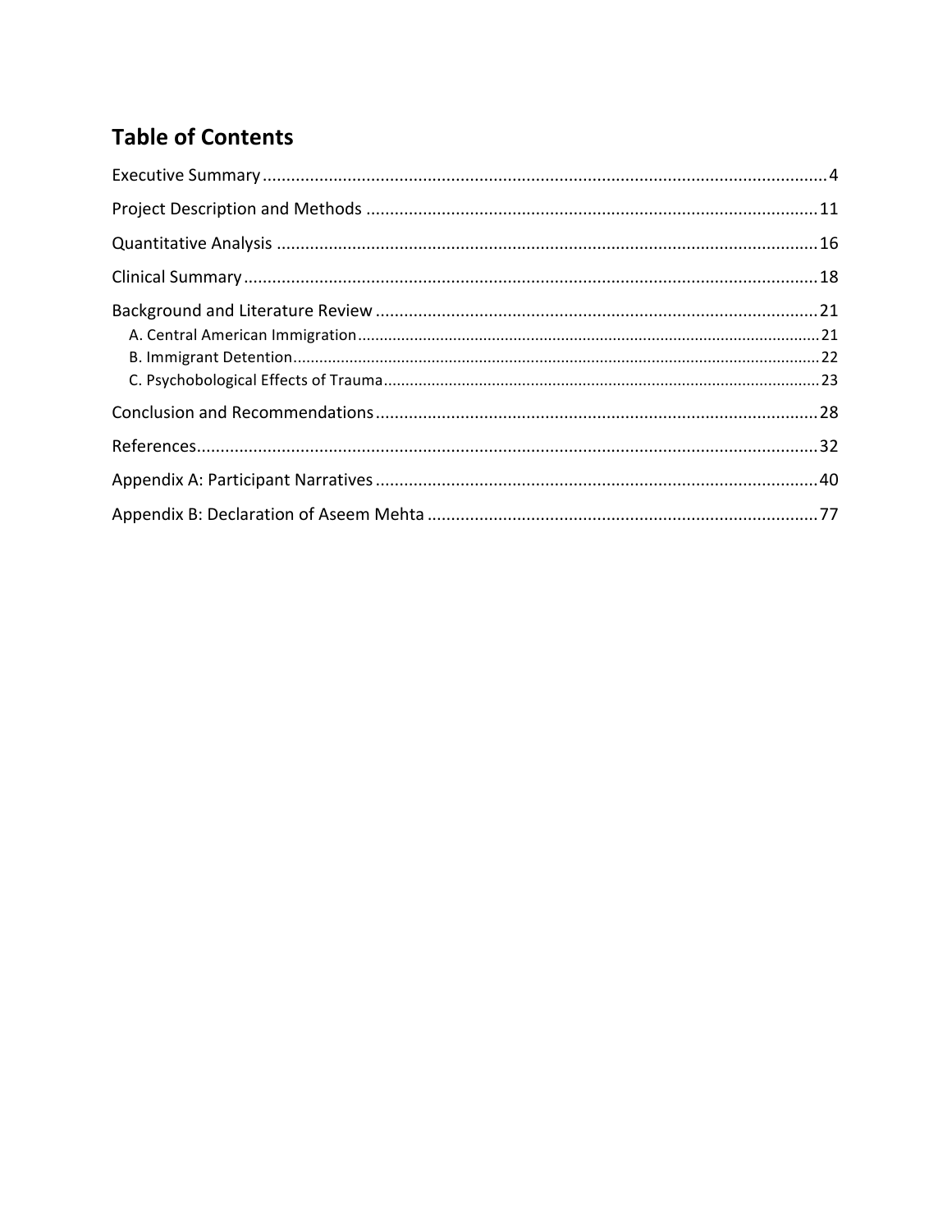## Table of Contents

Executive Summary ........................................................................................................................ 4

Project Description and Methods ................................................................................................ 11

Quantitative Analysis .................................................................................................................. 16

Clinical Summary ......................................................................................................................... 18

Background and Literature Review .............................................................................................. 21

- A. Central American Immigration ........................................................................................ 21
- B. Immigrant Detention ....................................................................................................... 22
- C. Psychobological Effects of Trauma .................................................................................. 23

Conclusion and Recommendations .............................................................................................. 28

References .................................................................................................................................... 32

Appendix A: Participant Narratives .............................................................................................. 40

Appendix B: Declaration of Aseem Mehta ................................................................................... 77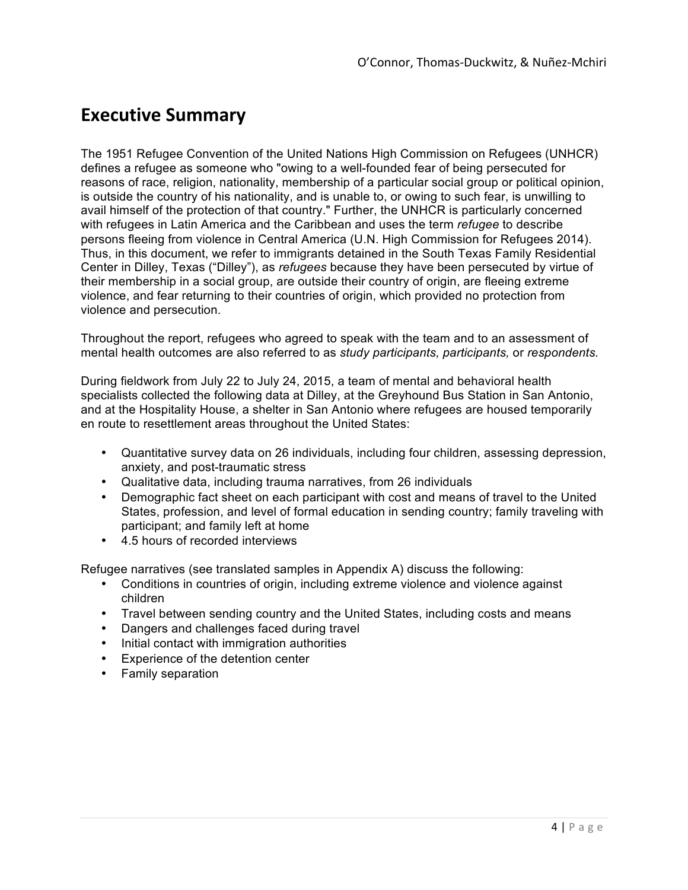## Executive Summary

The 1951 Refugee Convention of the United Nations High Commission on Refugees (UNHCR) defines a refugee as someone who "owing to a well-founded fear of being persecuted for reasons of race, religion, nationality, membership of a particular social group or political opinion, is outside the country of his nationality, and is unable to, or owing to such fear, is unwilling to avail himself of the protection of that country." Further, the UNHCR is particularly concerned with refugees in Latin America and the Caribbean and uses the term *refugee* to describe persons fleeing from violence in Central America (U.N. High Commission for Refugees 2014). Thus, in this document, we refer to immigrants detained in the South Texas Family Residential Center in Dilley, Texas ("Dilley"), as *refugees* because they have been persecuted by virtue of their membership in a social group, are outside their country of origin, are fleeing extreme violence, and fear returning to their countries of origin, which provided no protection from violence and persecution.

Throughout the report, refugees who agreed to speak with the team and to an assessment of mental health outcomes are also referred to as *study participants, participants,* or *respondents.*

During fieldwork from July 22 to July 24, 2015, a team of mental and behavioral health specialists collected the following data at Dilley, at the Greyhound Bus Station in San Antonio, and at the Hospitality House, a shelter in San Antonio where refugees are housed temporarily en route to resettlement areas throughout the United States:

- Quantitative survey data on 26 individuals, including four children, assessing depression, anxiety, and post-traumatic stress
- Qualitative data, including trauma narratives, from 26 individuals
- Demographic fact sheet on each participant with cost and means of travel to the United States, profession, and level of formal education in sending country; family traveling with participant; and family left at home
- 4.5 hours of recorded interviews

Refugee narratives (see translated samples in Appendix A) discuss the following:

- Conditions in countries of origin, including extreme violence and violence against children
- Travel between sending country and the United States, including costs and means
- Dangers and challenges faced during travel
- Initial contact with immigration authorities
- Experience of the detention center
- Family separation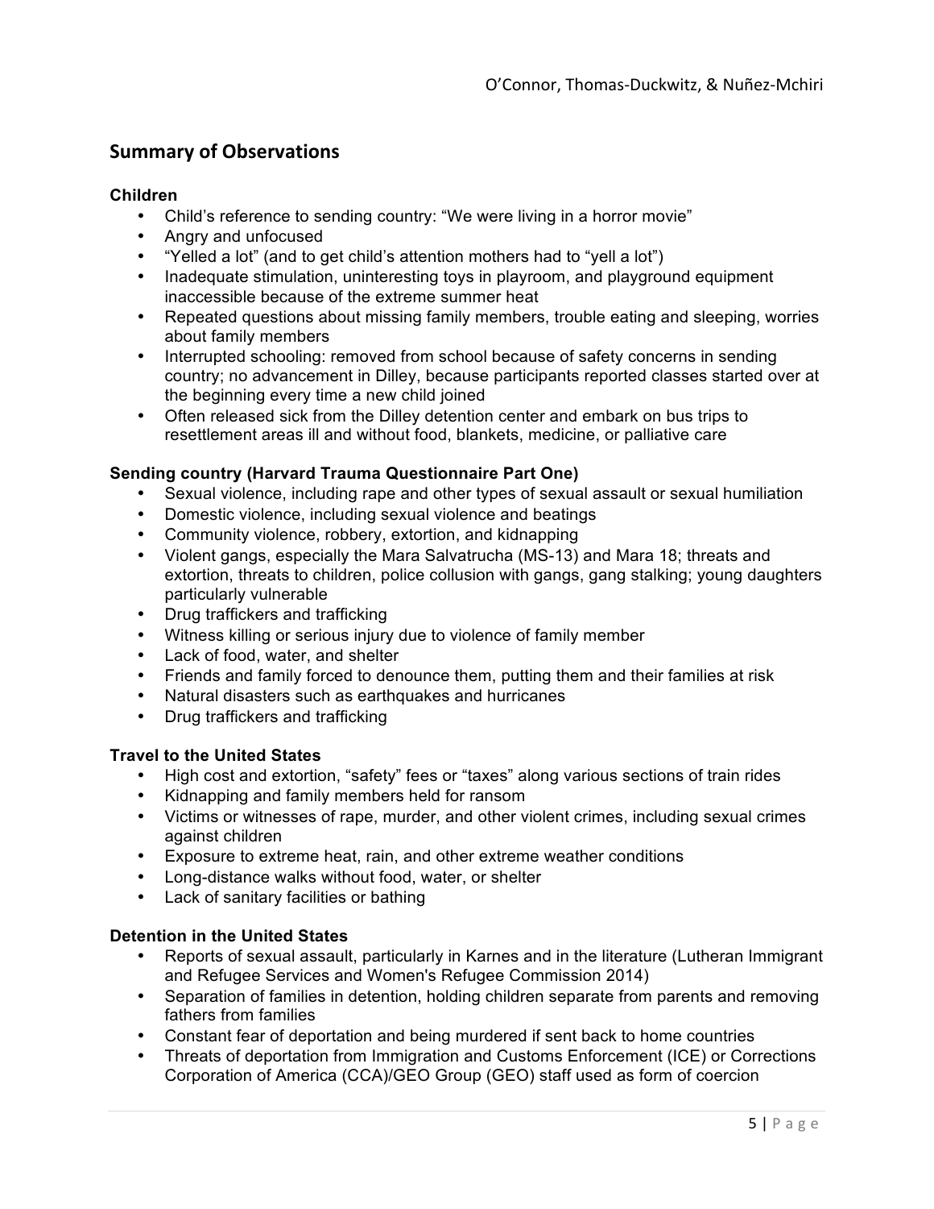## Summary of Observations

### Children

- Child's reference to sending country: "We were living in a horror movie"
- Angry and unfocused
- "Yelled a lot" (and to get child's attention mothers had to "yell a lot")
- Inadequate stimulation, uninteresting toys in playroom, and playground equipment inaccessible because of the extreme summer heat
- Repeated questions about missing family members, trouble eating and sleeping, worries about family members
- Interrupted schooling: removed from school because of safety concerns in sending country; no advancement in Dilley, because participants reported classes started over at the beginning every time a new child joined
- Often released sick from the Dilley detention center and embark on bus trips to resettlement areas ill and without food, blankets, medicine, or palliative care

### Sending country (Harvard Trauma Questionnaire Part One)

- Sexual violence, including rape and other types of sexual assault or sexual humiliation
- Domestic violence, including sexual violence and beatings
- Community violence, robbery, extortion, and kidnapping
- Violent gangs, especially the Mara Salvatrucha (MS-13) and Mara 18; threats and extortion, threats to children, police collusion with gangs, gang stalking; young daughters particularly vulnerable
- Drug traffickers and trafficking
- Witness killing or serious injury due to violence of family member
- Lack of food, water, and shelter
- Friends and family forced to denounce them, putting them and their families at risk
- Natural disasters such as earthquakes and hurricanes
- Drug traffickers and trafficking

### Travel to the United States

- High cost and extortion, "safety" fees or "taxes" along various sections of train rides
- Kidnapping and family members held for ransom
- Victims or witnesses of rape, murder, and other violent crimes, including sexual crimes against children
- Exposure to extreme heat, rain, and other extreme weather conditions
- Long-distance walks without food, water, or shelter
- Lack of sanitary facilities or bathing

### Detention in the United States

- Reports of sexual assault, particularly in Karnes and in the literature (Lutheran Immigrant and Refugee Services and Women's Refugee Commission 2014)
- Separation of families in detention, holding children separate from parents and removing fathers from families
- Constant fear of deportation and being murdered if sent back to home countries
- Threats of deportation from Immigration and Customs Enforcement (ICE) or Corrections Corporation of America (CCA)/GEO Group (GEO) staff used as form of coercion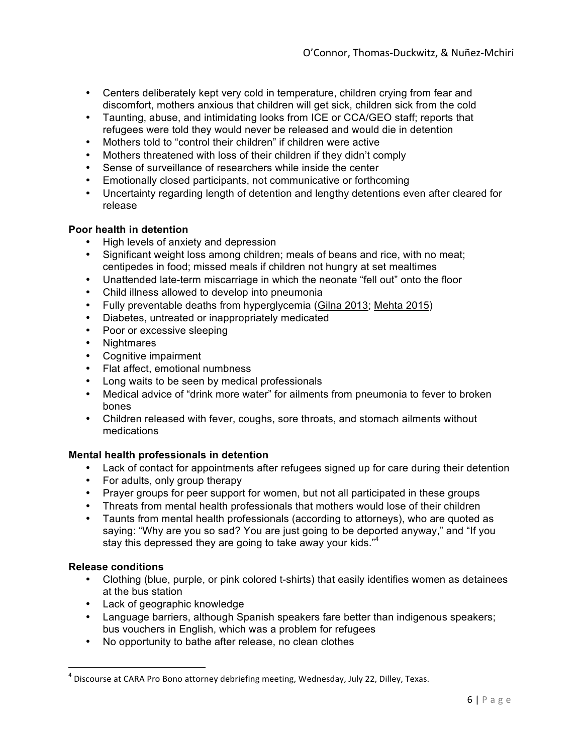- Centers deliberately kept very cold in temperature, children crying from fear and discomfort, mothers anxious that children will get sick, children sick from the cold
- Taunting, abuse, and intimidating looks from ICE or CCA/GEO staff; reports that refugees were told they would never be released and would die in detention
- Mothers told to "control their children" if children were active
- Mothers threatened with loss of their children if they didn't comply
- Sense of surveillance of researchers while inside the center
- Emotionally closed participants, not communicative or forthcoming
- Uncertainty regarding length of detention and lengthy detentions even after cleared for release

**Poor health in detention**

- High levels of anxiety and depression
- Significant weight loss among children; meals of beans and rice, with no meat; centipedes in food; missed meals if children not hungry at set mealtimes
- Unattended late-term miscarriage in which the neonate "fell out" onto the floor
- Child illness allowed to develop into pneumonia
- Fully preventable deaths from hyperglycemia (Gilna 2013; Mehta 2015)
- Diabetes, untreated or inappropriately medicated
- Poor or excessive sleeping
- Nightmares
- Cognitive impairment
- Flat affect, emotional numbness
- Long waits to be seen by medical professionals
- Medical advice of "drink more water" for ailments from pneumonia to fever to broken bones
- Children released with fever, coughs, sore throats, and stomach ailments without medications

**Mental health professionals in detention**

- Lack of contact for appointments after refugees signed up for care during their detention
- For adults, only group therapy
- Prayer groups for peer support for women, but not all participated in these groups
- Threats from mental health professionals that mothers would lose of their children
- Taunts from mental health professionals (according to attorneys), who are quoted as saying: "Why are you so sad? You are just going to be deported anyway," and "If you stay this depressed they are going to take away your kids."[4]

**Release conditions**

- Clothing (blue, purple, or pink colored t-shirts) that easily identifies women as detainees at the bus station
- Lack of geographic knowledge
- Language barriers, although Spanish speakers fare better than indigenous speakers; bus vouchers in English, which was a problem for refugees
- No opportunity to bathe after release, no clean clothes

[4] Discourse at CARA Pro Bono attorney debriefing meeting, Wednesday, July 22, Dilley, Texas.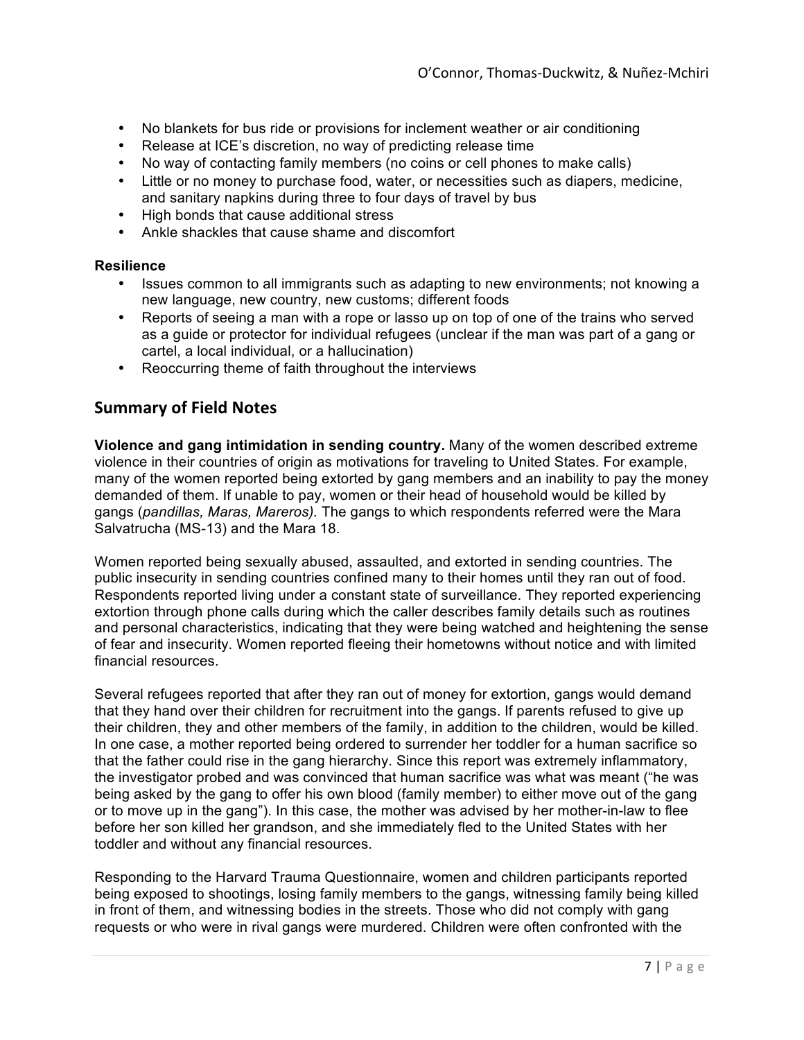- No blankets for bus ride or provisions for inclement weather or air conditioning
- Release at ICE's discretion, no way of predicting release time
- No way of contacting family members (no coins or cell phones to make calls)
- Little or no money to purchase food, water, or necessities such as diapers, medicine, and sanitary napkins during three to four days of travel by bus
- High bonds that cause additional stress
- Ankle shackles that cause shame and discomfort

**Resilience**

- Issues common to all immigrants such as adapting to new environments; not knowing a new language, new country, new customs; different foods
- Reports of seeing a man with a rope or lasso up on top of one of the trains who served as a guide or protector for individual refugees (unclear if the man was part of a gang or cartel, a local individual, or a hallucination)
- Reoccurring theme of faith throughout the interviews

## Summary of Field Notes

**Violence and gang intimidation in sending country.** Many of the women described extreme violence in their countries of origin as motivations for traveling to United States. For example, many of the women reported being extorted by gang members and an inability to pay the money demanded of them. If unable to pay, women or their head of household would be killed by gangs (*pandillas, Maras, Mareros).* The gangs to which respondents referred were the Mara Salvatrucha (MS-13) and the Mara 18.

Women reported being sexually abused, assaulted, and extorted in sending countries. The public insecurity in sending countries confined many to their homes until they ran out of food. Respondents reported living under a constant state of surveillance. They reported experiencing extortion through phone calls during which the caller describes family details such as routines and personal characteristics, indicating that they were being watched and heightening the sense of fear and insecurity. Women reported fleeing their hometowns without notice and with limited financial resources.

Several refugees reported that after they ran out of money for extortion, gangs would demand that they hand over their children for recruitment into the gangs. If parents refused to give up their children, they and other members of the family, in addition to the children, would be killed. In one case, a mother reported being ordered to surrender her toddler for a human sacrifice so that the father could rise in the gang hierarchy. Since this report was extremely inflammatory, the investigator probed and was convinced that human sacrifice was what was meant ("he was being asked by the gang to offer his own blood (family member) to either move out of the gang or to move up in the gang"). In this case, the mother was advised by her mother-in-law to flee before her son killed her grandson, and she immediately fled to the United States with her toddler and without any financial resources.

Responding to the Harvard Trauma Questionnaire, women and children participants reported being exposed to shootings, losing family members to the gangs, witnessing family being killed in front of them, and witnessing bodies in the streets. Those who did not comply with gang requests or who were in rival gangs were murdered. Children were often confronted with the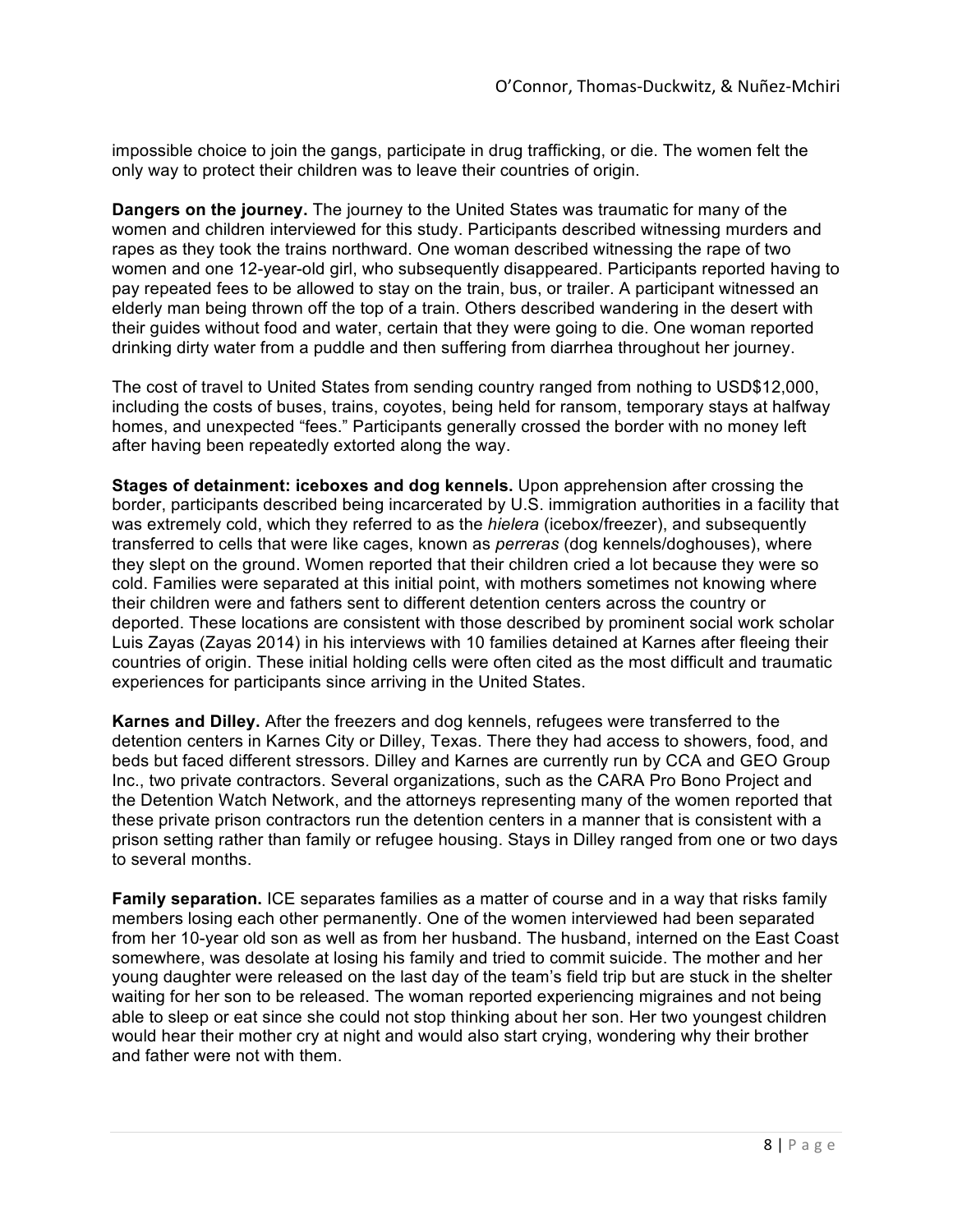impossible choice to join the gangs, participate in drug trafficking, or die. The women felt the only way to protect their children was to leave their countries of origin.

**Dangers on the journey.** The journey to the United States was traumatic for many of the women and children interviewed for this study. Participants described witnessing murders and rapes as they took the trains northward. One woman described witnessing the rape of two women and one 12-year-old girl, who subsequently disappeared. Participants reported having to pay repeated fees to be allowed to stay on the train, bus, or trailer. A participant witnessed an elderly man being thrown off the top of a train. Others described wandering in the desert with their guides without food and water, certain that they were going to die. One woman reported drinking dirty water from a puddle and then suffering from diarrhea throughout her journey.

The cost of travel to United States from sending country ranged from nothing to USD$12,000, including the costs of buses, trains, coyotes, being held for ransom, temporary stays at halfway homes, and unexpected "fees." Participants generally crossed the border with no money left after having been repeatedly extorted along the way.

**Stages of detainment: iceboxes and dog kennels.** Upon apprehension after crossing the border, participants described being incarcerated by U.S. immigration authorities in a facility that was extremely cold, which they referred to as the *hielera* (icebox/freezer), and subsequently transferred to cells that were like cages, known as *perreras* (dog kennels/doghouses), where they slept on the ground. Women reported that their children cried a lot because they were so cold. Families were separated at this initial point, with mothers sometimes not knowing where their children were and fathers sent to different detention centers across the country or deported. These locations are consistent with those described by prominent social work scholar Luis Zayas (Zayas 2014) in his interviews with 10 families detained at Karnes after fleeing their countries of origin. These initial holding cells were often cited as the most difficult and traumatic experiences for participants since arriving in the United States.

**Karnes and Dilley.** After the freezers and dog kennels, refugees were transferred to the detention centers in Karnes City or Dilley, Texas. There they had access to showers, food, and beds but faced different stressors. Dilley and Karnes are currently run by CCA and GEO Group Inc., two private contractors. Several organizations, such as the CARA Pro Bono Project and the Detention Watch Network, and the attorneys representing many of the women reported that these private prison contractors run the detention centers in a manner that is consistent with a prison setting rather than family or refugee housing. Stays in Dilley ranged from one or two days to several months.

**Family separation.** ICE separates families as a matter of course and in a way that risks family members losing each other permanently. One of the women interviewed had been separated from her 10-year old son as well as from her husband. The husband, interned on the East Coast somewhere, was desolate at losing his family and tried to commit suicide. The mother and her young daughter were released on the last day of the team's field trip but are stuck in the shelter waiting for her son to be released. The woman reported experiencing migraines and not being able to sleep or eat since she could not stop thinking about her son. Her two youngest children would hear their mother cry at night and would also start crying, wondering why their brother and father were not with them.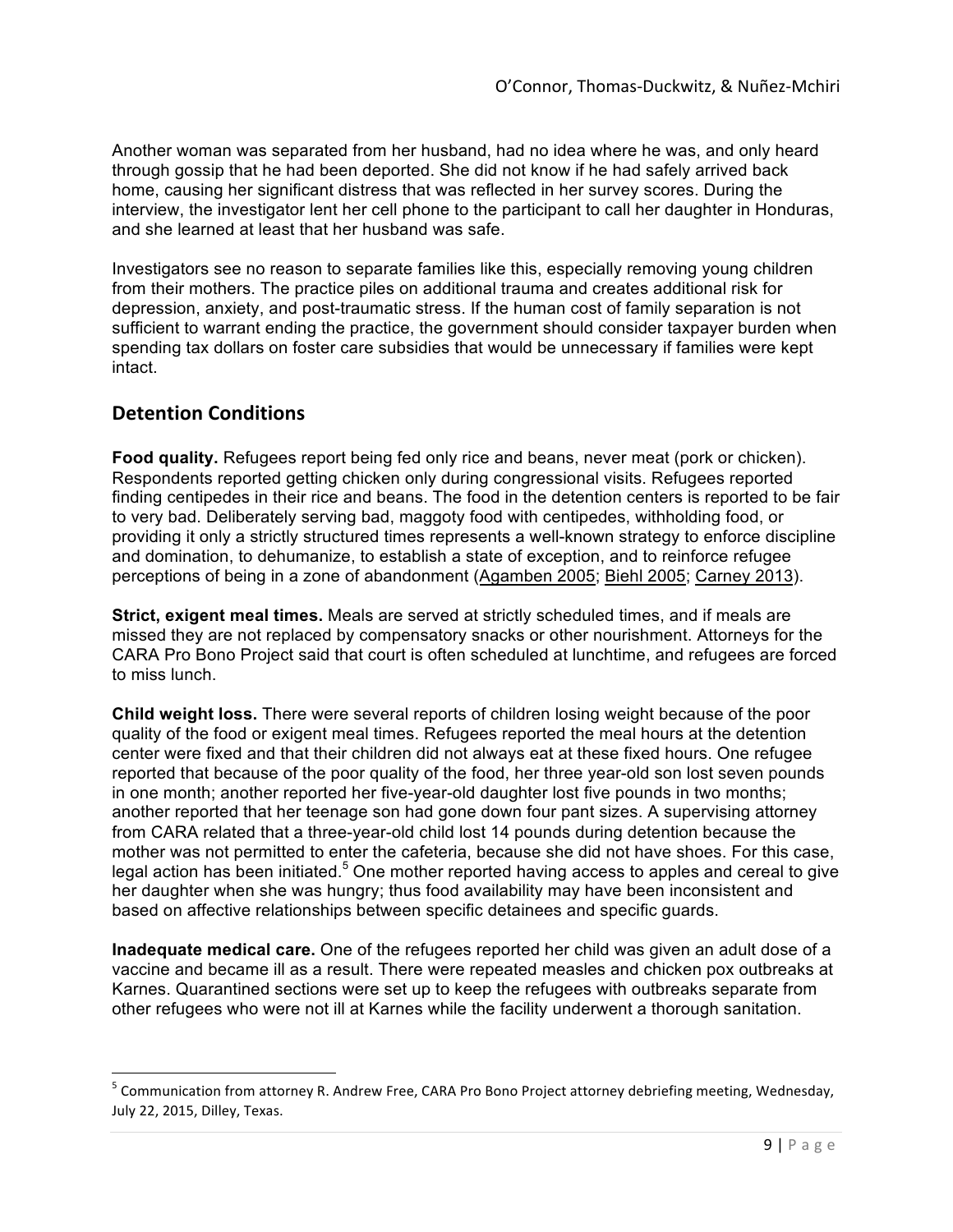Another woman was separated from her husband, had no idea where he was, and only heard through gossip that he had been deported. She did not know if he had safely arrived back home, causing her significant distress that was reflected in her survey scores. During the interview, the investigator lent her cell phone to the participant to call her daughter in Honduras, and she learned at least that her husband was safe.

Investigators see no reason to separate families like this, especially removing young children from their mothers. The practice piles on additional trauma and creates additional risk for depression, anxiety, and post-traumatic stress. If the human cost of family separation is not sufficient to warrant ending the practice, the government should consider taxpayer burden when spending tax dollars on foster care subsidies that would be unnecessary if families were kept intact.

## Detention Conditions

**Food quality.** Refugees report being fed only rice and beans, never meat (pork or chicken). Respondents reported getting chicken only during congressional visits. Refugees reported finding centipedes in their rice and beans. The food in the detention centers is reported to be fair to very bad. Deliberately serving bad, maggoty food with centipedes, withholding food, or providing it only a strictly structured times represents a well-known strategy to enforce discipline and domination, to dehumanize, to establish a state of exception, and to reinforce refugee perceptions of being in a zone of abandonment (Agamben 2005; Biehl 2005; Carney 2013).

**Strict, exigent meal times.** Meals are served at strictly scheduled times, and if meals are missed they are not replaced by compensatory snacks or other nourishment. Attorneys for the CARA Pro Bono Project said that court is often scheduled at lunchtime, and refugees are forced to miss lunch.

**Child weight loss.** There were several reports of children losing weight because of the poor quality of the food or exigent meal times. Refugees reported the meal hours at the detention center were fixed and that their children did not always eat at these fixed hours. One refugee reported that because of the poor quality of the food, her three year-old son lost seven pounds in one month; another reported her five-year-old daughter lost five pounds in two months; another reported that her teenage son had gone down four pant sizes. A supervising attorney from CARA related that a three-year-old child lost 14 pounds during detention because the mother was not permitted to enter the cafeteria, because she did not have shoes. For this case, legal action has been initiated.[5] One mother reported having access to apples and cereal to give her daughter when she was hungry; thus food availability may have been inconsistent and based on affective relationships between specific detainees and specific guards.

**Inadequate medical care.** One of the refugees reported her child was given an adult dose of a vaccine and became ill as a result. There were repeated measles and chicken pox outbreaks at Karnes. Quarantined sections were set up to keep the refugees with outbreaks separate from other refugees who were not ill at Karnes while the facility underwent a thorough sanitation.

---

[5] Communication from attorney R. Andrew Free, CARA Pro Bono Project attorney debriefing meeting, Wednesday, July 22, 2015, Dilley, Texas.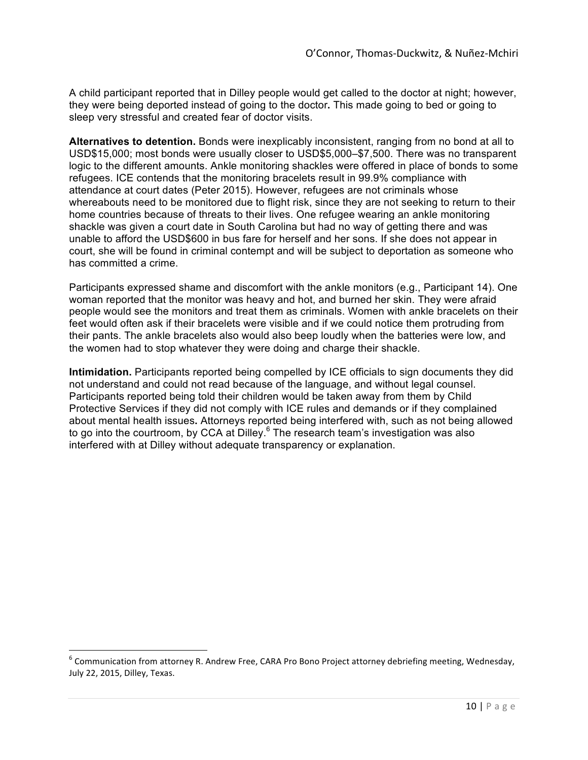A child participant reported that in Dilley people would get called to the doctor at night; however, they were being deported instead of going to the doctor**.** This made going to bed or going to sleep very stressful and created fear of doctor visits.

**Alternatives to detention.** Bonds were inexplicably inconsistent, ranging from no bond at all to USD$15,000; most bonds were usually closer to USD$5,000–$7,500. There was no transparent logic to the different amounts. Ankle monitoring shackles were offered in place of bonds to some refugees. ICE contends that the monitoring bracelets result in 99.9% compliance with attendance at court dates (Peter 2015). However, refugees are not criminals whose whereabouts need to be monitored due to flight risk, since they are not seeking to return to their home countries because of threats to their lives. One refugee wearing an ankle monitoring shackle was given a court date in South Carolina but had no way of getting there and was unable to afford the USD$600 in bus fare for herself and her sons. If she does not appear in court, she will be found in criminal contempt and will be subject to deportation as someone who has committed a crime.

Participants expressed shame and discomfort with the ankle monitors (e.g., Participant 14). One woman reported that the monitor was heavy and hot, and burned her skin. They were afraid people would see the monitors and treat them as criminals. Women with ankle bracelets on their feet would often ask if their bracelets were visible and if we could notice them protruding from their pants. The ankle bracelets also would also beep loudly when the batteries were low, and the women had to stop whatever they were doing and charge their shackle.

**Intimidation.** Participants reported being compelled by ICE officials to sign documents they did not understand and could not read because of the language, and without legal counsel. Participants reported being told their children would be taken away from them by Child Protective Services if they did not comply with ICE rules and demands or if they complained about mental health issues**.** Attorneys reported being interfered with, such as not being allowed to go into the courtroom, by CCA at Dilley.[6] The research team's investigation was also interfered with at Dilley without adequate transparency or explanation.

[6] Communication from attorney R. Andrew Free, CARA Pro Bono Project attorney debriefing meeting, Wednesday, July 22, 2015, Dilley, Texas.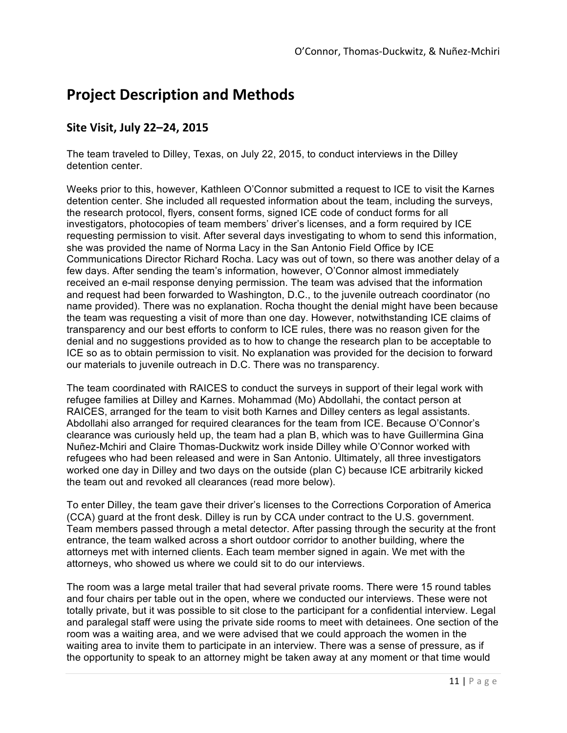# Project Description and Methods

## Site Visit, July 22–24, 2015

The team traveled to Dilley, Texas, on July 22, 2015, to conduct interviews in the Dilley detention center.

Weeks prior to this, however, Kathleen O'Connor submitted a request to ICE to visit the Karnes detention center. She included all requested information about the team, including the surveys, the research protocol, flyers, consent forms, signed ICE code of conduct forms for all investigators, photocopies of team members' driver's licenses, and a form required by ICE requesting permission to visit. After several days investigating to whom to send this information, she was provided the name of Norma Lacy in the San Antonio Field Office by ICE Communications Director Richard Rocha. Lacy was out of town, so there was another delay of a few days. After sending the team's information, however, O'Connor almost immediately received an e-mail response denying permission. The team was advised that the information and request had been forwarded to Washington, D.C., to the juvenile outreach coordinator (no name provided). There was no explanation. Rocha thought the denial might have been because the team was requesting a visit of more than one day. However, notwithstanding ICE claims of transparency and our best efforts to conform to ICE rules, there was no reason given for the denial and no suggestions provided as to how to change the research plan to be acceptable to ICE so as to obtain permission to visit. No explanation was provided for the decision to forward our materials to juvenile outreach in D.C. There was no transparency.

The team coordinated with RAICES to conduct the surveys in support of their legal work with refugee families at Dilley and Karnes. Mohammad (Mo) Abdollahi, the contact person at RAICES, arranged for the team to visit both Karnes and Dilley centers as legal assistants. Abdollahi also arranged for required clearances for the team from ICE. Because O'Connor's clearance was curiously held up, the team had a plan B, which was to have Guillermina Gina Nuñez-Mchiri and Claire Thomas-Duckwitz work inside Dilley while O'Connor worked with refugees who had been released and were in San Antonio. Ultimately, all three investigators worked one day in Dilley and two days on the outside (plan C) because ICE arbitrarily kicked the team out and revoked all clearances (read more below).

To enter Dilley, the team gave their driver's licenses to the Corrections Corporation of America (CCA) guard at the front desk. Dilley is run by CCA under contract to the U.S. government. Team members passed through a metal detector. After passing through the security at the front entrance, the team walked across a short outdoor corridor to another building, where the attorneys met with interned clients. Each team member signed in again. We met with the attorneys, who showed us where we could sit to do our interviews.

The room was a large metal trailer that had several private rooms. There were 15 round tables and four chairs per table out in the open, where we conducted our interviews. These were not totally private, but it was possible to sit close to the participant for a confidential interview. Legal and paralegal staff were using the private side rooms to meet with detainees. One section of the room was a waiting area, and we were advised that we could approach the women in the waiting area to invite them to participate in an interview. There was a sense of pressure, as if the opportunity to speak to an attorney might be taken away at any moment or that time would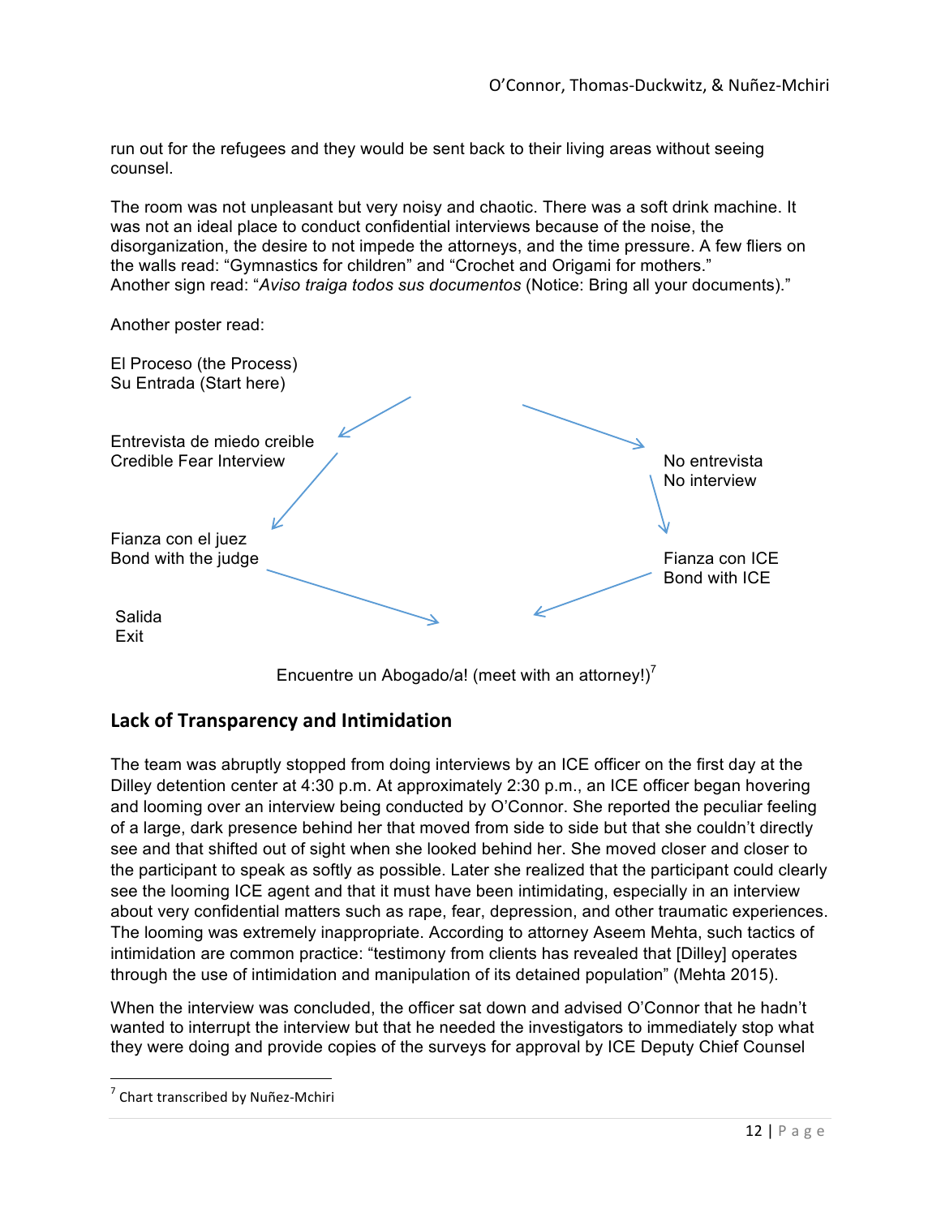run out for the refugees and they would be sent back to their living areas without seeing counsel.

The room was not unpleasant but very noisy and chaotic. There was a soft drink machine. It was not an ideal place to conduct confidential interviews because of the noise, the disorganization, the desire to not impede the attorneys, and the time pressure. A few fliers on the walls read: "Gymnastics for children" and "Crochet and Origami for mothers." Another sign read: "*Aviso traiga todos sus documentos* (Notice: Bring all your documents)."

Another poster read:

El Proceso (the Process)
Su Entrada (Start here)

Entrevista de miedo creible
Credible Fear Interview

No entrevista
No interview

Fianza con el juez
Bond with the judge

Fianza con ICE
Bond with ICE

Salida
Exit

Encuentre un Abogado/a! (meet with an attorney!)[7]

## Lack of Transparency and Intimidation

The team was abruptly stopped from doing interviews by an ICE officer on the first day at the Dilley detention center at 4:30 p.m. At approximately 2:30 p.m., an ICE officer began hovering and looming over an interview being conducted by O'Connor. She reported the peculiar feeling of a large, dark presence behind her that moved from side to side but that she couldn't directly see and that shifted out of sight when she looked behind her. She moved closer and closer to the participant to speak as softly as possible. Later she realized that the participant could clearly see the looming ICE agent and that it must have been intimidating, especially in an interview about very confidential matters such as rape, fear, depression, and other traumatic experiences. The looming was extremely inappropriate. According to attorney Aseem Mehta, such tactics of intimidation are common practice: "testimony from clients has revealed that [Dilley] operates through the use of intimidation and manipulation of its detained population" (Mehta 2015).

When the interview was concluded, the officer sat down and advised O'Connor that he hadn't wanted to interrupt the interview but that he needed the investigators to immediately stop what they were doing and provide copies of the surveys for approval by ICE Deputy Chief Counsel

[7] Chart transcribed by Nuñez-Mchiri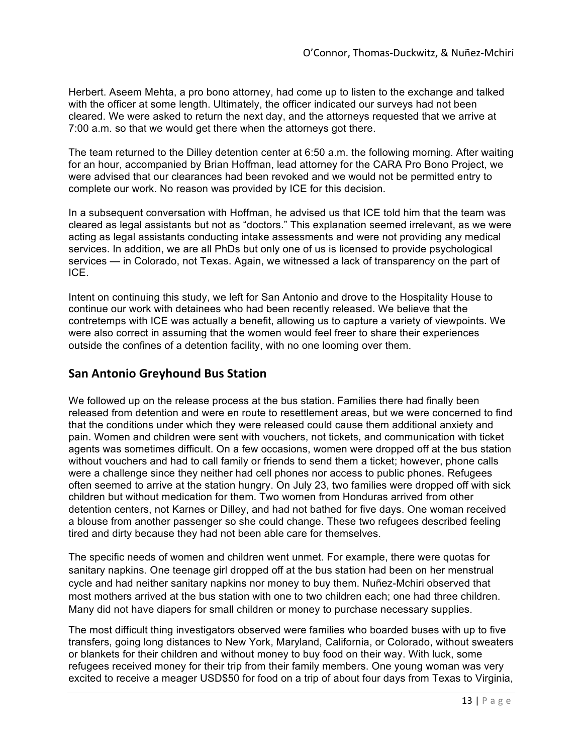Herbert. Aseem Mehta, a pro bono attorney, had come up to listen to the exchange and talked with the officer at some length. Ultimately, the officer indicated our surveys had not been cleared. We were asked to return the next day, and the attorneys requested that we arrive at 7:00 a.m. so that we would get there when the attorneys got there.

The team returned to the Dilley detention center at 6:50 a.m. the following morning. After waiting for an hour, accompanied by Brian Hoffman, lead attorney for the CARA Pro Bono Project, we were advised that our clearances had been revoked and we would not be permitted entry to complete our work. No reason was provided by ICE for this decision.

In a subsequent conversation with Hoffman, he advised us that ICE told him that the team was cleared as legal assistants but not as "doctors." This explanation seemed irrelevant, as we were acting as legal assistants conducting intake assessments and were not providing any medical services. In addition, we are all PhDs but only one of us is licensed to provide psychological services — in Colorado, not Texas. Again, we witnessed a lack of transparency on the part of ICE.

Intent on continuing this study, we left for San Antonio and drove to the Hospitality House to continue our work with detainees who had been recently released. We believe that the contretemps with ICE was actually a benefit, allowing us to capture a variety of viewpoints. We were also correct in assuming that the women would feel freer to share their experiences outside the confines of a detention facility, with no one looming over them.

## San Antonio Greyhound Bus Station

We followed up on the release process at the bus station. Families there had finally been released from detention and were en route to resettlement areas, but we were concerned to find that the conditions under which they were released could cause them additional anxiety and pain. Women and children were sent with vouchers, not tickets, and communication with ticket agents was sometimes difficult. On a few occasions, women were dropped off at the bus station without vouchers and had to call family or friends to send them a ticket; however, phone calls were a challenge since they neither had cell phones nor access to public phones. Refugees often seemed to arrive at the station hungry. On July 23, two families were dropped off with sick children but without medication for them. Two women from Honduras arrived from other detention centers, not Karnes or Dilley, and had not bathed for five days. One woman received a blouse from another passenger so she could change. These two refugees described feeling tired and dirty because they had not been able care for themselves.

The specific needs of women and children went unmet. For example, there were quotas for sanitary napkins. One teenage girl dropped off at the bus station had been on her menstrual cycle and had neither sanitary napkins nor money to buy them. Nuñez-Mchiri observed that most mothers arrived at the bus station with one to two children each; one had three children. Many did not have diapers for small children or money to purchase necessary supplies.

The most difficult thing investigators observed were families who boarded buses with up to five transfers, going long distances to New York, Maryland, California, or Colorado, without sweaters or blankets for their children and without money to buy food on their way. With luck, some refugees received money for their trip from their family members. One young woman was very excited to receive a meager USD$50 for food on a trip of about four days from Texas to Virginia,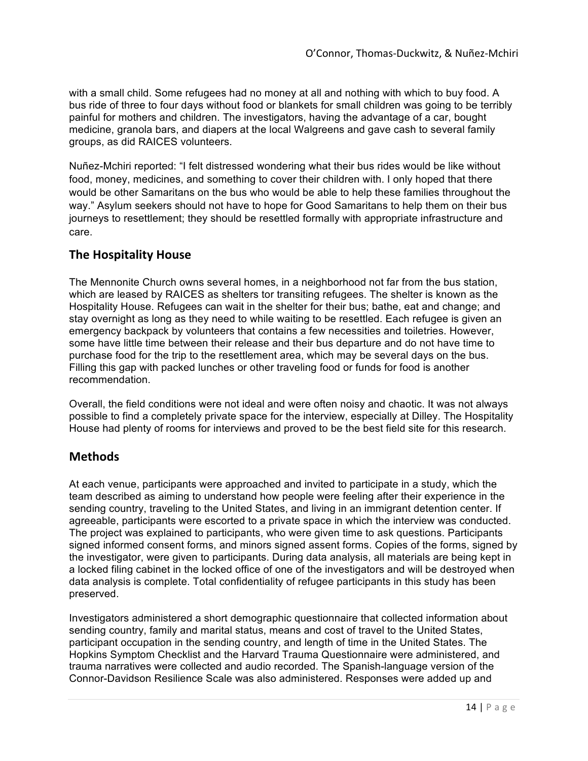with a small child. Some refugees had no money at all and nothing with which to buy food. A bus ride of three to four days without food or blankets for small children was going to be terribly painful for mothers and children. The investigators, having the advantage of a car, bought medicine, granola bars, and diapers at the local Walgreens and gave cash to several family groups, as did RAICES volunteers.

Nuñez-Mchiri reported: "I felt distressed wondering what their bus rides would be like without food, money, medicines, and something to cover their children with. I only hoped that there would be other Samaritans on the bus who would be able to help these families throughout the way." Asylum seekers should not have to hope for Good Samaritans to help them on their bus journeys to resettlement; they should be resettled formally with appropriate infrastructure and care.

## The Hospitality House

The Mennonite Church owns several homes, in a neighborhood not far from the bus station, which are leased by RAICES as shelters tor transiting refugees. The shelter is known as the Hospitality House. Refugees can wait in the shelter for their bus; bathe, eat and change; and stay overnight as long as they need to while waiting to be resettled. Each refugee is given an emergency backpack by volunteers that contains a few necessities and toiletries. However, some have little time between their release and their bus departure and do not have time to purchase food for the trip to the resettlement area, which may be several days on the bus. Filling this gap with packed lunches or other traveling food or funds for food is another recommendation.

Overall, the field conditions were not ideal and were often noisy and chaotic. It was not always possible to find a completely private space for the interview, especially at Dilley. The Hospitality House had plenty of rooms for interviews and proved to be the best field site for this research.

## Methods

At each venue, participants were approached and invited to participate in a study, which the team described as aiming to understand how people were feeling after their experience in the sending country, traveling to the United States, and living in an immigrant detention center. If agreeable, participants were escorted to a private space in which the interview was conducted. The project was explained to participants, who were given time to ask questions. Participants signed informed consent forms, and minors signed assent forms. Copies of the forms, signed by the investigator, were given to participants. During data analysis, all materials are being kept in a locked filing cabinet in the locked office of one of the investigators and will be destroyed when data analysis is complete. Total confidentiality of refugee participants in this study has been preserved.

Investigators administered a short demographic questionnaire that collected information about sending country, family and marital status, means and cost of travel to the United States, participant occupation in the sending country, and length of time in the United States. The Hopkins Symptom Checklist and the Harvard Trauma Questionnaire were administered, and trauma narratives were collected and audio recorded. The Spanish-language version of the Connor-Davidson Resilience Scale was also administered. Responses were added up and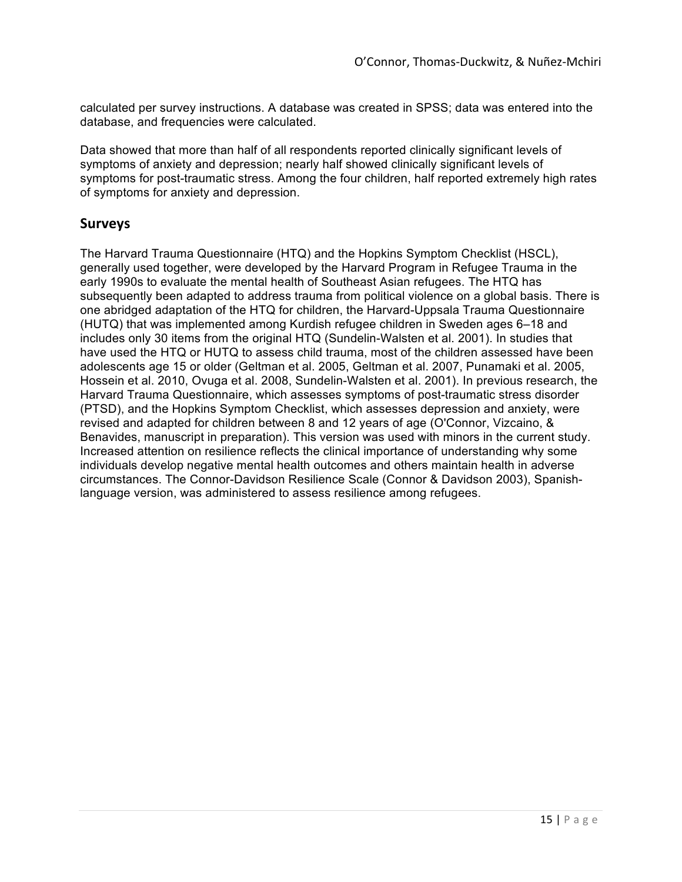calculated per survey instructions. A database was created in SPSS; data was entered into the database, and frequencies were calculated.

Data showed that more than half of all respondents reported clinically significant levels of symptoms of anxiety and depression; nearly half showed clinically significant levels of symptoms for post-traumatic stress. Among the four children, half reported extremely high rates of symptoms for anxiety and depression.

## Surveys

The Harvard Trauma Questionnaire (HTQ) and the Hopkins Symptom Checklist (HSCL), generally used together, were developed by the Harvard Program in Refugee Trauma in the early 1990s to evaluate the mental health of Southeast Asian refugees. The HTQ has subsequently been adapted to address trauma from political violence on a global basis. There is one abridged adaptation of the HTQ for children, the Harvard-Uppsala Trauma Questionnaire (HUTQ) that was implemented among Kurdish refugee children in Sweden ages 6–18 and includes only 30 items from the original HTQ (Sundelin-Walsten et al. 2001). In studies that have used the HTQ or HUTQ to assess child trauma, most of the children assessed have been adolescents age 15 or older (Geltman et al. 2005, Geltman et al. 2007, Punamaki et al. 2005, Hossein et al. 2010, Ovuga et al. 2008, Sundelin-Walsten et al. 2001). In previous research, the Harvard Trauma Questionnaire, which assesses symptoms of post-traumatic stress disorder (PTSD), and the Hopkins Symptom Checklist, which assesses depression and anxiety, were revised and adapted for children between 8 and 12 years of age (O'Connor, Vizcaino, & Benavides, manuscript in preparation). This version was used with minors in the current study. Increased attention on resilience reflects the clinical importance of understanding why some individuals develop negative mental health outcomes and others maintain health in adverse circumstances. The Connor-Davidson Resilience Scale (Connor & Davidson 2003), Spanish-language version, was administered to assess resilience among refugees.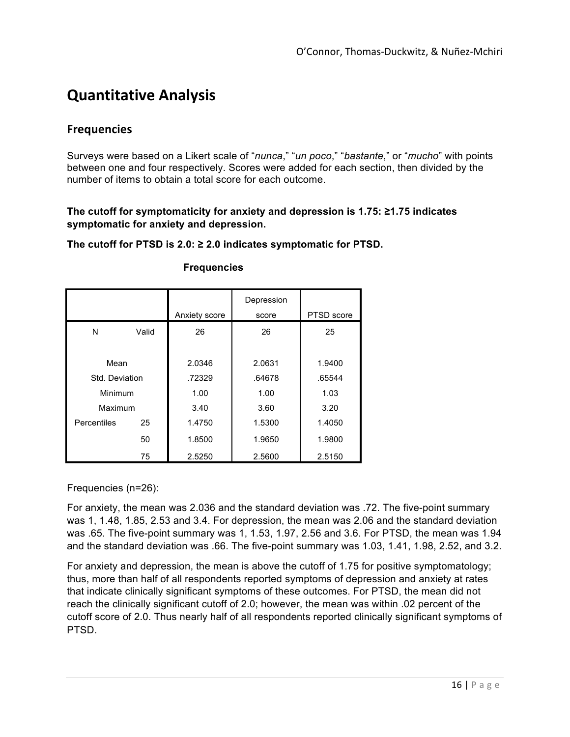# Quantitative Analysis

## Frequencies

Surveys were based on a Likert scale of "*nunca*," "*un poco*," "*bastante*," or "*mucho*" with points between one and four respectively. Scores were added for each section, then divided by the number of items to obtain a total score for each outcome.

**The cutoff for symptomaticity for anxiety and depression is 1.75: ≥1.75 indicates symptomatic for anxiety and depression.**

**The cutoff for PTSD is 2.0: ≥ 2.0 indicates symptomatic for PTSD.**

**Frequencies**

| | | Anxiety score | Depression score | PTSD score |
|---|---|---|---|---|
| N | Valid | 26 | 26 | 25 |
| Mean | | 2.0346 | 2.0631 | 1.9400 |
| Std. Deviation | | .72329 | .64678 | .65544 |
| Minimum | | 1.00 | 1.00 | 1.03 |
| Maximum | | 3.40 | 3.60 | 3.20 |
| Percentiles | 25 | 1.4750 | 1.5300 | 1.4050 |
| | 50 | 1.8500 | 1.9650 | 1.9800 |
| | 75 | 2.5250 | 2.5600 | 2.5150 |

Frequencies (n=26):

For anxiety, the mean was 2.036 and the standard deviation was .72. The five-point summary was 1, 1.48, 1.85, 2.53 and 3.4. For depression, the mean was 2.06 and the standard deviation was .65. The five-point summary was 1, 1.53, 1.97, 2.56 and 3.6. For PTSD, the mean was 1.94 and the standard deviation was .66. The five-point summary was 1.03, 1.41, 1.98, 2.52, and 3.2.

For anxiety and depression, the mean is above the cutoff of 1.75 for positive symptomatology; thus, more than half of all respondents reported symptoms of depression and anxiety at rates that indicate clinically significant symptoms of these outcomes. For PTSD, the mean did not reach the clinically significant cutoff of 2.0; however, the mean was within .02 percent of the cutoff score of 2.0. Thus nearly half of all respondents reported clinically significant symptoms of PTSD.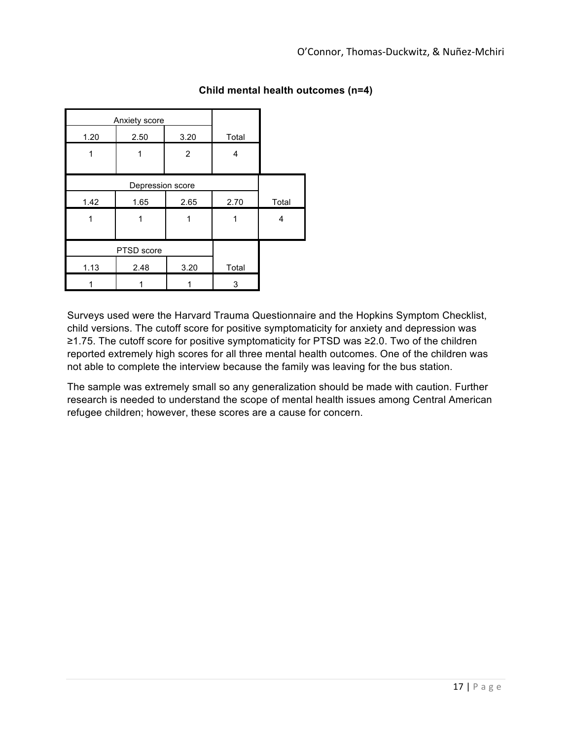**Child mental health outcomes (n=4)**

| Anxiety score | | | |
|---|---|---|---|
| 1.20 | 2.50 | 3.20 | Total |
| 1 | 1 | 2 | 4 |

| Depression score | | | | |
|---|---|---|---|---|
| 1.42 | 1.65 | 2.65 | 2.70 | Total |
| 1 | 1 | 1 | 1 | 4 |

| PTSD score | | | |
|---|---|---|---|
| 1.13 | 2.48 | 3.20 | Total |
| 1 | 1 | 1 | 3 |

Surveys used were the Harvard Trauma Questionnaire and the Hopkins Symptom Checklist, child versions. The cutoff score for positive symptomaticity for anxiety and depression was ≥1.75. The cutoff score for positive symptomaticity for PTSD was ≥2.0. Two of the children reported extremely high scores for all three mental health outcomes. One of the children was not able to complete the interview because the family was leaving for the bus station.

The sample was extremely small so any generalization should be made with caution. Further research is needed to understand the scope of mental health issues among Central American refugee children; however, these scores are a cause for concern.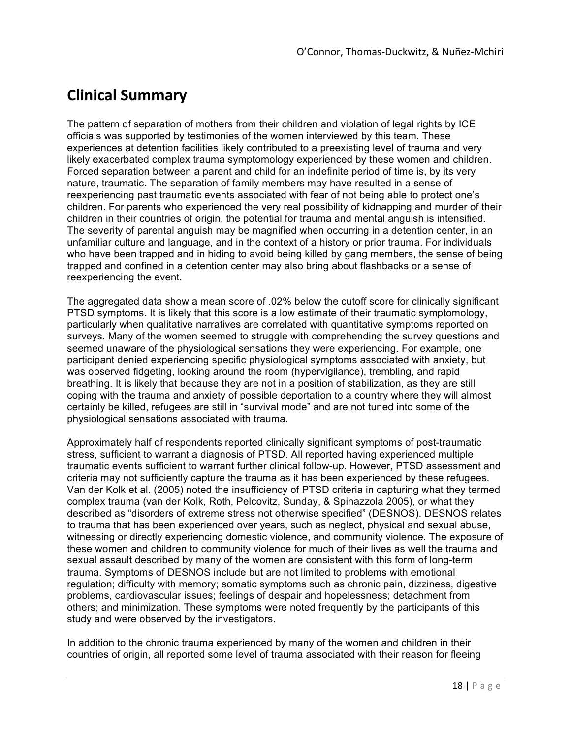## Clinical Summary

The pattern of separation of mothers from their children and violation of legal rights by ICE officials was supported by testimonies of the women interviewed by this team. These experiences at detention facilities likely contributed to a preexisting level of trauma and very likely exacerbated complex trauma symptomology experienced by these women and children. Forced separation between a parent and child for an indefinite period of time is, by its very nature, traumatic. The separation of family members may have resulted in a sense of reexperiencing past traumatic events associated with fear of not being able to protect one's children. For parents who experienced the very real possibility of kidnapping and murder of their children in their countries of origin, the potential for trauma and mental anguish is intensified. The severity of parental anguish may be magnified when occurring in a detention center, in an unfamiliar culture and language, and in the context of a history or prior trauma. For individuals who have been trapped and in hiding to avoid being killed by gang members, the sense of being trapped and confined in a detention center may also bring about flashbacks or a sense of reexperiencing the event.

The aggregated data show a mean score of .02% below the cutoff score for clinically significant PTSD symptoms. It is likely that this score is a low estimate of their traumatic symptomology, particularly when qualitative narratives are correlated with quantitative symptoms reported on surveys. Many of the women seemed to struggle with comprehending the survey questions and seemed unaware of the physiological sensations they were experiencing. For example, one participant denied experiencing specific physiological symptoms associated with anxiety, but was observed fidgeting, looking around the room (hypervigilance), trembling, and rapid breathing. It is likely that because they are not in a position of stabilization, as they are still coping with the trauma and anxiety of possible deportation to a country where they will almost certainly be killed, refugees are still in "survival mode" and are not tuned into some of the physiological sensations associated with trauma.

Approximately half of respondents reported clinically significant symptoms of post-traumatic stress, sufficient to warrant a diagnosis of PTSD. All reported having experienced multiple traumatic events sufficient to warrant further clinical follow-up. However, PTSD assessment and criteria may not sufficiently capture the trauma as it has been experienced by these refugees. Van der Kolk et al. (2005) noted the insufficiency of PTSD criteria in capturing what they termed complex trauma (van der Kolk, Roth, Pelcovitz, Sunday, & Spinazzola 2005), or what they described as "disorders of extreme stress not otherwise specified" (DESNOS). DESNOS relates to trauma that has been experienced over years, such as neglect, physical and sexual abuse, witnessing or directly experiencing domestic violence, and community violence. The exposure of these women and children to community violence for much of their lives as well the trauma and sexual assault described by many of the women are consistent with this form of long-term trauma. Symptoms of DESNOS include but are not limited to problems with emotional regulation; difficulty with memory; somatic symptoms such as chronic pain, dizziness, digestive problems, cardiovascular issues; feelings of despair and hopelessness; detachment from others; and minimization. These symptoms were noted frequently by the participants of this study and were observed by the investigators.

In addition to the chronic trauma experienced by many of the women and children in their countries of origin, all reported some level of trauma associated with their reason for fleeing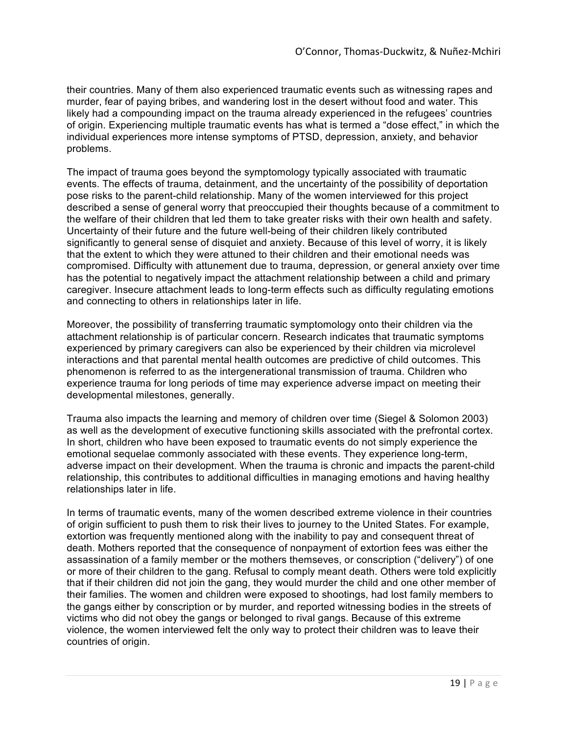their countries. Many of them also experienced traumatic events such as witnessing rapes and murder, fear of paying bribes, and wandering lost in the desert without food and water. This likely had a compounding impact on the trauma already experienced in the refugees' countries of origin. Experiencing multiple traumatic events has what is termed a "dose effect," in which the individual experiences more intense symptoms of PTSD, depression, anxiety, and behavior problems.

The impact of trauma goes beyond the symptomology typically associated with traumatic events. The effects of trauma, detainment, and the uncertainty of the possibility of deportation pose risks to the parent-child relationship. Many of the women interviewed for this project described a sense of general worry that preoccupied their thoughts because of a commitment to the welfare of their children that led them to take greater risks with their own health and safety. Uncertainty of their future and the future well-being of their children likely contributed significantly to general sense of disquiet and anxiety. Because of this level of worry, it is likely that the extent to which they were attuned to their children and their emotional needs was compromised. Difficulty with attunement due to trauma, depression, or general anxiety over time has the potential to negatively impact the attachment relationship between a child and primary caregiver. Insecure attachment leads to long-term effects such as difficulty regulating emotions and connecting to others in relationships later in life.

Moreover, the possibility of transferring traumatic symptomology onto their children via the attachment relationship is of particular concern. Research indicates that traumatic symptoms experienced by primary caregivers can also be experienced by their children via microlevel interactions and that parental mental health outcomes are predictive of child outcomes. This phenomenon is referred to as the intergenerational transmission of trauma. Children who experience trauma for long periods of time may experience adverse impact on meeting their developmental milestones, generally.

Trauma also impacts the learning and memory of children over time (Siegel & Solomon 2003) as well as the development of executive functioning skills associated with the prefrontal cortex. In short, children who have been exposed to traumatic events do not simply experience the emotional sequelae commonly associated with these events. They experience long-term, adverse impact on their development. When the trauma is chronic and impacts the parent-child relationship, this contributes to additional difficulties in managing emotions and having healthy relationships later in life.

In terms of traumatic events, many of the women described extreme violence in their countries of origin sufficient to push them to risk their lives to journey to the United States. For example, extortion was frequently mentioned along with the inability to pay and consequent threat of death. Mothers reported that the consequence of nonpayment of extortion fees was either the assassination of a family member or the mothers themseves, or conscription ("delivery") of one or more of their children to the gang. Refusal to comply meant death. Others were told explicitly that if their children did not join the gang, they would murder the child and one other member of their families. The women and children were exposed to shootings, had lost family members to the gangs either by conscription or by murder, and reported witnessing bodies in the streets of victims who did not obey the gangs or belonged to rival gangs. Because of this extreme violence, the women interviewed felt the only way to protect their children was to leave their countries of origin.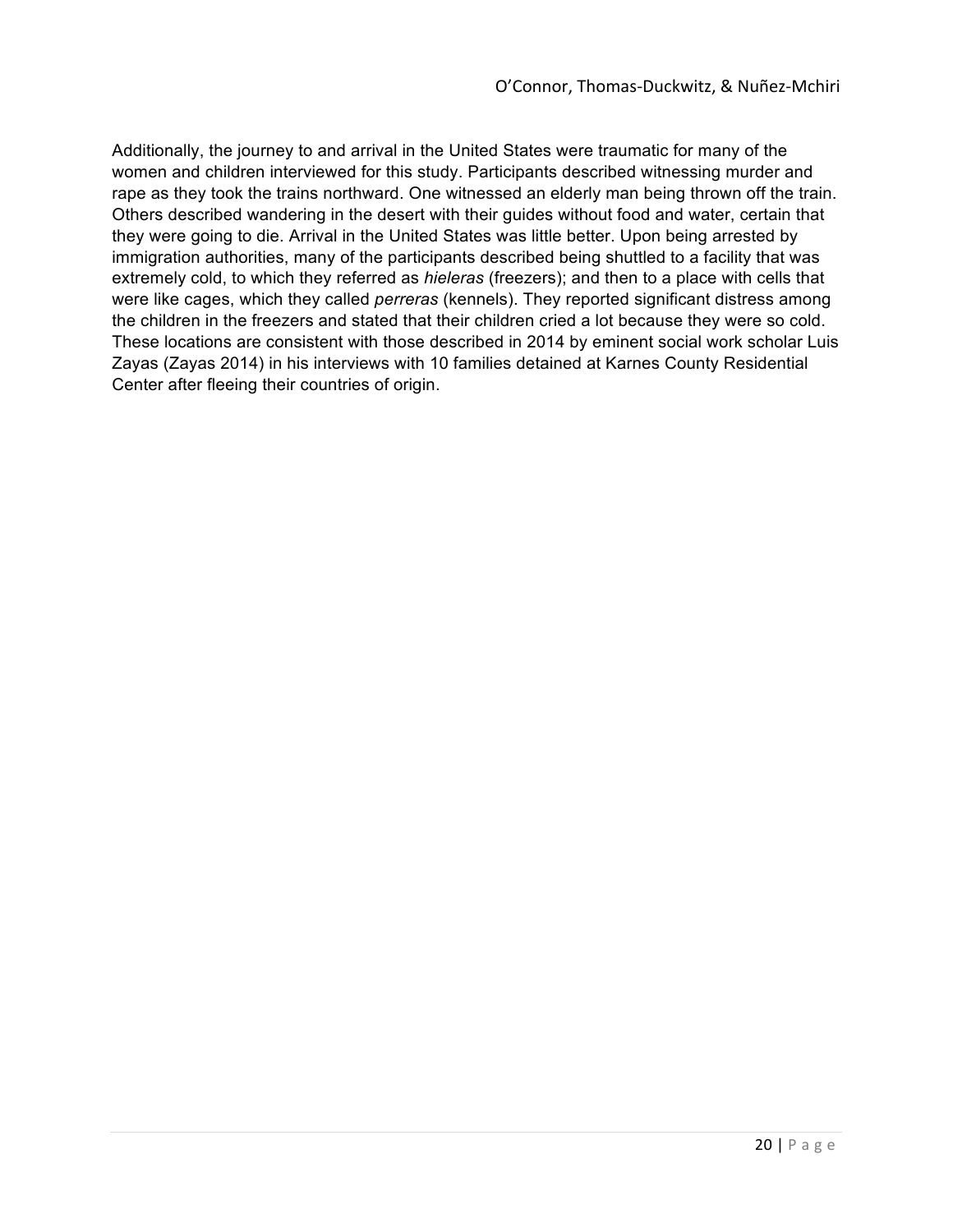Additionally, the journey to and arrival in the United States were traumatic for many of the women and children interviewed for this study. Participants described witnessing murder and rape as they took the trains northward. One witnessed an elderly man being thrown off the train. Others described wandering in the desert with their guides without food and water, certain that they were going to die. Arrival in the United States was little better. Upon being arrested by immigration authorities, many of the participants described being shuttled to a facility that was extremely cold, to which they referred as *hieleras* (freezers); and then to a place with cells that were like cages, which they called *perreras* (kennels). They reported significant distress among the children in the freezers and stated that their children cried a lot because they were so cold. These locations are consistent with those described in 2014 by eminent social work scholar Luis Zayas (Zayas 2014) in his interviews with 10 families detained at Karnes County Residential Center after fleeing their countries of origin.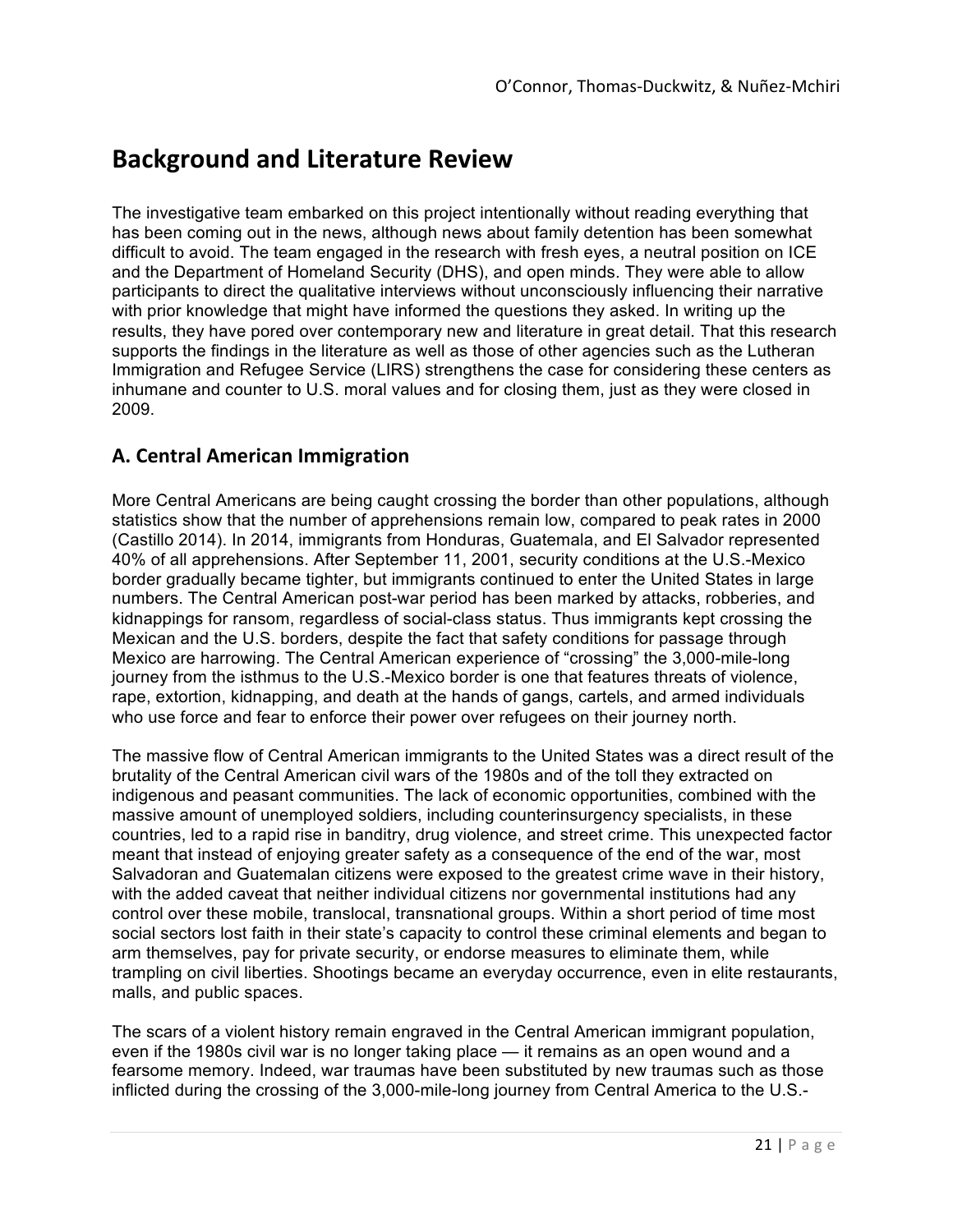# Background and Literature Review

The investigative team embarked on this project intentionally without reading everything that has been coming out in the news, although news about family detention has been somewhat difficult to avoid. The team engaged in the research with fresh eyes, a neutral position on ICE and the Department of Homeland Security (DHS), and open minds. They were able to allow participants to direct the qualitative interviews without unconsciously influencing their narrative with prior knowledge that might have informed the questions they asked. In writing up the results, they have pored over contemporary new and literature in great detail. That this research supports the findings in the literature as well as those of other agencies such as the Lutheran Immigration and Refugee Service (LIRS) strengthens the case for considering these centers as inhumane and counter to U.S. moral values and for closing them, just as they were closed in 2009.

## A. Central American Immigration

More Central Americans are being caught crossing the border than other populations, although statistics show that the number of apprehensions remain low, compared to peak rates in 2000 (Castillo 2014). In 2014, immigrants from Honduras, Guatemala, and El Salvador represented 40% of all apprehensions. After September 11, 2001, security conditions at the U.S.-Mexico border gradually became tighter, but immigrants continued to enter the United States in large numbers. The Central American post-war period has been marked by attacks, robberies, and kidnappings for ransom, regardless of social-class status. Thus immigrants kept crossing the Mexican and the U.S. borders, despite the fact that safety conditions for passage through Mexico are harrowing. The Central American experience of "crossing" the 3,000-mile-long journey from the isthmus to the U.S.-Mexico border is one that features threats of violence, rape, extortion, kidnapping, and death at the hands of gangs, cartels, and armed individuals who use force and fear to enforce their power over refugees on their journey north.

The massive flow of Central American immigrants to the United States was a direct result of the brutality of the Central American civil wars of the 1980s and of the toll they extracted on indigenous and peasant communities. The lack of economic opportunities, combined with the massive amount of unemployed soldiers, including counterinsurgency specialists, in these countries, led to a rapid rise in banditry, drug violence, and street crime. This unexpected factor meant that instead of enjoying greater safety as a consequence of the end of the war, most Salvadoran and Guatemalan citizens were exposed to the greatest crime wave in their history, with the added caveat that neither individual citizens nor governmental institutions had any control over these mobile, translocal, transnational groups. Within a short period of time most social sectors lost faith in their state's capacity to control these criminal elements and began to arm themselves, pay for private security, or endorse measures to eliminate them, while trampling on civil liberties. Shootings became an everyday occurrence, even in elite restaurants, malls, and public spaces.

The scars of a violent history remain engraved in the Central American immigrant population, even if the 1980s civil war is no longer taking place — it remains as an open wound and a fearsome memory. Indeed, war traumas have been substituted by new traumas such as those inflicted during the crossing of the 3,000-mile-long journey from Central America to the U.S.-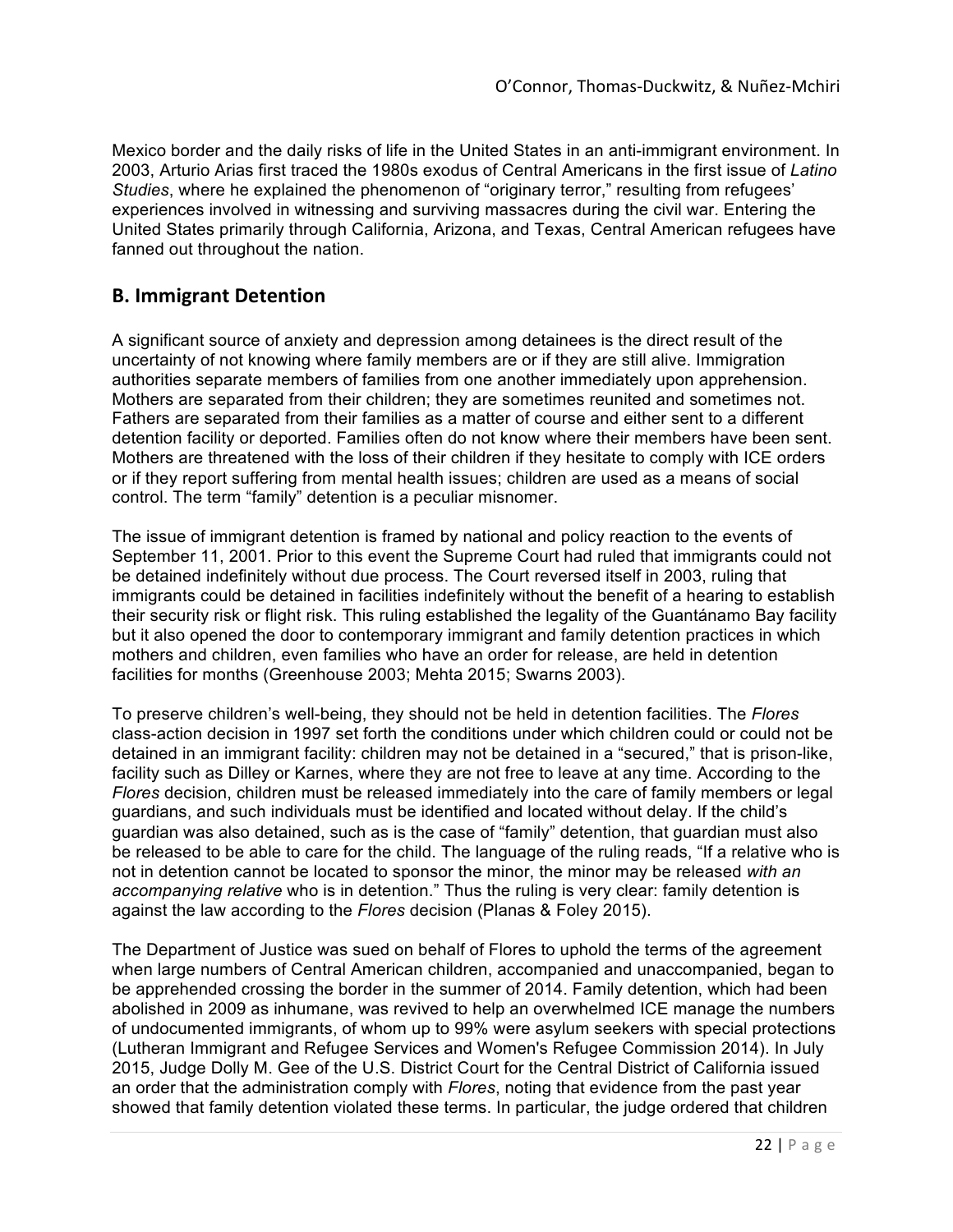Mexico border and the daily risks of life in the United States in an anti-immigrant environment. In 2003, Arturio Arias first traced the 1980s exodus of Central Americans in the first issue of *Latino Studies*, where he explained the phenomenon of "originary terror," resulting from refugees' experiences involved in witnessing and surviving massacres during the civil war. Entering the United States primarily through California, Arizona, and Texas, Central American refugees have fanned out throughout the nation.

## B. Immigrant Detention

A significant source of anxiety and depression among detainees is the direct result of the uncertainty of not knowing where family members are or if they are still alive. Immigration authorities separate members of families from one another immediately upon apprehension. Mothers are separated from their children; they are sometimes reunited and sometimes not. Fathers are separated from their families as a matter of course and either sent to a different detention facility or deported. Families often do not know where their members have been sent. Mothers are threatened with the loss of their children if they hesitate to comply with ICE orders or if they report suffering from mental health issues; children are used as a means of social control. The term "family" detention is a peculiar misnomer.

The issue of immigrant detention is framed by national and policy reaction to the events of September 11, 2001. Prior to this event the Supreme Court had ruled that immigrants could not be detained indefinitely without due process. The Court reversed itself in 2003, ruling that immigrants could be detained in facilities indefinitely without the benefit of a hearing to establish their security risk or flight risk. This ruling established the legality of the Guantánamo Bay facility but it also opened the door to contemporary immigrant and family detention practices in which mothers and children, even families who have an order for release, are held in detention facilities for months (Greenhouse 2003; Mehta 2015; Swarns 2003).

To preserve children's well-being, they should not be held in detention facilities. The *Flores* class-action decision in 1997 set forth the conditions under which children could or could not be detained in an immigrant facility: children may not be detained in a "secured," that is prison-like, facility such as Dilley or Karnes, where they are not free to leave at any time. According to the *Flores* decision, children must be released immediately into the care of family members or legal guardians, and such individuals must be identified and located without delay. If the child's guardian was also detained, such as is the case of "family" detention, that guardian must also be released to be able to care for the child. The language of the ruling reads, "If a relative who is not in detention cannot be located to sponsor the minor, the minor may be released *with an accompanying relative* who is in detention." Thus the ruling is very clear: family detention is against the law according to the *Flores* decision (Planas & Foley 2015).

The Department of Justice was sued on behalf of Flores to uphold the terms of the agreement when large numbers of Central American children, accompanied and unaccompanied, began to be apprehended crossing the border in the summer of 2014. Family detention, which had been abolished in 2009 as inhumane, was revived to help an overwhelmed ICE manage the numbers of undocumented immigrants, of whom up to 99% were asylum seekers with special protections (Lutheran Immigrant and Refugee Services and Women's Refugee Commission 2014). In July 2015, Judge Dolly M. Gee of the U.S. District Court for the Central District of California issued an order that the administration comply with *Flores*, noting that evidence from the past year showed that family detention violated these terms. In particular, the judge ordered that children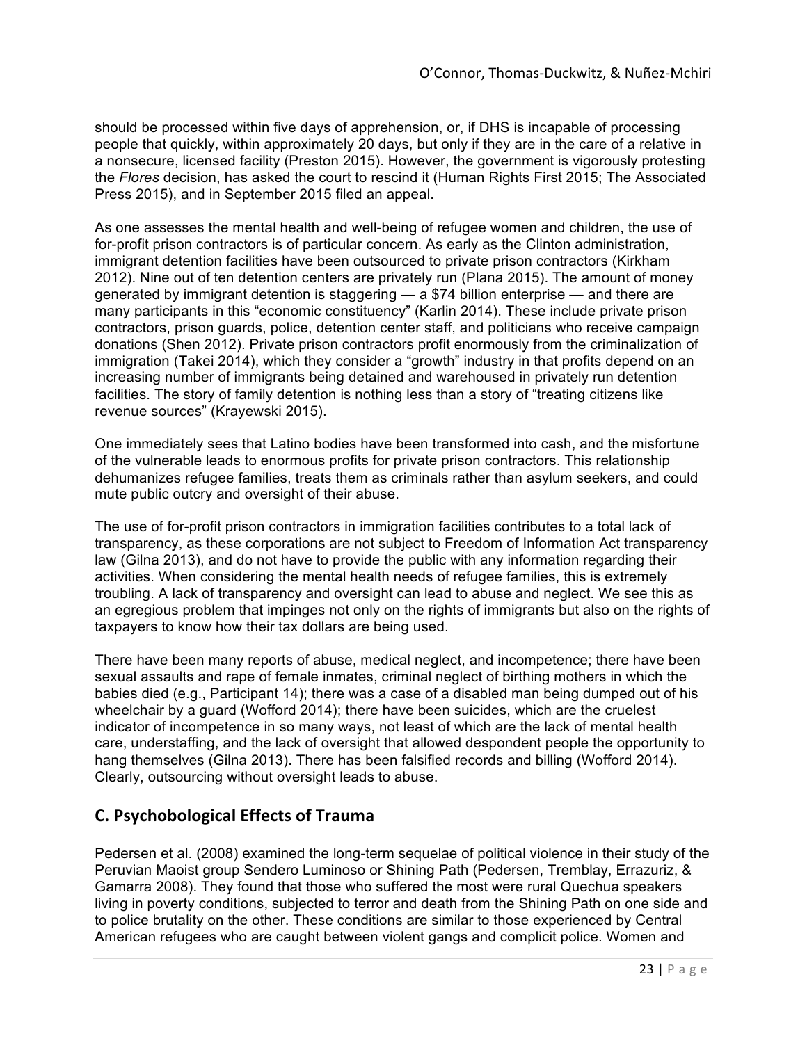should be processed within five days of apprehension, or, if DHS is incapable of processing people that quickly, within approximately 20 days, but only if they are in the care of a relative in a nonsecure, licensed facility (Preston 2015). However, the government is vigorously protesting the *Flores* decision, has asked the court to rescind it (Human Rights First 2015; The Associated Press 2015), and in September 2015 filed an appeal.

As one assesses the mental health and well-being of refugee women and children, the use of for-profit prison contractors is of particular concern. As early as the Clinton administration, immigrant detention facilities have been outsourced to private prison contractors (Kirkham 2012). Nine out of ten detention centers are privately run (Plana 2015). The amount of money generated by immigrant detention is staggering — a $74 billion enterprise — and there are many participants in this "economic constituency" (Karlin 2014). These include private prison contractors, prison guards, police, detention center staff, and politicians who receive campaign donations (Shen 2012). Private prison contractors profit enormously from the criminalization of immigration (Takei 2014), which they consider a "growth" industry in that profits depend on an increasing number of immigrants being detained and warehoused in privately run detention facilities. The story of family detention is nothing less than a story of "treating citizens like revenue sources" (Krayewski 2015).

One immediately sees that Latino bodies have been transformed into cash, and the misfortune of the vulnerable leads to enormous profits for private prison contractors. This relationship dehumanizes refugee families, treats them as criminals rather than asylum seekers, and could mute public outcry and oversight of their abuse.

The use of for-profit prison contractors in immigration facilities contributes to a total lack of transparency, as these corporations are not subject to Freedom of Information Act transparency law (Gilna 2013), and do not have to provide the public with any information regarding their activities. When considering the mental health needs of refugee families, this is extremely troubling. A lack of transparency and oversight can lead to abuse and neglect. We see this as an egregious problem that impinges not only on the rights of immigrants but also on the rights of taxpayers to know how their tax dollars are being used.

There have been many reports of abuse, medical neglect, and incompetence; there have been sexual assaults and rape of female inmates, criminal neglect of birthing mothers in which the babies died (e.g., Participant 14); there was a case of a disabled man being dumped out of his wheelchair by a guard (Wofford 2014); there have been suicides, which are the cruelest indicator of incompetence in so many ways, not least of which are the lack of mental health care, understaffing, and the lack of oversight that allowed despondent people the opportunity to hang themselves (Gilna 2013). There has been falsified records and billing (Wofford 2014). Clearly, outsourcing without oversight leads to abuse.

## C. Psychobological Effects of Trauma

Pedersen et al. (2008) examined the long-term sequelae of political violence in their study of the Peruvian Maoist group Sendero Luminoso or Shining Path (Pedersen, Tremblay, Errazuriz, & Gamarra 2008). They found that those who suffered the most were rural Quechua speakers living in poverty conditions, subjected to terror and death from the Shining Path on one side and to police brutality on the other. These conditions are similar to those experienced by Central American refugees who are caught between violent gangs and complicit police. Women and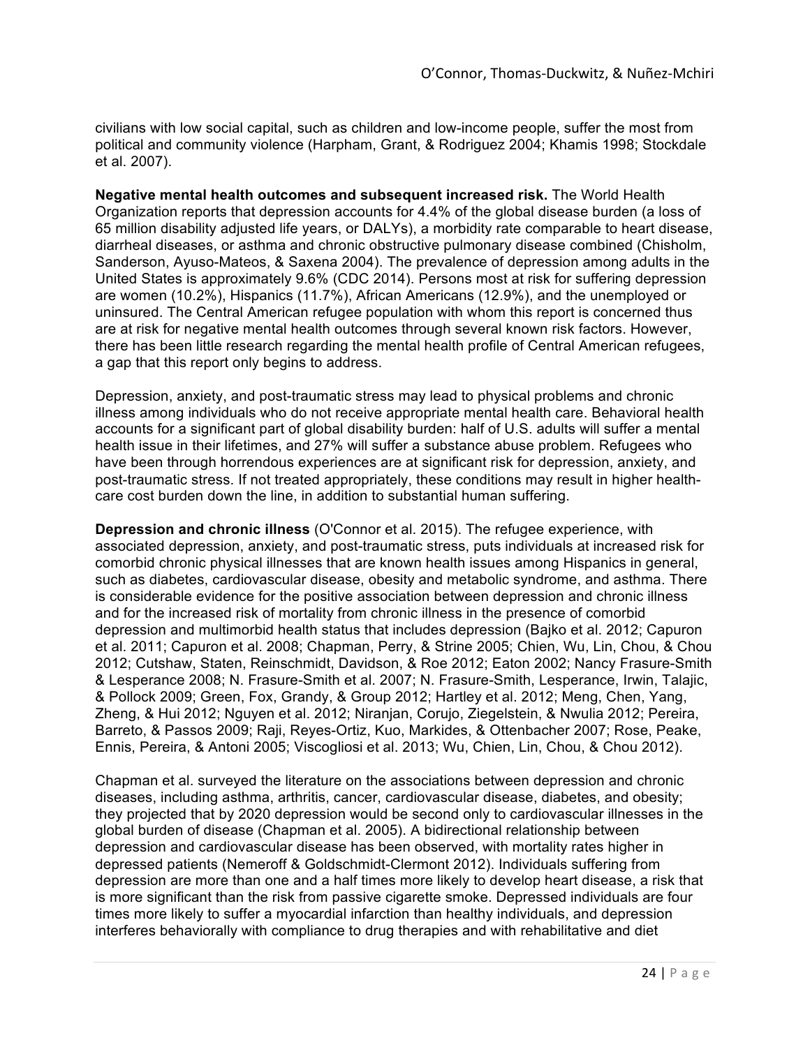civilians with low social capital, such as children and low-income people, suffer the most from political and community violence (Harpham, Grant, & Rodriguez 2004; Khamis 1998; Stockdale et al. 2007).

**Negative mental health outcomes and subsequent increased risk.** The World Health Organization reports that depression accounts for 4.4% of the global disease burden (a loss of 65 million disability adjusted life years, or DALYs), a morbidity rate comparable to heart disease, diarrheal diseases, or asthma and chronic obstructive pulmonary disease combined (Chisholm, Sanderson, Ayuso-Mateos, & Saxena 2004). The prevalence of depression among adults in the United States is approximately 9.6% (CDC 2014). Persons most at risk for suffering depression are women (10.2%), Hispanics (11.7%), African Americans (12.9%), and the unemployed or uninsured. The Central American refugee population with whom this report is concerned thus are at risk for negative mental health outcomes through several known risk factors. However, there has been little research regarding the mental health profile of Central American refugees, a gap that this report only begins to address.

Depression, anxiety, and post-traumatic stress may lead to physical problems and chronic illness among individuals who do not receive appropriate mental health care. Behavioral health accounts for a significant part of global disability burden: half of U.S. adults will suffer a mental health issue in their lifetimes, and 27% will suffer a substance abuse problem. Refugees who have been through horrendous experiences are at significant risk for depression, anxiety, and post-traumatic stress. If not treated appropriately, these conditions may result in higher health-care cost burden down the line, in addition to substantial human suffering.

**Depression and chronic illness** (O'Connor et al. 2015). The refugee experience, with associated depression, anxiety, and post-traumatic stress, puts individuals at increased risk for comorbid chronic physical illnesses that are known health issues among Hispanics in general, such as diabetes, cardiovascular disease, obesity and metabolic syndrome, and asthma. There is considerable evidence for the positive association between depression and chronic illness and for the increased risk of mortality from chronic illness in the presence of comorbid depression and multimorbid health status that includes depression (Bajko et al. 2012; Capuron et al. 2011; Capuron et al. 2008; Chapman, Perry, & Strine 2005; Chien, Wu, Lin, Chou, & Chou 2012; Cutshaw, Staten, Reinschmidt, Davidson, & Roe 2012; Eaton 2002; Nancy Frasure-Smith & Lesperance 2008; N. Frasure-Smith et al. 2007; N. Frasure-Smith, Lesperance, Irwin, Talajic, & Pollock 2009; Green, Fox, Grandy, & Group 2012; Hartley et al. 2012; Meng, Chen, Yang, Zheng, & Hui 2012; Nguyen et al. 2012; Niranjan, Corujo, Ziegelstein, & Nwulia 2012; Pereira, Barreto, & Passos 2009; Raji, Reyes-Ortiz, Kuo, Markides, & Ottenbacher 2007; Rose, Peake, Ennis, Pereira, & Antoni 2005; Viscogliosi et al. 2013; Wu, Chien, Lin, Chou, & Chou 2012).

Chapman et al. surveyed the literature on the associations between depression and chronic diseases, including asthma, arthritis, cancer, cardiovascular disease, diabetes, and obesity; they projected that by 2020 depression would be second only to cardiovascular illnesses in the global burden of disease (Chapman et al. 2005). A bidirectional relationship between depression and cardiovascular disease has been observed, with mortality rates higher in depressed patients (Nemeroff & Goldschmidt-Clermont 2012). Individuals suffering from depression are more than one and a half times more likely to develop heart disease, a risk that is more significant than the risk from passive cigarette smoke. Depressed individuals are four times more likely to suffer a myocardial infarction than healthy individuals, and depression interferes behaviorally with compliance to drug therapies and with rehabilitative and diet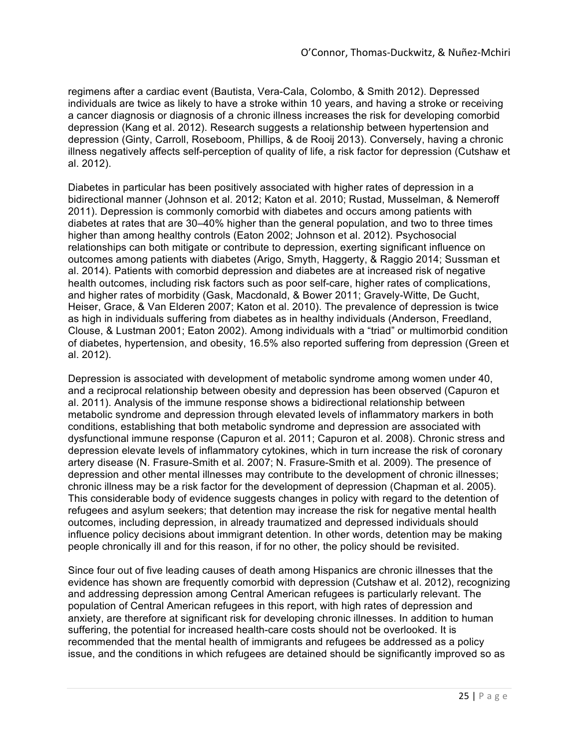regimens after a cardiac event (Bautista, Vera-Cala, Colombo, & Smith 2012). Depressed individuals are twice as likely to have a stroke within 10 years, and having a stroke or receiving a cancer diagnosis or diagnosis of a chronic illness increases the risk for developing comorbid depression (Kang et al. 2012). Research suggests a relationship between hypertension and depression (Ginty, Carroll, Roseboom, Phillips, & de Rooij 2013). Conversely, having a chronic illness negatively affects self-perception of quality of life, a risk factor for depression (Cutshaw et al. 2012).

Diabetes in particular has been positively associated with higher rates of depression in a bidirectional manner (Johnson et al. 2012; Katon et al. 2010; Rustad, Musselman, & Nemeroff 2011). Depression is commonly comorbid with diabetes and occurs among patients with diabetes at rates that are 30–40% higher than the general population, and two to three times higher than among healthy controls (Eaton 2002; Johnson et al. 2012). Psychosocial relationships can both mitigate or contribute to depression, exerting significant influence on outcomes among patients with diabetes (Arigo, Smyth, Haggerty, & Raggio 2014; Sussman et al. 2014). Patients with comorbid depression and diabetes are at increased risk of negative health outcomes, including risk factors such as poor self-care, higher rates of complications, and higher rates of morbidity (Gask, Macdonald, & Bower 2011; Gravely-Witte, De Gucht, Heiser, Grace, & Van Elderen 2007; Katon et al. 2010). The prevalence of depression is twice as high in individuals suffering from diabetes as in healthy individuals (Anderson, Freedland, Clouse, & Lustman 2001; Eaton 2002). Among individuals with a "triad" or multimorbid condition of diabetes, hypertension, and obesity, 16.5% also reported suffering from depression (Green et al. 2012).

Depression is associated with development of metabolic syndrome among women under 40, and a reciprocal relationship between obesity and depression has been observed (Capuron et al. 2011). Analysis of the immune response shows a bidirectional relationship between metabolic syndrome and depression through elevated levels of inflammatory markers in both conditions, establishing that both metabolic syndrome and depression are associated with dysfunctional immune response (Capuron et al. 2011; Capuron et al. 2008). Chronic stress and depression elevate levels of inflammatory cytokines, which in turn increase the risk of coronary artery disease (N. Frasure-Smith et al. 2007; N. Frasure-Smith et al. 2009). The presence of depression and other mental illnesses may contribute to the development of chronic illnesses; chronic illness may be a risk factor for the development of depression (Chapman et al. 2005). This considerable body of evidence suggests changes in policy with regard to the detention of refugees and asylum seekers; that detention may increase the risk for negative mental health outcomes, including depression, in already traumatized and depressed individuals should influence policy decisions about immigrant detention. In other words, detention may be making people chronically ill and for this reason, if for no other, the policy should be revisited.

Since four out of five leading causes of death among Hispanics are chronic illnesses that the evidence has shown are frequently comorbid with depression (Cutshaw et al. 2012), recognizing and addressing depression among Central American refugees is particularly relevant. The population of Central American refugees in this report, with high rates of depression and anxiety, are therefore at significant risk for developing chronic illnesses. In addition to human suffering, the potential for increased health-care costs should not be overlooked. It is recommended that the mental health of immigrants and refugees be addressed as a policy issue, and the conditions in which refugees are detained should be significantly improved so as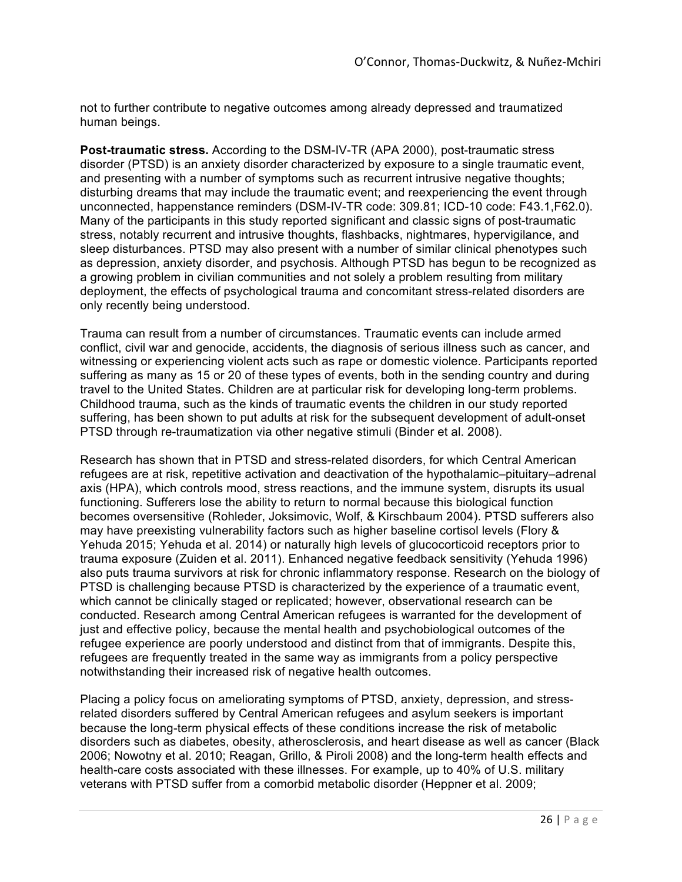not to further contribute to negative outcomes among already depressed and traumatized human beings.

**Post-traumatic stress.** According to the DSM-IV-TR (APA 2000), post-traumatic stress disorder (PTSD) is an anxiety disorder characterized by exposure to a single traumatic event, and presenting with a number of symptoms such as recurrent intrusive negative thoughts; disturbing dreams that may include the traumatic event; and reexperiencing the event through unconnected, happenstance reminders (DSM-IV-TR code: 309.81; ICD-10 code: F43.1,F62.0). Many of the participants in this study reported significant and classic signs of post-traumatic stress, notably recurrent and intrusive thoughts, flashbacks, nightmares, hypervigilance, and sleep disturbances. PTSD may also present with a number of similar clinical phenotypes such as depression, anxiety disorder, and psychosis. Although PTSD has begun to be recognized as a growing problem in civilian communities and not solely a problem resulting from military deployment, the effects of psychological trauma and concomitant stress-related disorders are only recently being understood.

Trauma can result from a number of circumstances. Traumatic events can include armed conflict, civil war and genocide, accidents, the diagnosis of serious illness such as cancer, and witnessing or experiencing violent acts such as rape or domestic violence. Participants reported suffering as many as 15 or 20 of these types of events, both in the sending country and during travel to the United States. Children are at particular risk for developing long-term problems. Childhood trauma, such as the kinds of traumatic events the children in our study reported suffering, has been shown to put adults at risk for the subsequent development of adult-onset PTSD through re-traumatization via other negative stimuli (Binder et al. 2008).

Research has shown that in PTSD and stress-related disorders, for which Central American refugees are at risk, repetitive activation and deactivation of the hypothalamic–pituitary–adrenal axis (HPA), which controls mood, stress reactions, and the immune system, disrupts its usual functioning. Sufferers lose the ability to return to normal because this biological function becomes oversensitive (Rohleder, Joksimovic, Wolf, & Kirschbaum 2004). PTSD sufferers also may have preexisting vulnerability factors such as higher baseline cortisol levels (Flory & Yehuda 2015; Yehuda et al. 2014) or naturally high levels of glucocorticoid receptors prior to trauma exposure (Zuiden et al. 2011). Enhanced negative feedback sensitivity (Yehuda 1996) also puts trauma survivors at risk for chronic inflammatory response. Research on the biology of PTSD is challenging because PTSD is characterized by the experience of a traumatic event, which cannot be clinically staged or replicated; however, observational research can be conducted. Research among Central American refugees is warranted for the development of just and effective policy, because the mental health and psychobiological outcomes of the refugee experience are poorly understood and distinct from that of immigrants. Despite this, refugees are frequently treated in the same way as immigrants from a policy perspective notwithstanding their increased risk of negative health outcomes.

Placing a policy focus on ameliorating symptoms of PTSD, anxiety, depression, and stress-related disorders suffered by Central American refugees and asylum seekers is important because the long-term physical effects of these conditions increase the risk of metabolic disorders such as diabetes, obesity, atherosclerosis, and heart disease as well as cancer (Black 2006; Nowotny et al. 2010; Reagan, Grillo, & Piroli 2008) and the long-term health effects and health-care costs associated with these illnesses. For example, up to 40% of U.S. military veterans with PTSD suffer from a comorbid metabolic disorder (Heppner et al. 2009;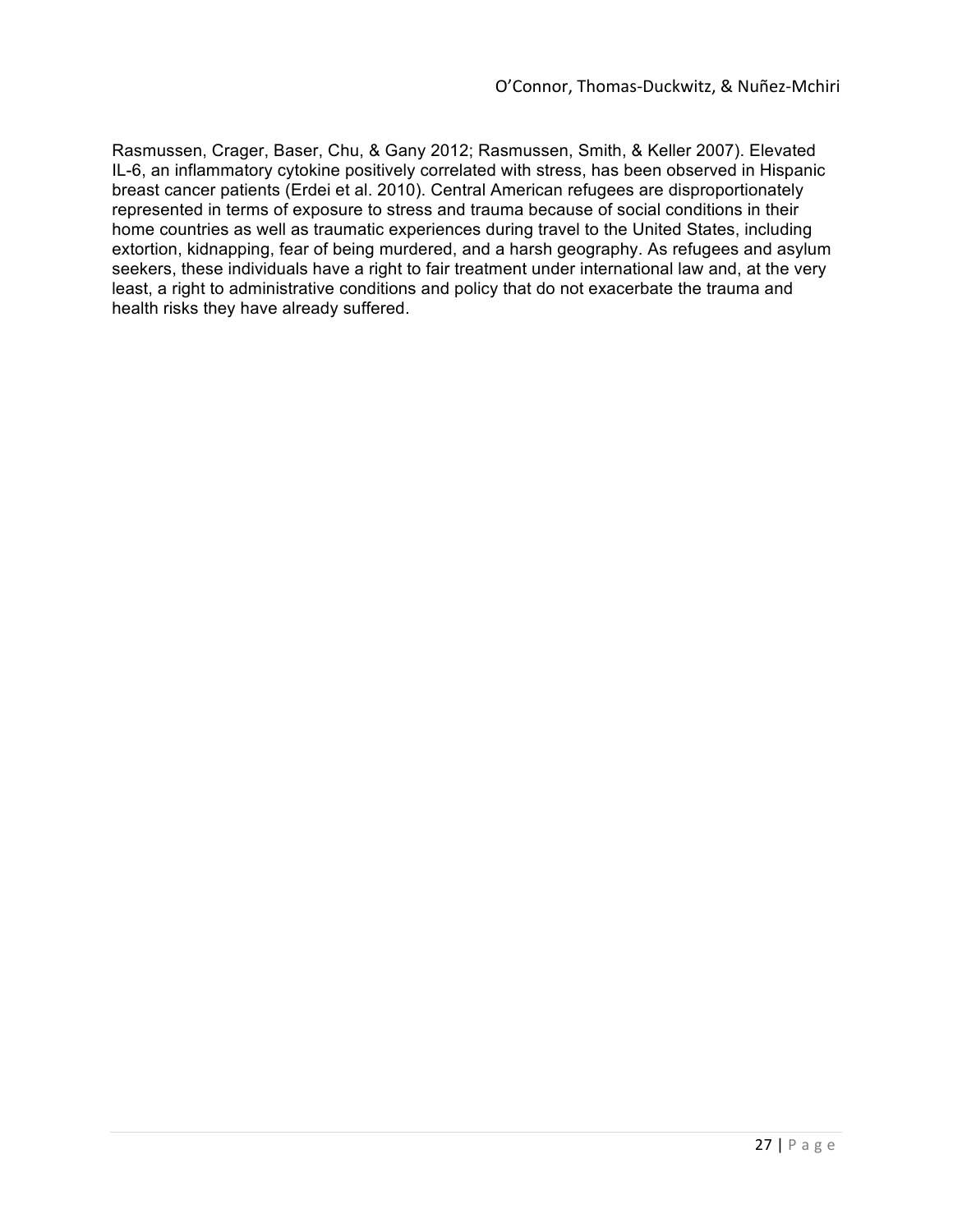Rasmussen, Crager, Baser, Chu, & Gany 2012; Rasmussen, Smith, & Keller 2007). Elevated IL-6, an inflammatory cytokine positively correlated with stress, has been observed in Hispanic breast cancer patients (Erdei et al. 2010). Central American refugees are disproportionately represented in terms of exposure to stress and trauma because of social conditions in their home countries as well as traumatic experiences during travel to the United States, including extortion, kidnapping, fear of being murdered, and a harsh geography. As refugees and asylum seekers, these individuals have a right to fair treatment under international law and, at the very least, a right to administrative conditions and policy that do not exacerbate the trauma and health risks they have already suffered.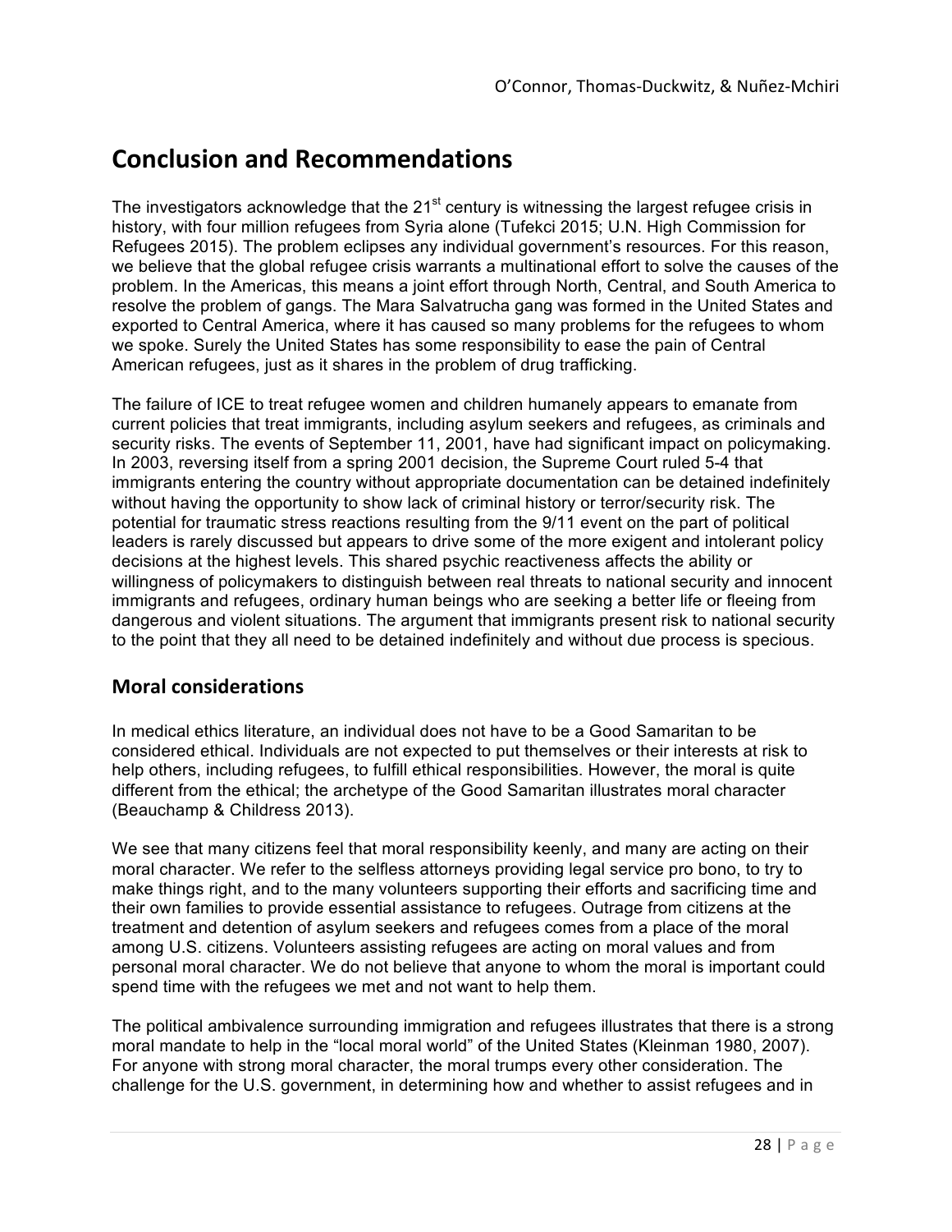# Conclusion and Recommendations

The investigators acknowledge that the 21st century is witnessing the largest refugee crisis in history, with four million refugees from Syria alone (Tufekci 2015; U.N. High Commission for Refugees 2015). The problem eclipses any individual government's resources. For this reason, we believe that the global refugee crisis warrants a multinational effort to solve the causes of the problem. In the Americas, this means a joint effort through North, Central, and South America to resolve the problem of gangs. The Mara Salvatrucha gang was formed in the United States and exported to Central America, where it has caused so many problems for the refugees to whom we spoke. Surely the United States has some responsibility to ease the pain of Central American refugees, just as it shares in the problem of drug trafficking.

The failure of ICE to treat refugee women and children humanely appears to emanate from current policies that treat immigrants, including asylum seekers and refugees, as criminals and security risks. The events of September 11, 2001, have had significant impact on policymaking. In 2003, reversing itself from a spring 2001 decision, the Supreme Court ruled 5-4 that immigrants entering the country without appropriate documentation can be detained indefinitely without having the opportunity to show lack of criminal history or terror/security risk. The potential for traumatic stress reactions resulting from the 9/11 event on the part of political leaders is rarely discussed but appears to drive some of the more exigent and intolerant policy decisions at the highest levels. This shared psychic reactiveness affects the ability or willingness of policymakers to distinguish between real threats to national security and innocent immigrants and refugees, ordinary human beings who are seeking a better life or fleeing from dangerous and violent situations. The argument that immigrants present risk to national security to the point that they all need to be detained indefinitely and without due process is specious.

## Moral considerations

In medical ethics literature, an individual does not have to be a Good Samaritan to be considered ethical. Individuals are not expected to put themselves or their interests at risk to help others, including refugees, to fulfill ethical responsibilities. However, the moral is quite different from the ethical; the archetype of the Good Samaritan illustrates moral character (Beauchamp & Childress 2013).

We see that many citizens feel that moral responsibility keenly, and many are acting on their moral character. We refer to the selfless attorneys providing legal service pro bono, to try to make things right, and to the many volunteers supporting their efforts and sacrificing time and their own families to provide essential assistance to refugees. Outrage from citizens at the treatment and detention of asylum seekers and refugees comes from a place of the moral among U.S. citizens. Volunteers assisting refugees are acting on moral values and from personal moral character. We do not believe that anyone to whom the moral is important could spend time with the refugees we met and not want to help them.

The political ambivalence surrounding immigration and refugees illustrates that there is a strong moral mandate to help in the "local moral world" of the United States (Kleinman 1980, 2007). For anyone with strong moral character, the moral trumps every other consideration. The challenge for the U.S. government, in determining how and whether to assist refugees and in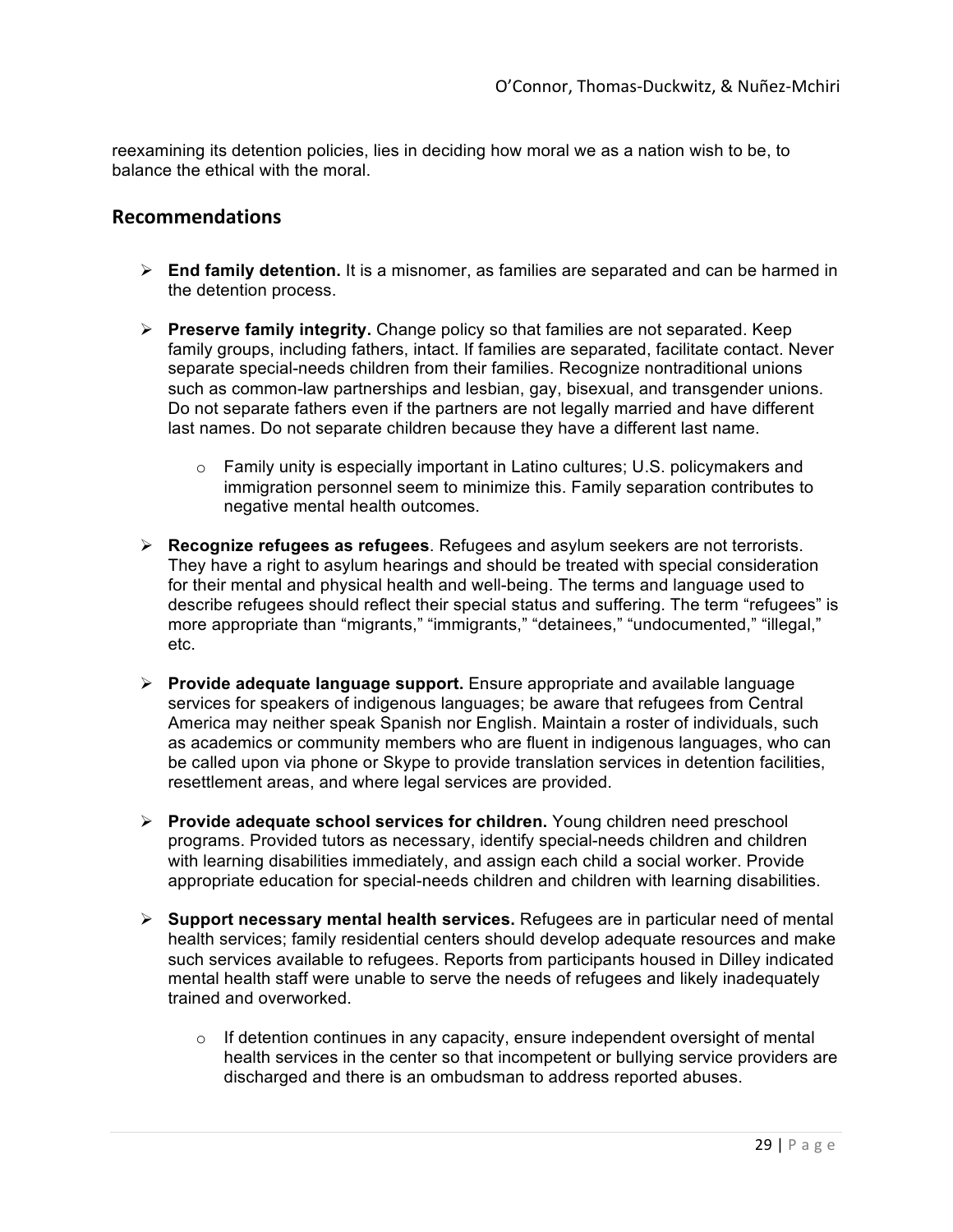reexamining its detention policies, lies in deciding how moral we as a nation wish to be, to balance the ethical with the moral.

## Recommendations

- **End family detention.** It is a misnomer, as families are separated and can be harmed in the detention process.
- **Preserve family integrity.** Change policy so that families are not separated. Keep family groups, including fathers, intact. If families are separated, facilitate contact. Never separate special-needs children from their families. Recognize nontraditional unions such as common-law partnerships and lesbian, gay, bisexual, and transgender unions. Do not separate fathers even if the partners are not legally married and have different last names. Do not separate children because they have a different last name.
  - Family unity is especially important in Latino cultures; U.S. policymakers and immigration personnel seem to minimize this. Family separation contributes to negative mental health outcomes.
- **Recognize refugees as refugees**. Refugees and asylum seekers are not terrorists. They have a right to asylum hearings and should be treated with special consideration for their mental and physical health and well-being. The terms and language used to describe refugees should reflect their special status and suffering. The term "refugees" is more appropriate than "migrants," "immigrants," "detainees," "undocumented," "illegal," etc.
- **Provide adequate language support.** Ensure appropriate and available language services for speakers of indigenous languages; be aware that refugees from Central America may neither speak Spanish nor English. Maintain a roster of individuals, such as academics or community members who are fluent in indigenous languages, who can be called upon via phone or Skype to provide translation services in detention facilities, resettlement areas, and where legal services are provided.
- **Provide adequate school services for children.** Young children need preschool programs. Provided tutors as necessary, identify special-needs children and children with learning disabilities immediately, and assign each child a social worker. Provide appropriate education for special-needs children and children with learning disabilities.
- **Support necessary mental health services.** Refugees are in particular need of mental health services; family residential centers should develop adequate resources and make such services available to refugees. Reports from participants housed in Dilley indicated mental health staff were unable to serve the needs of refugees and likely inadequately trained and overworked.
  - If detention continues in any capacity, ensure independent oversight of mental health services in the center so that incompetent or bullying service providers are discharged and there is an ombudsman to address reported abuses.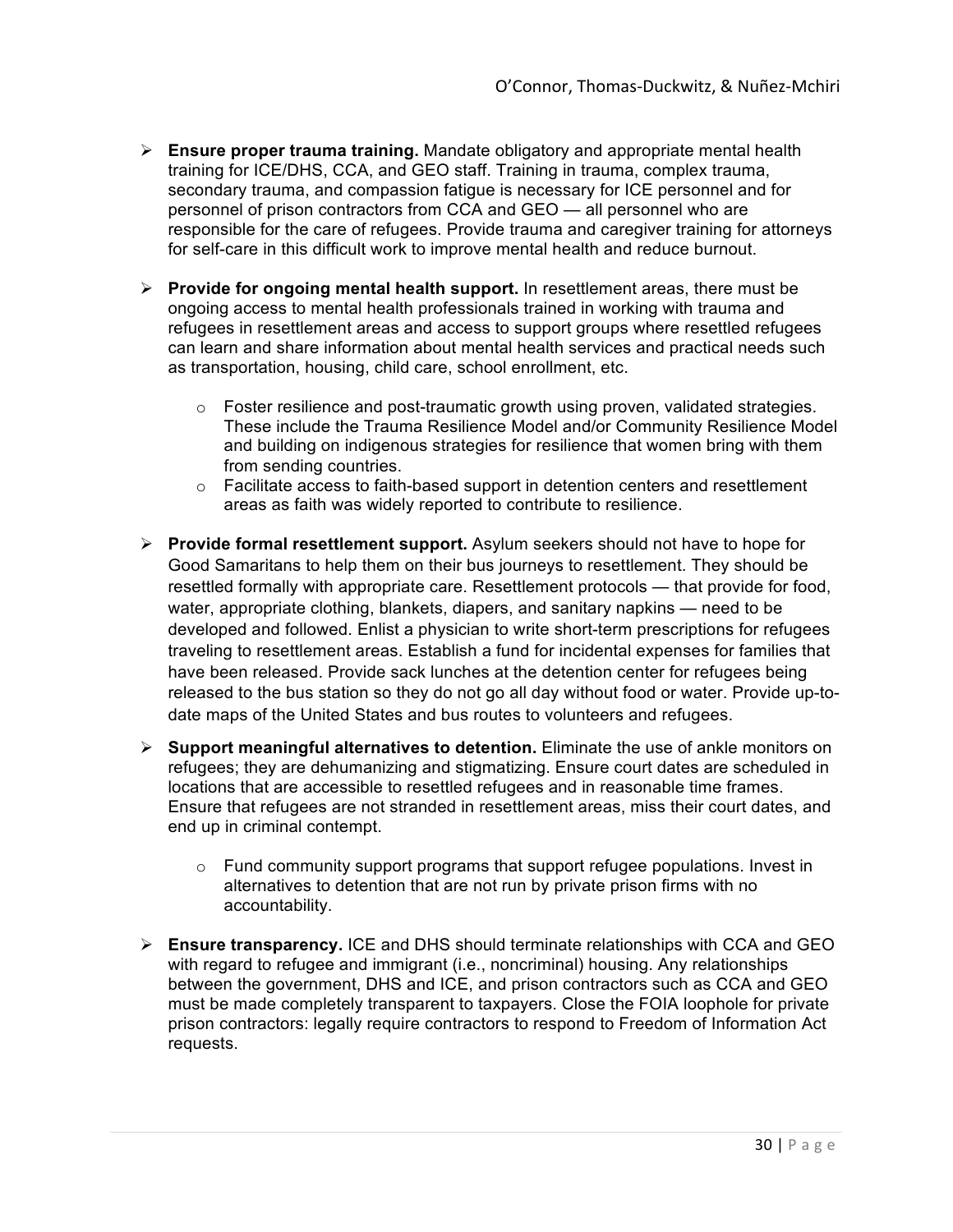- **Ensure proper trauma training.** Mandate obligatory and appropriate mental health training for ICE/DHS, CCA, and GEO staff. Training in trauma, complex trauma, secondary trauma, and compassion fatigue is necessary for ICE personnel and for personnel of prison contractors from CCA and GEO — all personnel who are responsible for the care of refugees. Provide trauma and caregiver training for attorneys for self-care in this difficult work to improve mental health and reduce burnout.

- **Provide for ongoing mental health support.** In resettlement areas, there must be ongoing access to mental health professionals trained in working with trauma and refugees in resettlement areas and access to support groups where resettled refugees can learn and share information about mental health services and practical needs such as transportation, housing, child care, school enrollment, etc.

  - Foster resilience and post-traumatic growth using proven, validated strategies. These include the Trauma Resilience Model and/or Community Resilience Model and building on indigenous strategies for resilience that women bring with them from sending countries.
  - Facilitate access to faith-based support in detention centers and resettlement areas as faith was widely reported to contribute to resilience.

- **Provide formal resettlement support.** Asylum seekers should not have to hope for Good Samaritans to help them on their bus journeys to resettlement. They should be resettled formally with appropriate care. Resettlement protocols — that provide for food, water, appropriate clothing, blankets, diapers, and sanitary napkins — need to be developed and followed. Enlist a physician to write short-term prescriptions for refugees traveling to resettlement areas. Establish a fund for incidental expenses for families that have been released. Provide sack lunches at the detention center for refugees being released to the bus station so they do not go all day without food or water. Provide up-to-date maps of the United States and bus routes to volunteers and refugees.

- **Support meaningful alternatives to detention.** Eliminate the use of ankle monitors on refugees; they are dehumanizing and stigmatizing. Ensure court dates are scheduled in locations that are accessible to resettled refugees and in reasonable time frames. Ensure that refugees are not stranded in resettlement areas, miss their court dates, and end up in criminal contempt.

  - Fund community support programs that support refugee populations. Invest in alternatives to detention that are not run by private prison firms with no accountability.

- **Ensure transparency.** ICE and DHS should terminate relationships with CCA and GEO with regard to refugee and immigrant (i.e., noncriminal) housing. Any relationships between the government, DHS and ICE, and prison contractors such as CCA and GEO must be made completely transparent to taxpayers. Close the FOIA loophole for private prison contractors: legally require contractors to respond to Freedom of Information Act requests.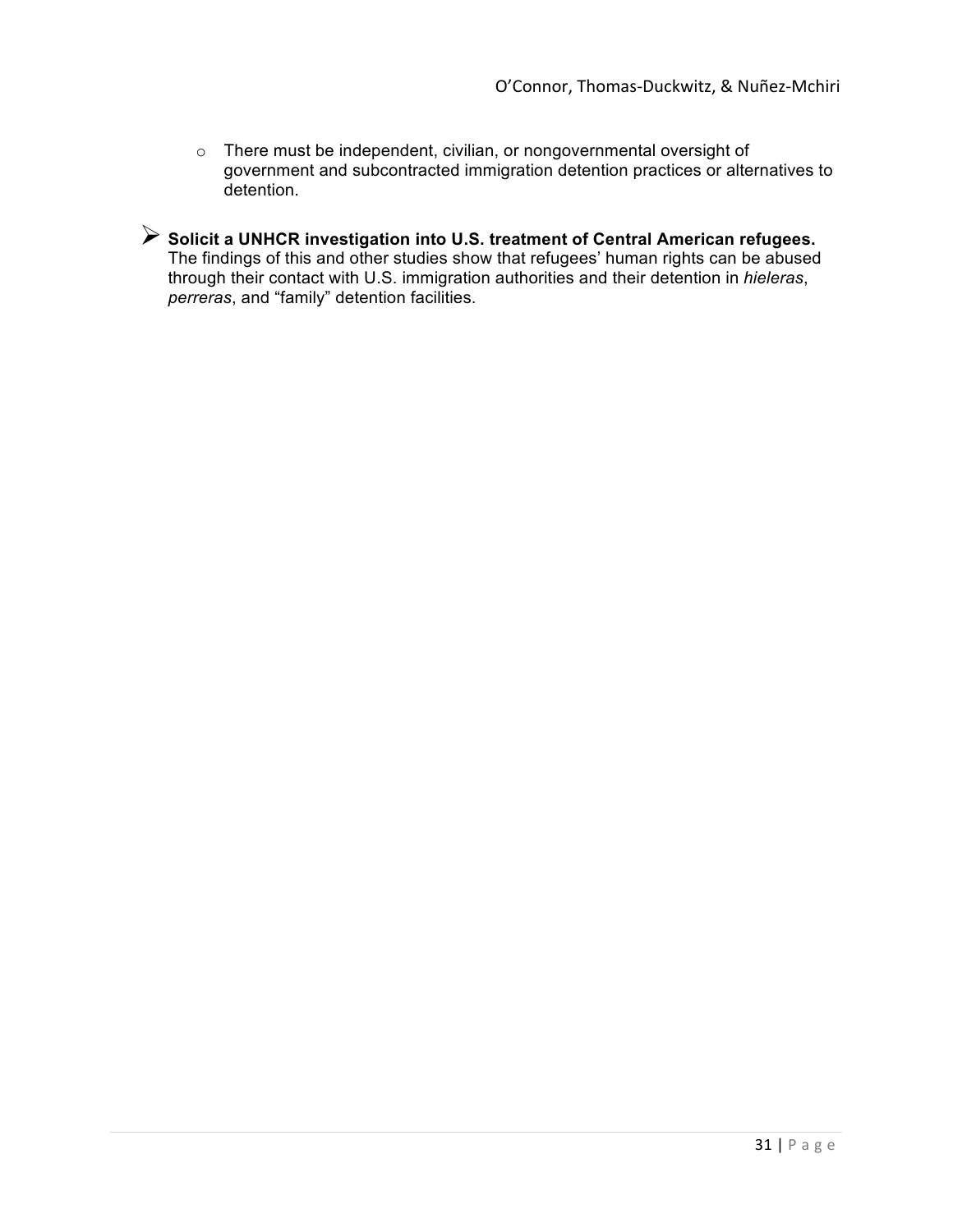- There must be independent, civilian, or nongovernmental oversight of government and subcontracted immigration detention practices or alternatives to detention.

- **Solicit a UNHCR investigation into U.S. treatment of Central American refugees.** The findings of this and other studies show that refugees' human rights can be abused through their contact with U.S. immigration authorities and their detention in *hieleras*, *perreras*, and "family" detention facilities.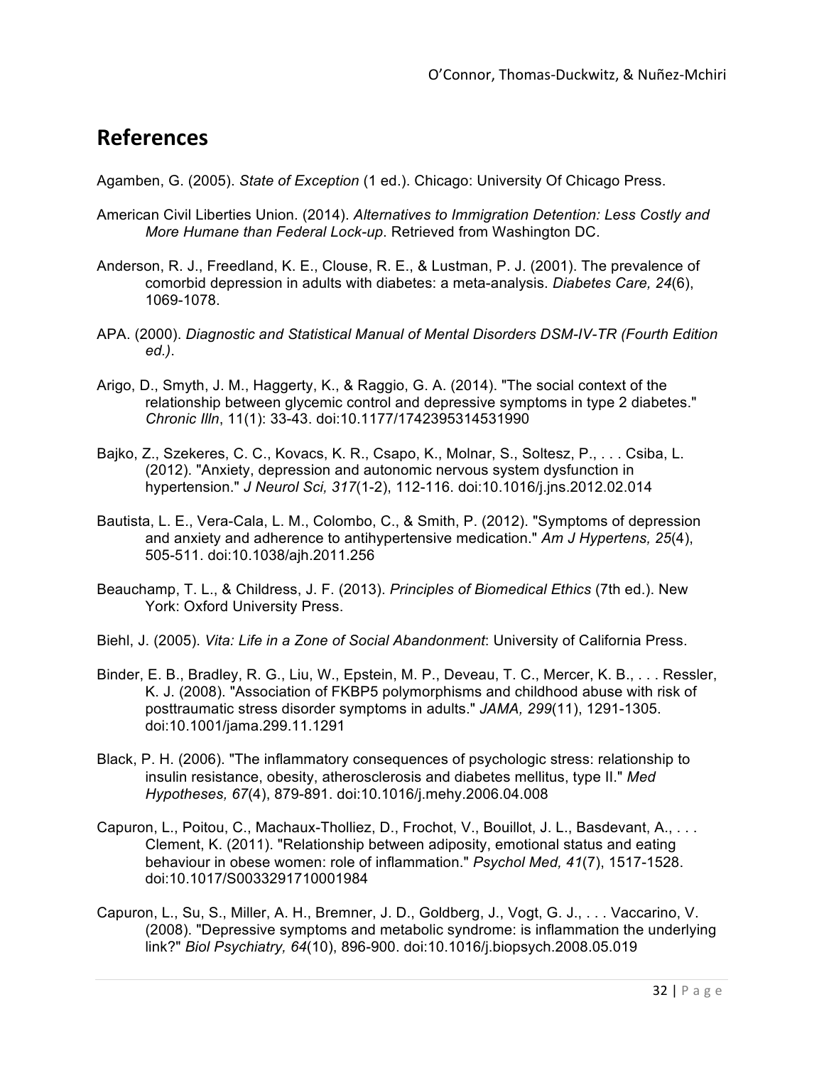## References

Agamben, G. (2005). *State of Exception* (1 ed.). Chicago: University Of Chicago Press.

American Civil Liberties Union. (2014). *Alternatives to Immigration Detention: Less Costly and More Humane than Federal Lock-up*. Retrieved from Washington DC.

Anderson, R. J., Freedland, K. E., Clouse, R. E., & Lustman, P. J. (2001). The prevalence of comorbid depression in adults with diabetes: a meta-analysis. *Diabetes Care, 24*(6), 1069-1078.

APA. (2000). *Diagnostic and Statistical Manual of Mental Disorders DSM-IV-TR (Fourth Edition ed.)*.

Arigo, D., Smyth, J. M., Haggerty, K., & Raggio, G. A. (2014). "The social context of the relationship between glycemic control and depressive symptoms in type 2 diabetes." *Chronic Illn*, 11(1): 33-43. doi:10.1177/1742395314531990

Bajko, Z., Szekeres, C. C., Kovacs, K. R., Csapo, K., Molnar, S., Soltesz, P., . . . Csiba, L. (2012). "Anxiety, depression and autonomic nervous system dysfunction in hypertension." *J Neurol Sci, 317*(1-2), 112-116. doi:10.1016/j.jns.2012.02.014

Bautista, L. E., Vera-Cala, L. M., Colombo, C., & Smith, P. (2012). "Symptoms of depression and anxiety and adherence to antihypertensive medication." *Am J Hypertens, 25*(4), 505-511. doi:10.1038/ajh.2011.256

Beauchamp, T. L., & Childress, J. F. (2013). *Principles of Biomedical Ethics* (7th ed.). New York: Oxford University Press.

Biehl, J. (2005). *Vita: Life in a Zone of Social Abandonment*: University of California Press.

Binder, E. B., Bradley, R. G., Liu, W., Epstein, M. P., Deveau, T. C., Mercer, K. B., . . . Ressler, K. J. (2008). "Association of FKBP5 polymorphisms and childhood abuse with risk of posttraumatic stress disorder symptoms in adults." *JAMA, 299*(11), 1291-1305. doi:10.1001/jama.299.11.1291

Black, P. H. (2006). "The inflammatory consequences of psychologic stress: relationship to insulin resistance, obesity, atherosclerosis and diabetes mellitus, type II." *Med Hypotheses, 67*(4), 879-891. doi:10.1016/j.mehy.2006.04.008

Capuron, L., Poitou, C., Machaux-Tholliez, D., Frochot, V., Bouillot, J. L., Basdevant, A., . . . Clement, K. (2011). "Relationship between adiposity, emotional status and eating behaviour in obese women: role of inflammation." *Psychol Med, 41*(7), 1517-1528. doi:10.1017/S0033291710001984

Capuron, L., Su, S., Miller, A. H., Bremner, J. D., Goldberg, J., Vogt, G. J., . . . Vaccarino, V. (2008). "Depressive symptoms and metabolic syndrome: is inflammation the underlying link?" *Biol Psychiatry, 64*(10), 896-900. doi:10.1016/j.biopsych.2008.05.019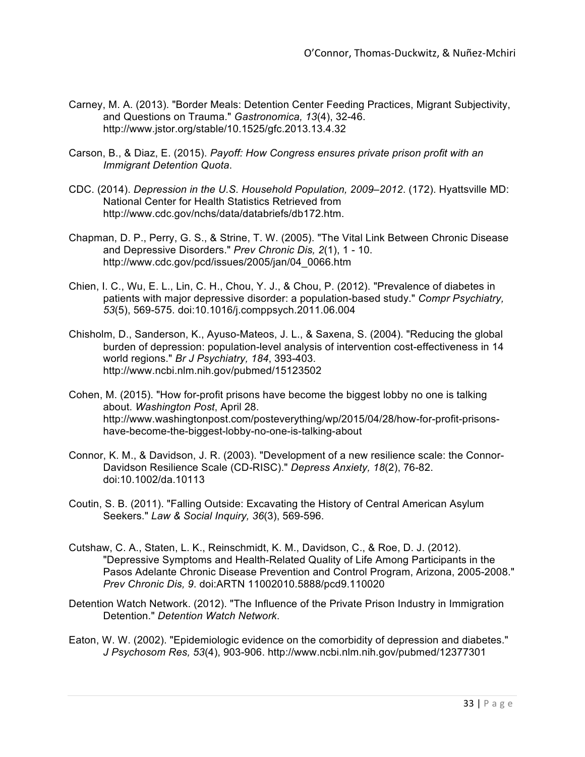Carney, M. A. (2013). "Border Meals: Detention Center Feeding Practices, Migrant Subjectivity, and Questions on Trauma." *Gastronomica, 13*(4), 32-46. http://www.jstor.org/stable/10.1525/gfc.2013.13.4.32

Carson, B., & Diaz, E. (2015). *Payoff: How Congress ensures private prison profit with an Immigrant Detention Quota*.

CDC. (2014). *Depression in the U.S. Household Population, 2009–2012*. (172). Hyattsville MD: National Center for Health Statistics Retrieved from http://www.cdc.gov/nchs/data/databriefs/db172.htm.

Chapman, D. P., Perry, G. S., & Strine, T. W. (2005). "The Vital Link Between Chronic Disease and Depressive Disorders." *Prev Chronic Dis, 2*(1), 1 - 10. http://www.cdc.gov/pcd/issues/2005/jan/04_0066.htm

Chien, I. C., Wu, E. L., Lin, C. H., Chou, Y. J., & Chou, P. (2012). "Prevalence of diabetes in patients with major depressive disorder: a population-based study." *Compr Psychiatry, 53*(5), 569-575. doi:10.1016/j.comppsych.2011.06.004

Chisholm, D., Sanderson, K., Ayuso-Mateos, J. L., & Saxena, S. (2004). "Reducing the global burden of depression: population-level analysis of intervention cost-effectiveness in 14 world regions." *Br J Psychiatry, 184*, 393-403. http://www.ncbi.nlm.nih.gov/pubmed/15123502

Cohen, M. (2015). "How for-profit prisons have become the biggest lobby no one is talking about. *Washington Post*, April 28. http://www.washingtonpost.com/posteverything/wp/2015/04/28/how-for-profit-prisons-have-become-the-biggest-lobby-no-one-is-talking-about

Connor, K. M., & Davidson, J. R. (2003). "Development of a new resilience scale: the Connor-Davidson Resilience Scale (CD-RISC)." *Depress Anxiety, 18*(2), 76-82. doi:10.1002/da.10113

Coutin, S. B. (2011). "Falling Outside: Excavating the History of Central American Asylum Seekers." *Law & Social Inquiry, 36*(3), 569-596.

Cutshaw, C. A., Staten, L. K., Reinschmidt, K. M., Davidson, C., & Roe, D. J. (2012). "Depressive Symptoms and Health-Related Quality of Life Among Participants in the Pasos Adelante Chronic Disease Prevention and Control Program, Arizona, 2005-2008." *Prev Chronic Dis, 9*. doi:ARTN 11002010.5888/pcd9.110020

Detention Watch Network. (2012). "The Influence of the Private Prison Industry in Immigration Detention." *Detention Watch Network*.

Eaton, W. W. (2002). "Epidemiologic evidence on the comorbidity of depression and diabetes." *J Psychosom Res, 53*(4), 903-906. http://www.ncbi.nlm.nih.gov/pubmed/12377301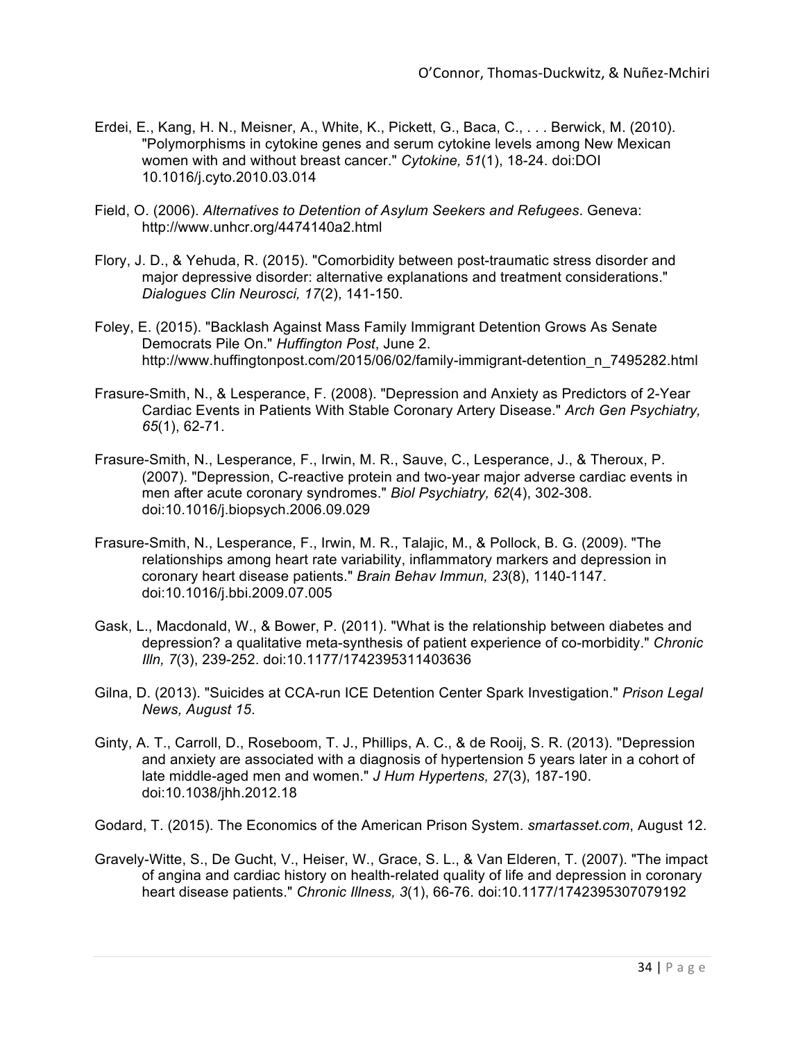Erdei, E., Kang, H. N., Meisner, A., White, K., Pickett, G., Baca, C., . . . Berwick, M. (2010). "Polymorphisms in cytokine genes and serum cytokine levels among New Mexican women with and without breast cancer." *Cytokine, 51*(1), 18-24. doi:DOI 10.1016/j.cyto.2010.03.014

Field, O. (2006). *Alternatives to Detention of Asylum Seekers and Refugees*. Geneva: http://www.unhcr.org/4474140a2.html

Flory, J. D., & Yehuda, R. (2015). "Comorbidity between post-traumatic stress disorder and major depressive disorder: alternative explanations and treatment considerations." *Dialogues Clin Neurosci, 17*(2), 141-150.

Foley, E. (2015). "Backlash Against Mass Family Immigrant Detention Grows As Senate Democrats Pile On." *Huffington Post*, June 2. http://www.huffingtonpost.com/2015/06/02/family-immigrant-detention_n_7495282.html

Frasure-Smith, N., & Lesperance, F. (2008). "Depression and Anxiety as Predictors of 2-Year Cardiac Events in Patients With Stable Coronary Artery Disease." *Arch Gen Psychiatry, 65*(1), 62-71.

Frasure-Smith, N., Lesperance, F., Irwin, M. R., Sauve, C., Lesperance, J., & Theroux, P. (2007). "Depression, C-reactive protein and two-year major adverse cardiac events in men after acute coronary syndromes." *Biol Psychiatry, 62*(4), 302-308. doi:10.1016/j.biopsych.2006.09.029

Frasure-Smith, N., Lesperance, F., Irwin, M. R., Talajic, M., & Pollock, B. G. (2009). "The relationships among heart rate variability, inflammatory markers and depression in coronary heart disease patients." *Brain Behav Immun, 23*(8), 1140-1147. doi:10.1016/j.bbi.2009.07.005

Gask, L., Macdonald, W., & Bower, P. (2011). "What is the relationship between diabetes and depression? a qualitative meta-synthesis of patient experience of co-morbidity." *Chronic Illn, 7*(3), 239-252. doi:10.1177/1742395311403636

Gilna, D. (2013). "Suicides at CCA-run ICE Detention Center Spark Investigation." *Prison Legal News, August 15*.

Ginty, A. T., Carroll, D., Roseboom, T. J., Phillips, A. C., & de Rooij, S. R. (2013). "Depression and anxiety are associated with a diagnosis of hypertension 5 years later in a cohort of late middle-aged men and women." *J Hum Hypertens, 27*(3), 187-190. doi:10.1038/jhh.2012.18

Godard, T. (2015). The Economics of the American Prison System. *smartasset.com*, August 12.

Gravely-Witte, S., De Gucht, V., Heiser, W., Grace, S. L., & Van Elderen, T. (2007). "The impact of angina and cardiac history on health-related quality of life and depression in coronary heart disease patients." *Chronic Illness, 3*(1), 66-76. doi:10.1177/1742395307079192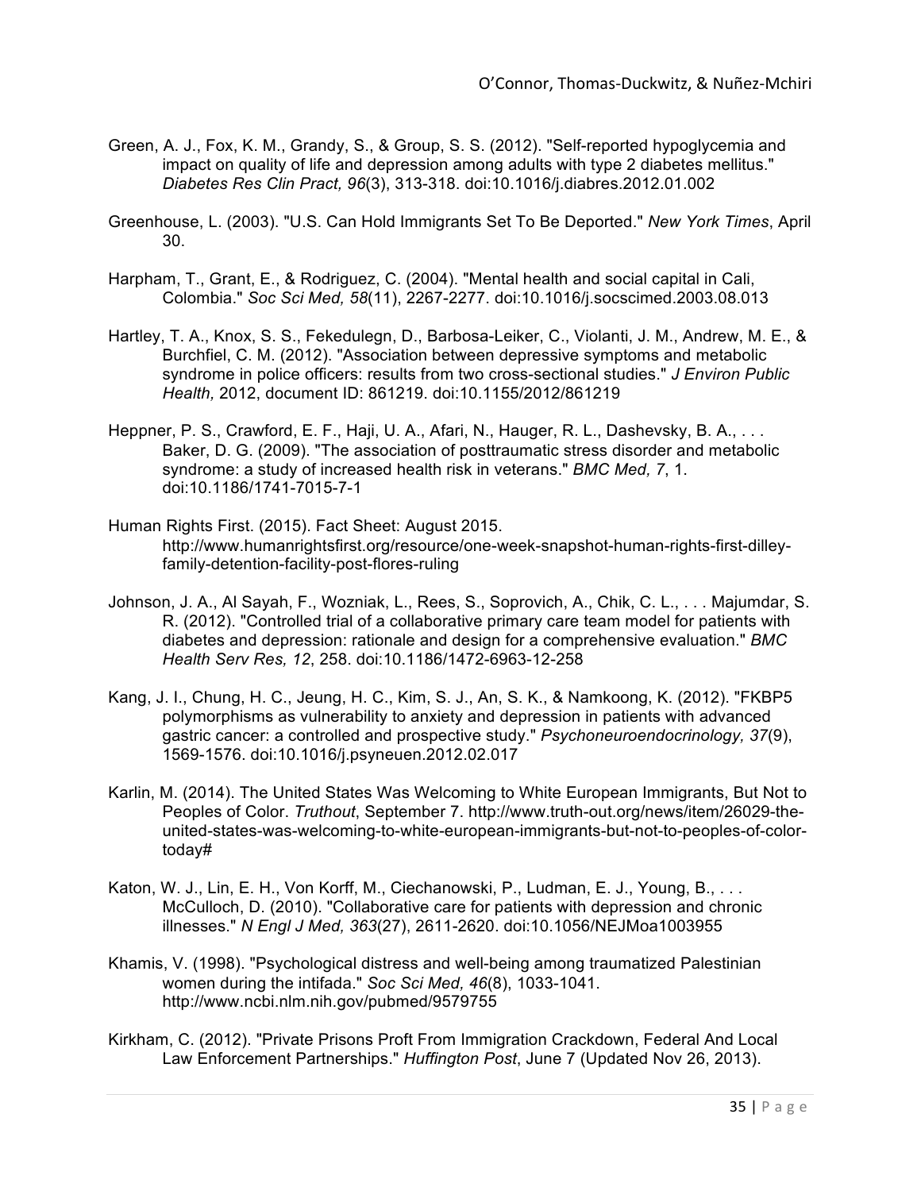Green, A. J., Fox, K. M., Grandy, S., & Group, S. S. (2012). "Self-reported hypoglycemia and impact on quality of life and depression among adults with type 2 diabetes mellitus." *Diabetes Res Clin Pract, 96*(3), 313-318. doi:10.1016/j.diabres.2012.01.002

Greenhouse, L. (2003). "U.S. Can Hold Immigrants Set To Be Deported." *New York Times*, April 30.

Harpham, T., Grant, E., & Rodriguez, C. (2004). "Mental health and social capital in Cali, Colombia." *Soc Sci Med, 58*(11), 2267-2277. doi:10.1016/j.socscimed.2003.08.013

Hartley, T. A., Knox, S. S., Fekedulegn, D., Barbosa-Leiker, C., Violanti, J. M., Andrew, M. E., & Burchfiel, C. M. (2012). "Association between depressive symptoms and metabolic syndrome in police officers: results from two cross-sectional studies." *J Environ Public Health,* 2012, document ID: 861219. doi:10.1155/2012/861219

Heppner, P. S., Crawford, E. F., Haji, U. A., Afari, N., Hauger, R. L., Dashevsky, B. A., . . . Baker, D. G. (2009). "The association of posttraumatic stress disorder and metabolic syndrome: a study of increased health risk in veterans." *BMC Med, 7*, 1. doi:10.1186/1741-7015-7-1

Human Rights First. (2015). Fact Sheet: August 2015. http://www.humanrightsfirst.org/resource/one-week-snapshot-human-rights-first-dilley-family-detention-facility-post-flores-ruling

Johnson, J. A., Al Sayah, F., Wozniak, L., Rees, S., Soprovich, A., Chik, C. L., . . . Majumdar, S. R. (2012). "Controlled trial of a collaborative primary care team model for patients with diabetes and depression: rationale and design for a comprehensive evaluation." *BMC Health Serv Res, 12*, 258. doi:10.1186/1472-6963-12-258

Kang, J. I., Chung, H. C., Jeung, H. C., Kim, S. J., An, S. K., & Namkoong, K. (2012). "FKBP5 polymorphisms as vulnerability to anxiety and depression in patients with advanced gastric cancer: a controlled and prospective study." *Psychoneuroendocrinology, 37*(9), 1569-1576. doi:10.1016/j.psyneuen.2012.02.017

Karlin, M. (2014). The United States Was Welcoming to White European Immigrants, But Not to Peoples of Color. *Truthout*, September 7. http://www.truth-out.org/news/item/26029-the-united-states-was-welcoming-to-white-european-immigrants-but-not-to-peoples-of-color-today#

Katon, W. J., Lin, E. H., Von Korff, M., Ciechanowski, P., Ludman, E. J., Young, B., . . . McCulloch, D. (2010). "Collaborative care for patients with depression and chronic illnesses." *N Engl J Med, 363*(27), 2611-2620. doi:10.1056/NEJMoa1003955

Khamis, V. (1998). "Psychological distress and well-being among traumatized Palestinian women during the intifada." *Soc Sci Med, 46*(8), 1033-1041. http://www.ncbi.nlm.nih.gov/pubmed/9579755

Kirkham, C. (2012). "Private Prisons Proft From Immigration Crackdown, Federal And Local Law Enforcement Partnerships." *Huffington Post*, June 7 (Updated Nov 26, 2013).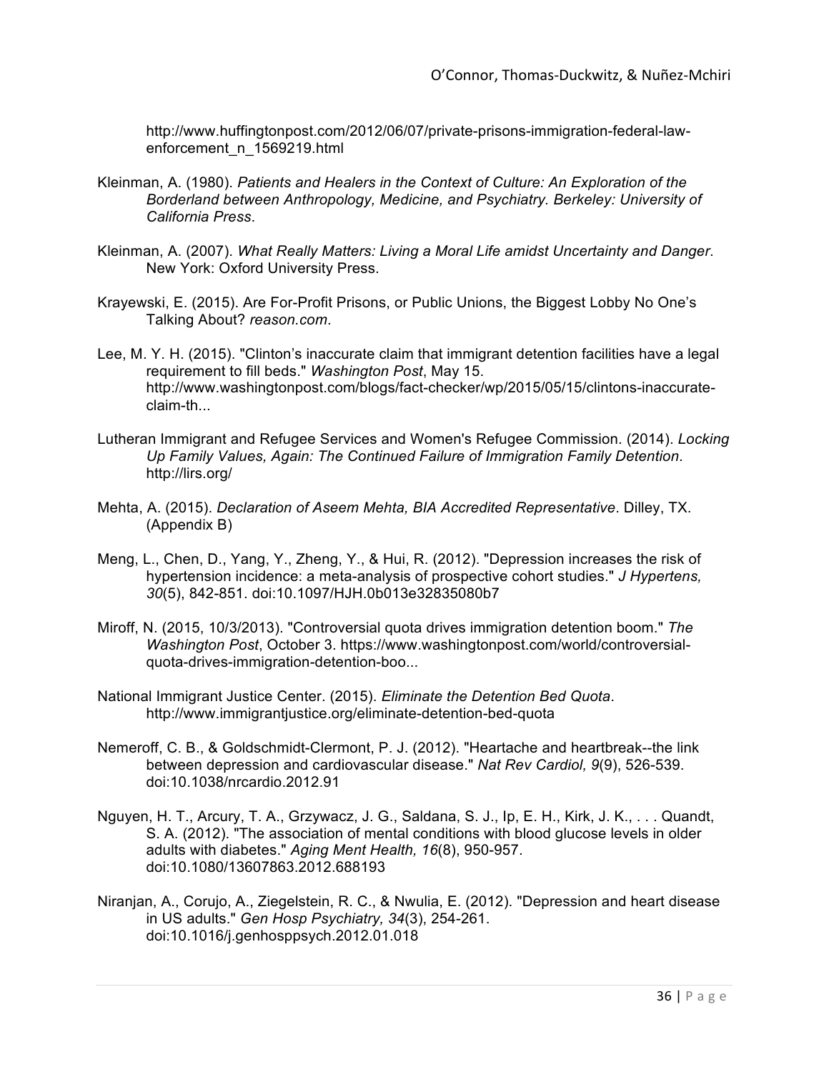http://www.huffingtonpost.com/2012/06/07/private-prisons-immigration-federal-law-enforcement_n_1569219.html

Kleinman, A. (1980). *Patients and Healers in the Context of Culture: An Exploration of the Borderland between Anthropology, Medicine, and Psychiatry. Berkeley: University of California Press*.

Kleinman, A. (2007). *What Really Matters: Living a Moral Life amidst Uncertainty and Danger*. New York: Oxford University Press.

Krayewski, E. (2015). Are For-Profit Prisons, or Public Unions, the Biggest Lobby No One's Talking About? *reason.com*.

Lee, M. Y. H. (2015). "Clinton's inaccurate claim that immigrant detention facilities have a legal requirement to fill beds." *Washington Post*, May 15. http://www.washingtonpost.com/blogs/fact-checker/wp/2015/05/15/clintons-inaccurate-claim-th...

Lutheran Immigrant and Refugee Services and Women's Refugee Commission. (2014). *Locking Up Family Values, Again: The Continued Failure of Immigration Family Detention*. http://lirs.org/

Mehta, A. (2015). *Declaration of Aseem Mehta, BIA Accredited Representative*. Dilley, TX. (Appendix B)

Meng, L., Chen, D., Yang, Y., Zheng, Y., & Hui, R. (2012). "Depression increases the risk of hypertension incidence: a meta-analysis of prospective cohort studies." *J Hypertens, 30*(5), 842-851. doi:10.1097/HJH.0b013e32835080b7

Miroff, N. (2015, 10/3/2013). "Controversial quota drives immigration detention boom." *The Washington Post*, October 3. https://www.washingtonpost.com/world/controversial-quota-drives-immigration-detention-boo...

National Immigrant Justice Center. (2015). *Eliminate the Detention Bed Quota*. http://www.immigrantjustice.org/eliminate-detention-bed-quota

Nemeroff, C. B., & Goldschmidt-Clermont, P. J. (2012). "Heartache and heartbreak--the link between depression and cardiovascular disease." *Nat Rev Cardiol, 9*(9), 526-539. doi:10.1038/nrcardio.2012.91

Nguyen, H. T., Arcury, T. A., Grzywacz, J. G., Saldana, S. J., Ip, E. H., Kirk, J. K., . . . Quandt, S. A. (2012). "The association of mental conditions with blood glucose levels in older adults with diabetes." *Aging Ment Health, 16*(8), 950-957. doi:10.1080/13607863.2012.688193

Niranjan, A., Corujo, A., Ziegelstein, R. C., & Nwulia, E. (2012). "Depression and heart disease in US adults." *Gen Hosp Psychiatry, 34*(3), 254-261. doi:10.1016/j.genhosppsych.2012.01.018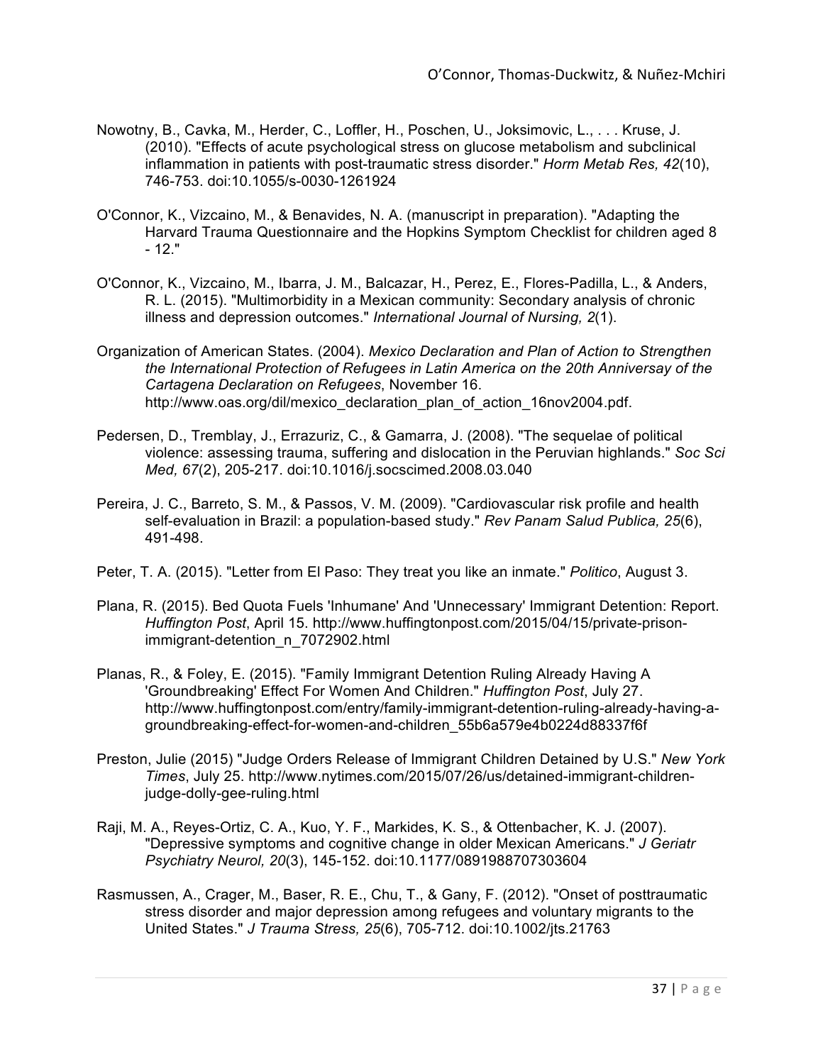Nowotny, B., Cavka, M., Herder, C., Loffler, H., Poschen, U., Joksimovic, L., . . . Kruse, J. (2010). "Effects of acute psychological stress on glucose metabolism and subclinical inflammation in patients with post-traumatic stress disorder." *Horm Metab Res, 42*(10), 746-753. doi:10.1055/s-0030-1261924

O'Connor, K., Vizcaino, M., & Benavides, N. A. (manuscript in preparation). "Adapting the Harvard Trauma Questionnaire and the Hopkins Symptom Checklist for children aged 8 - 12."

O'Connor, K., Vizcaino, M., Ibarra, J. M., Balcazar, H., Perez, E., Flores-Padilla, L., & Anders, R. L. (2015). "Multimorbidity in a Mexican community: Secondary analysis of chronic illness and depression outcomes." *International Journal of Nursing, 2*(1).

Organization of American States. (2004). *Mexico Declaration and Plan of Action to Strengthen the International Protection of Refugees in Latin America on the 20th Anniversay of the Cartagena Declaration on Refugees*, November 16. http://www.oas.org/dil/mexico_declaration_plan_of_action_16nov2004.pdf.

Pedersen, D., Tremblay, J., Errazuriz, C., & Gamarra, J. (2008). "The sequelae of political violence: assessing trauma, suffering and dislocation in the Peruvian highlands." *Soc Sci Med, 67*(2), 205-217. doi:10.1016/j.socscimed.2008.03.040

Pereira, J. C., Barreto, S. M., & Passos, V. M. (2009). "Cardiovascular risk profile and health self-evaluation in Brazil: a population-based study." *Rev Panam Salud Publica, 25*(6), 491-498.

Peter, T. A. (2015). "Letter from El Paso: They treat you like an inmate." *Politico*, August 3.

Plana, R. (2015). Bed Quota Fuels 'Inhumane' And 'Unnecessary' Immigrant Detention: Report. *Huffington Post*, April 15. http://www.huffingtonpost.com/2015/04/15/private-prison-immigrant-detention_n_7072902.html

Planas, R., & Foley, E. (2015). "Family Immigrant Detention Ruling Already Having A 'Groundbreaking' Effect For Women And Children." *Huffington Post*, July 27. http://www.huffingtonpost.com/entry/family-immigrant-detention-ruling-already-having-a-groundbreaking-effect-for-women-and-children_55b6a579e4b0224d88337f6f

Preston, Julie (2015) "Judge Orders Release of Immigrant Children Detained by U.S." *New York Times*, July 25. http://www.nytimes.com/2015/07/26/us/detained-immigrant-children-judge-dolly-gee-ruling.html

Raji, M. A., Reyes-Ortiz, C. A., Kuo, Y. F., Markides, K. S., & Ottenbacher, K. J. (2007). "Depressive symptoms and cognitive change in older Mexican Americans." *J Geriatr Psychiatry Neurol, 20*(3), 145-152. doi:10.1177/0891988707303604

Rasmussen, A., Crager, M., Baser, R. E., Chu, T., & Gany, F. (2012). "Onset of posttraumatic stress disorder and major depression among refugees and voluntary migrants to the United States." *J Trauma Stress, 25*(6), 705-712. doi:10.1002/jts.21763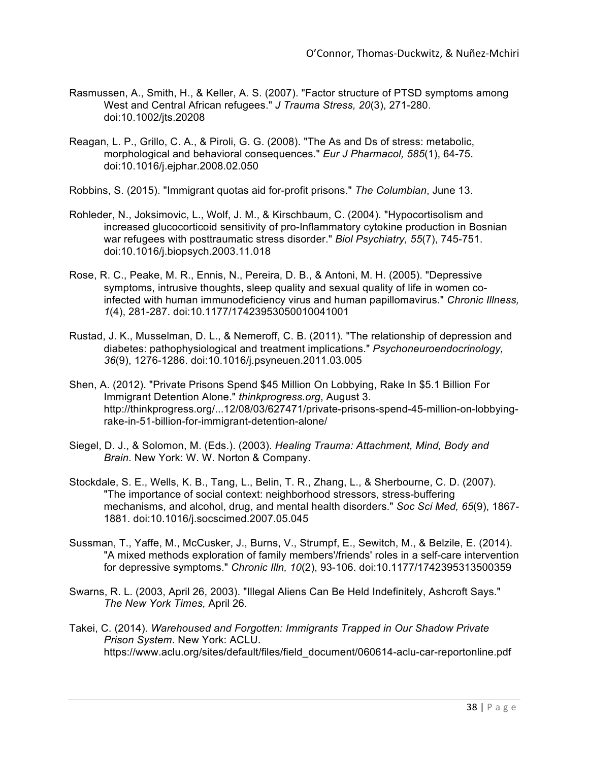Rasmussen, A., Smith, H., & Keller, A. S. (2007). "Factor structure of PTSD symptoms among West and Central African refugees." *J Trauma Stress, 20*(3), 271-280. doi:10.1002/jts.20208

Reagan, L. P., Grillo, C. A., & Piroli, G. G. (2008). "The As and Ds of stress: metabolic, morphological and behavioral consequences." *Eur J Pharmacol, 585*(1), 64-75. doi:10.1016/j.ejphar.2008.02.050

Robbins, S. (2015). "Immigrant quotas aid for-profit prisons." *The Columbian*, June 13.

Rohleder, N., Joksimovic, L., Wolf, J. M., & Kirschbaum, C. (2004). "Hypocortisolism and increased glucocorticoid sensitivity of pro-Inflammatory cytokine production in Bosnian war refugees with posttraumatic stress disorder." *Biol Psychiatry, 55*(7), 745-751. doi:10.1016/j.biopsych.2003.11.018

Rose, R. C., Peake, M. R., Ennis, N., Pereira, D. B., & Antoni, M. H. (2005). "Depressive symptoms, intrusive thoughts, sleep quality and sexual quality of life in women co-infected with human immunodeficiency virus and human papillomavirus." *Chronic Illness, 1*(4), 281-287. doi:10.1177/17423953050010041001

Rustad, J. K., Musselman, D. L., & Nemeroff, C. B. (2011). "The relationship of depression and diabetes: pathophysiological and treatment implications." *Psychoneuroendocrinology, 36*(9), 1276-1286. doi:10.1016/j.psyneuen.2011.03.005

Shen, A. (2012). "Private Prisons Spend $45 Million On Lobbying, Rake In $5.1 Billion For Immigrant Detention Alone." *thinkprogress.org*, August 3. http://thinkprogress.org/...12/08/03/627471/private-prisons-spend-45-million-on-lobbying-rake-in-51-billion-for-immigrant-detention-alone/

Siegel, D. J., & Solomon, M. (Eds.). (2003). *Healing Trauma: Attachment, Mind, Body and Brain*. New York: W. W. Norton & Company.

Stockdale, S. E., Wells, K. B., Tang, L., Belin, T. R., Zhang, L., & Sherbourne, C. D. (2007). "The importance of social context: neighborhood stressors, stress-buffering mechanisms, and alcohol, drug, and mental health disorders." *Soc Sci Med, 65*(9), 1867-1881. doi:10.1016/j.socscimed.2007.05.045

Sussman, T., Yaffe, M., McCusker, J., Burns, V., Strumpf, E., Sewitch, M., & Belzile, E. (2014). "A mixed methods exploration of family members'/friends' roles in a self-care intervention for depressive symptoms." *Chronic Illn, 10*(2), 93-106. doi:10.1177/1742395313500359

Swarns, R. L. (2003, April 26, 2003). "Illegal Aliens Can Be Held Indefinitely, Ashcroft Says." *The New York Times,* April 26.

Takei, C. (2014). *Warehoused and Forgotten: Immigrants Trapped in Our Shadow Private Prison System*. New York: ACLU. https://www.aclu.org/sites/default/files/field_document/060614-aclu-car-reportonline.pdf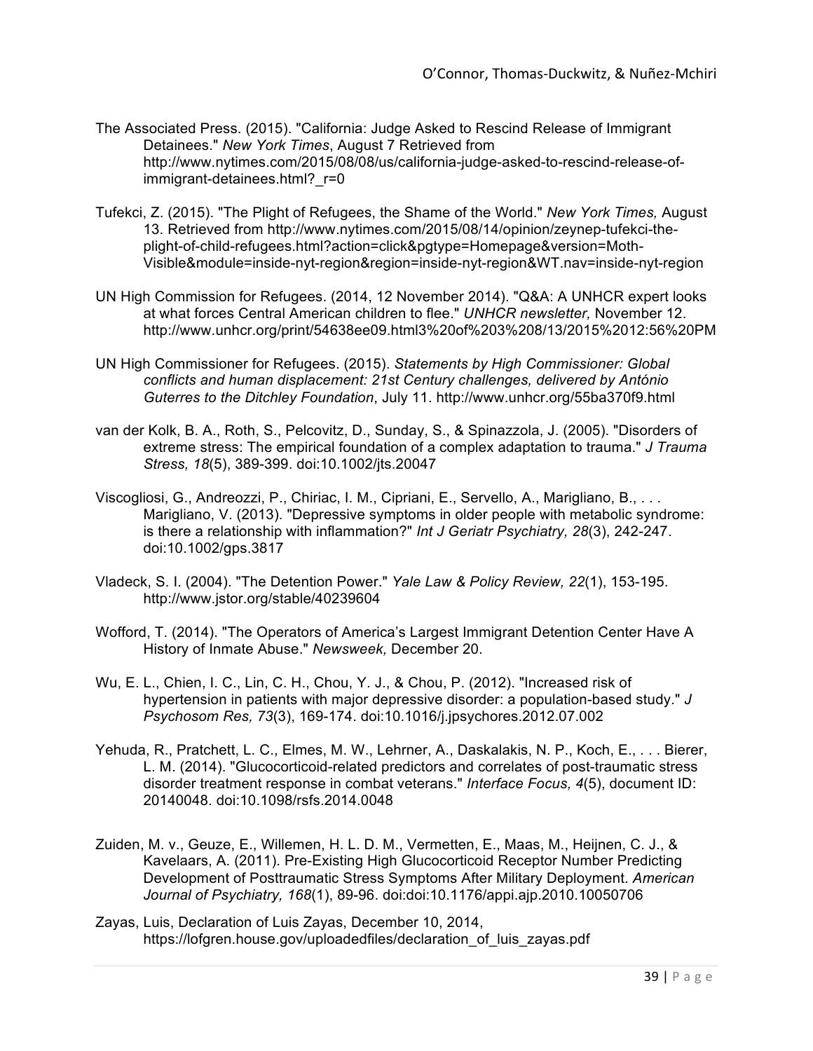The Associated Press. (2015). "California: Judge Asked to Rescind Release of Immigrant Detainees." *New York Times*, August 7 Retrieved from http://www.nytimes.com/2015/08/08/us/california-judge-asked-to-rescind-release-of-immigrant-detainees.html?_r=0

Tufekci, Z. (2015). "The Plight of Refugees, the Shame of the World." *New York Times,* August 13. Retrieved from http://www.nytimes.com/2015/08/14/opinion/zeynep-tufekci-the-plight-of-child-refugees.html?action=click&pgtype=Homepage&version=Moth-Visible&module=inside-nyt-region&region=inside-nyt-region&WT.nav=inside-nyt-region

UN High Commission for Refugees. (2014, 12 November 2014). "Q&A: A UNHCR expert looks at what forces Central American children to flee." *UNHCR newsletter,* November 12. http://www.unhcr.org/print/54638ee09.html3%20of%203%208/13/2015%2012:56%20PM

UN High Commissioner for Refugees. (2015). *Statements by High Commissioner: Global conflicts and human displacement: 21st Century challenges, delivered by António Guterres to the Ditchley Foundation*, July 11. http://www.unhcr.org/55ba370f9.html

van der Kolk, B. A., Roth, S., Pelcovitz, D., Sunday, S., & Spinazzola, J. (2005). "Disorders of extreme stress: The empirical foundation of a complex adaptation to trauma." *J Trauma Stress, 18*(5), 389-399. doi:10.1002/jts.20047

Viscogliosi, G., Andreozzi, P., Chiriac, I. M., Cipriani, E., Servello, A., Marigliano, B., . . . Marigliano, V. (2013). "Depressive symptoms in older people with metabolic syndrome: is there a relationship with inflammation?" *Int J Geriatr Psychiatry, 28*(3), 242-247. doi:10.1002/gps.3817

Vladeck, S. I. (2004). "The Detention Power." *Yale Law & Policy Review, 22*(1), 153-195. http://www.jstor.org/stable/40239604

Wofford, T. (2014). "The Operators of America's Largest Immigrant Detention Center Have A History of Inmate Abuse." *Newsweek,* December 20.

Wu, E. L., Chien, I. C., Lin, C. H., Chou, Y. J., & Chou, P. (2012). "Increased risk of hypertension in patients with major depressive disorder: a population-based study." *J Psychosom Res, 73*(3), 169-174. doi:10.1016/j.jpsychores.2012.07.002

Yehuda, R., Pratchett, L. C., Elmes, M. W., Lehrner, A., Daskalakis, N. P., Koch, E., . . . Bierer, L. M. (2014). "Glucocorticoid-related predictors and correlates of post-traumatic stress disorder treatment response in combat veterans." *Interface Focus, 4*(5), document ID: 20140048. doi:10.1098/rsfs.2014.0048

Zuiden, M. v., Geuze, E., Willemen, H. L. D. M., Vermetten, E., Maas, M., Heijnen, C. J., & Kavelaars, A. (2011). Pre-Existing High Glucocorticoid Receptor Number Predicting Development of Posttraumatic Stress Symptoms After Military Deployment. *American Journal of Psychiatry, 168*(1), 89-96. doi:doi:10.1176/appi.ajp.2010.10050706

Zayas, Luis, Declaration of Luis Zayas, December 10, 2014, https://lofgren.house.gov/uploadedfiles/declaration_of_luis_zayas.pdf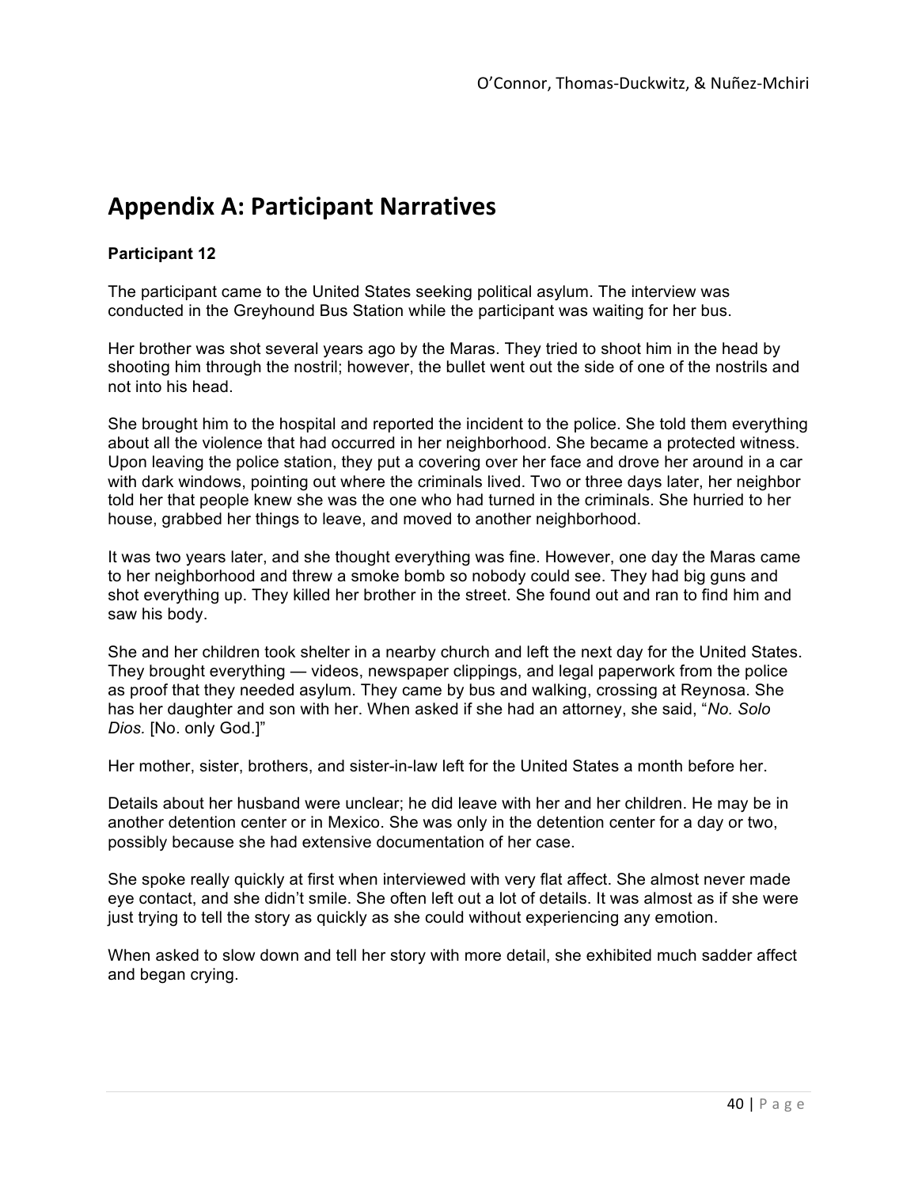# Appendix A: Participant Narratives

**Participant 12**

The participant came to the United States seeking political asylum. The interview was conducted in the Greyhound Bus Station while the participant was waiting for her bus.

Her brother was shot several years ago by the Maras. They tried to shoot him in the head by shooting him through the nostril; however, the bullet went out the side of one of the nostrils and not into his head.

She brought him to the hospital and reported the incident to the police. She told them everything about all the violence that had occurred in her neighborhood. She became a protected witness. Upon leaving the police station, they put a covering over her face and drove her around in a car with dark windows, pointing out where the criminals lived. Two or three days later, her neighbor told her that people knew she was the one who had turned in the criminals. She hurried to her house, grabbed her things to leave, and moved to another neighborhood.

It was two years later, and she thought everything was fine. However, one day the Maras came to her neighborhood and threw a smoke bomb so nobody could see. They had big guns and shot everything up. They killed her brother in the street. She found out and ran to find him and saw his body.

She and her children took shelter in a nearby church and left the next day for the United States. They brought everything — videos, newspaper clippings, and legal paperwork from the police as proof that they needed asylum. They came by bus and walking, crossing at Reynosa. She has her daughter and son with her. When asked if she had an attorney, she said, "*No. Solo Dios.* [No. only God.]"

Her mother, sister, brothers, and sister-in-law left for the United States a month before her.

Details about her husband were unclear; he did leave with her and her children. He may be in another detention center or in Mexico. She was only in the detention center for a day or two, possibly because she had extensive documentation of her case.

She spoke really quickly at first when interviewed with very flat affect. She almost never made eye contact, and she didn't smile. She often left out a lot of details. It was almost as if she were just trying to tell the story as quickly as she could without experiencing any emotion.

When asked to slow down and tell her story with more detail, she exhibited much sadder affect and began crying.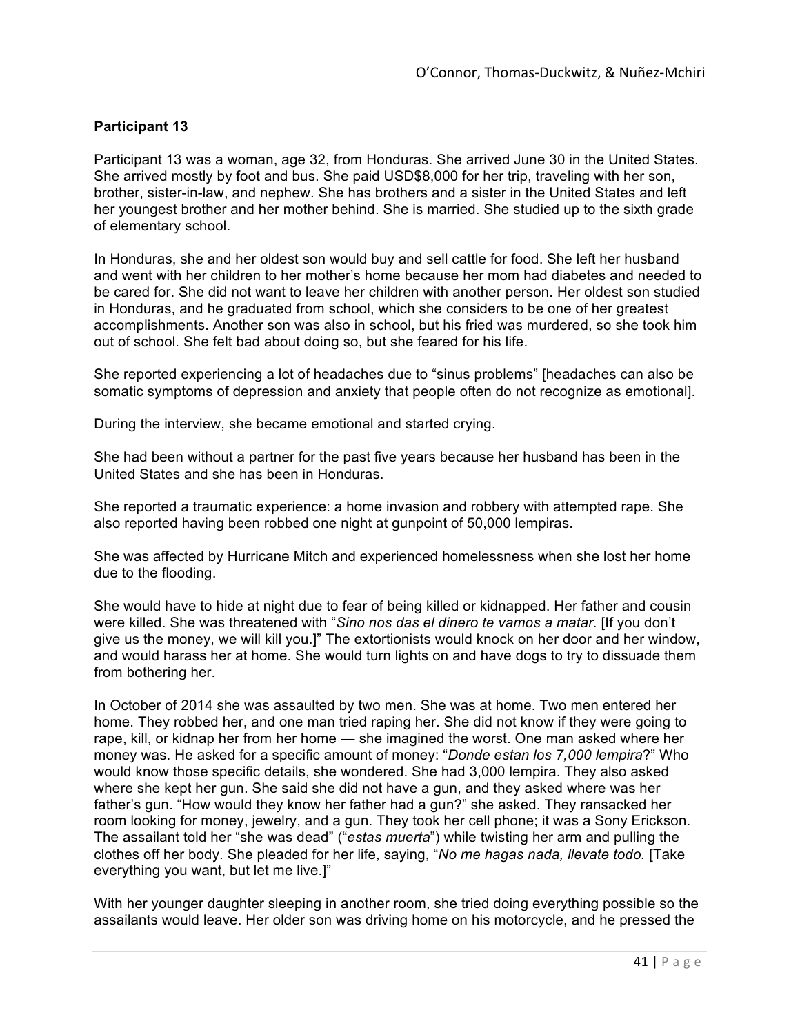**Participant 13**

Participant 13 was a woman, age 32, from Honduras. She arrived June 30 in the United States. She arrived mostly by foot and bus. She paid USD$8,000 for her trip, traveling with her son, brother, sister-in-law, and nephew. She has brothers and a sister in the United States and left her youngest brother and her mother behind. She is married. She studied up to the sixth grade of elementary school.

In Honduras, she and her oldest son would buy and sell cattle for food. She left her husband and went with her children to her mother's home because her mom had diabetes and needed to be cared for. She did not want to leave her children with another person. Her oldest son studied in Honduras, and he graduated from school, which she considers to be one of her greatest accomplishments. Another son was also in school, but his fried was murdered, so she took him out of school. She felt bad about doing so, but she feared for his life.

She reported experiencing a lot of headaches due to "sinus problems" [headaches can also be somatic symptoms of depression and anxiety that people often do not recognize as emotional].

During the interview, she became emotional and started crying.

She had been without a partner for the past five years because her husband has been in the United States and she has been in Honduras.

She reported a traumatic experience: a home invasion and robbery with attempted rape. She also reported having been robbed one night at gunpoint of 50,000 lempiras.

She was affected by Hurricane Mitch and experienced homelessness when she lost her home due to the flooding.

She would have to hide at night due to fear of being killed or kidnapped. Her father and cousin were killed. She was threatened with "*Sino nos das el dinero te vamos a matar.* [If you don't give us the money, we will kill you.]" The extortionists would knock on her door and her window, and would harass her at home. She would turn lights on and have dogs to try to dissuade them from bothering her.

In October of 2014 she was assaulted by two men. She was at home. Two men entered her home. They robbed her, and one man tried raping her. She did not know if they were going to rape, kill, or kidnap her from her home — she imagined the worst. One man asked where her money was. He asked for a specific amount of money: "*Donde estan los 7,000 lempira*?" Who would know those specific details, she wondered. She had 3,000 lempira. They also asked where she kept her gun. She said she did not have a gun, and they asked where was her father's gun. "How would they know her father had a gun?" she asked. They ransacked her room looking for money, jewelry, and a gun. They took her cell phone; it was a Sony Erickson. The assailant told her "she was dead" ("*estas muerta*") while twisting her arm and pulling the clothes off her body. She pleaded for her life, saying, "*No me hagas nada, llevate todo.* [Take everything you want, but let me live.]"

With her younger daughter sleeping in another room, she tried doing everything possible so the assailants would leave. Her older son was driving home on his motorcycle, and he pressed the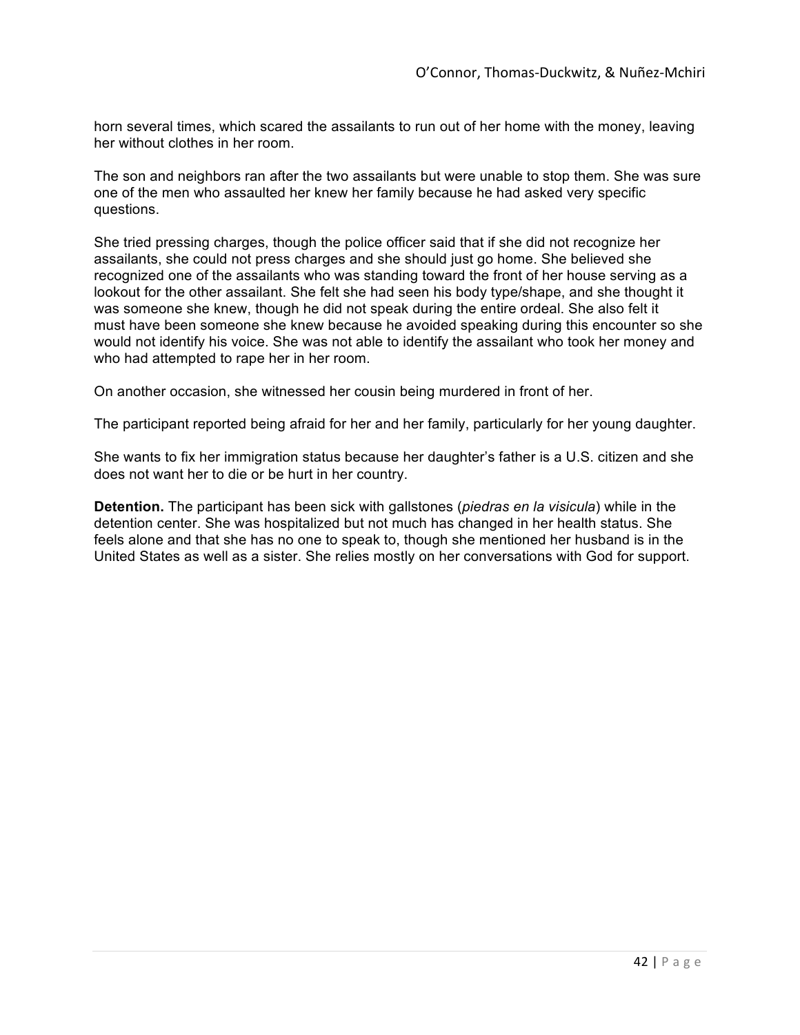horn several times, which scared the assailants to run out of her home with the money, leaving her without clothes in her room.

The son and neighbors ran after the two assailants but were unable to stop them. She was sure one of the men who assaulted her knew her family because he had asked very specific questions.

She tried pressing charges, though the police officer said that if she did not recognize her assailants, she could not press charges and she should just go home. She believed she recognized one of the assailants who was standing toward the front of her house serving as a lookout for the other assailant. She felt she had seen his body type/shape, and she thought it was someone she knew, though he did not speak during the entire ordeal. She also felt it must have been someone she knew because he avoided speaking during this encounter so she would not identify his voice. She was not able to identify the assailant who took her money and who had attempted to rape her in her room.

On another occasion, she witnessed her cousin being murdered in front of her.

The participant reported being afraid for her and her family, particularly for her young daughter.

She wants to fix her immigration status because her daughter's father is a U.S. citizen and she does not want her to die or be hurt in her country.

**Detention.** The participant has been sick with gallstones (*piedras en la visicula*) while in the detention center. She was hospitalized but not much has changed in her health status. She feels alone and that she has no one to speak to, though she mentioned her husband is in the United States as well as a sister. She relies mostly on her conversations with God for support.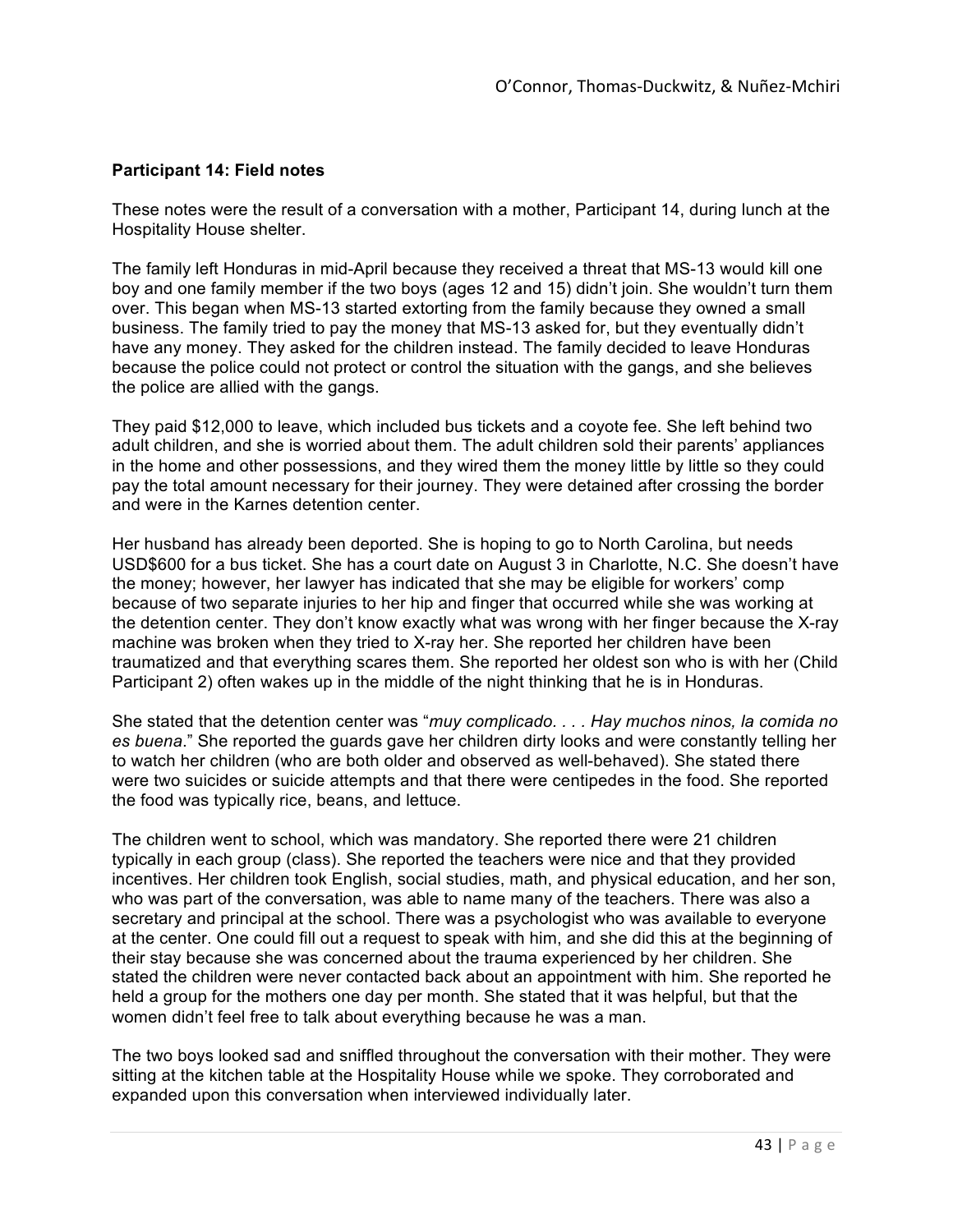**Participant 14: Field notes**

These notes were the result of a conversation with a mother, Participant 14, during lunch at the Hospitality House shelter.

The family left Honduras in mid-April because they received a threat that MS-13 would kill one boy and one family member if the two boys (ages 12 and 15) didn't join. She wouldn't turn them over. This began when MS-13 started extorting from the family because they owned a small business. The family tried to pay the money that MS-13 asked for, but they eventually didn't have any money. They asked for the children instead. The family decided to leave Honduras because the police could not protect or control the situation with the gangs, and she believes the police are allied with the gangs.

They paid $12,000 to leave, which included bus tickets and a coyote fee. She left behind two adult children, and she is worried about them. The adult children sold their parents' appliances in the home and other possessions, and they wired them the money little by little so they could pay the total amount necessary for their journey. They were detained after crossing the border and were in the Karnes detention center.

Her husband has already been deported. She is hoping to go to North Carolina, but needs USD$600 for a bus ticket. She has a court date on August 3 in Charlotte, N.C. She doesn't have the money; however, her lawyer has indicated that she may be eligible for workers' comp because of two separate injuries to her hip and finger that occurred while she was working at the detention center. They don't know exactly what was wrong with her finger because the X-ray machine was broken when they tried to X-ray her. She reported her children have been traumatized and that everything scares them. She reported her oldest son who is with her (Child Participant 2) often wakes up in the middle of the night thinking that he is in Honduras.

She stated that the detention center was "*muy complicado. . . . Hay muchos ninos, la comida no es buena*." She reported the guards gave her children dirty looks and were constantly telling her to watch her children (who are both older and observed as well-behaved). She stated there were two suicides or suicide attempts and that there were centipedes in the food. She reported the food was typically rice, beans, and lettuce.

The children went to school, which was mandatory. She reported there were 21 children typically in each group (class). She reported the teachers were nice and that they provided incentives. Her children took English, social studies, math, and physical education, and her son, who was part of the conversation, was able to name many of the teachers. There was also a secretary and principal at the school. There was a psychologist who was available to everyone at the center. One could fill out a request to speak with him, and she did this at the beginning of their stay because she was concerned about the trauma experienced by her children. She stated the children were never contacted back about an appointment with him. She reported he held a group for the mothers one day per month. She stated that it was helpful, but that the women didn't feel free to talk about everything because he was a man.

The two boys looked sad and sniffled throughout the conversation with their mother. They were sitting at the kitchen table at the Hospitality House while we spoke. They corroborated and expanded upon this conversation when interviewed individually later.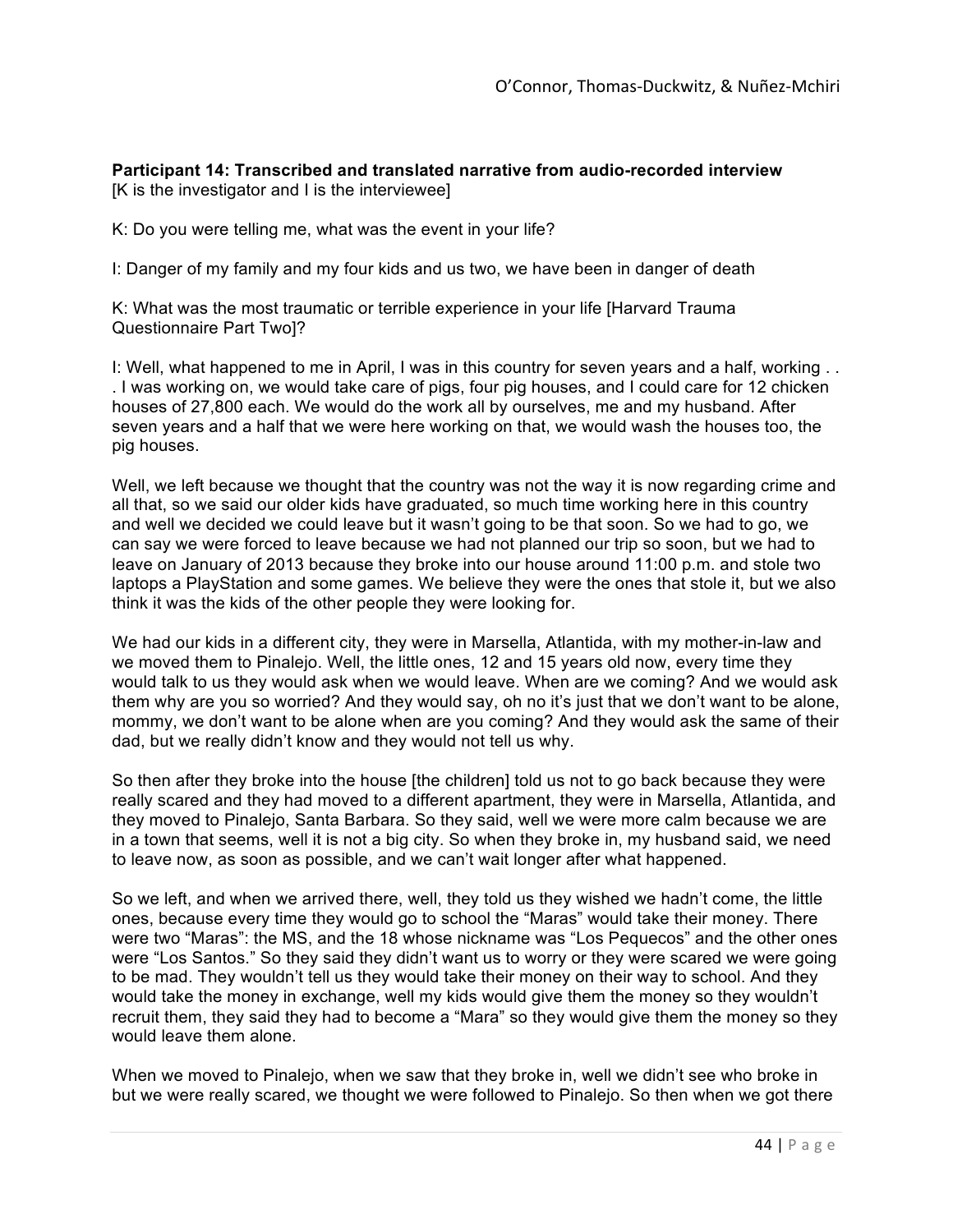**Participant 14: Transcribed and translated narrative from audio-recorded interview**
[K is the investigator and I is the interviewee]

K: Do you were telling me, what was the event in your life?

I: Danger of my family and my four kids and us two, we have been in danger of death

K: What was the most traumatic or terrible experience in your life [Harvard Trauma Questionnaire Part Two]?

I: Well, what happened to me in April, I was in this country for seven years and a half, working . . . I was working on, we would take care of pigs, four pig houses, and I could care for 12 chicken houses of 27,800 each. We would do the work all by ourselves, me and my husband. After seven years and a half that we were here working on that, we would wash the houses too, the pig houses.

Well, we left because we thought that the country was not the way it is now regarding crime and all that, so we said our older kids have graduated, so much time working here in this country and well we decided we could leave but it wasn't going to be that soon. So we had to go, we can say we were forced to leave because we had not planned our trip so soon, but we had to leave on January of 2013 because they broke into our house around 11:00 p.m. and stole two laptops a PlayStation and some games. We believe they were the ones that stole it, but we also think it was the kids of the other people they were looking for.

We had our kids in a different city, they were in Marsella, Atlantida, with my mother-in-law and we moved them to Pinalejo. Well, the little ones, 12 and 15 years old now, every time they would talk to us they would ask when we would leave. When are we coming? And we would ask them why are you so worried? And they would say, oh no it's just that we don't want to be alone, mommy, we don't want to be alone when are you coming? And they would ask the same of their dad, but we really didn't know and they would not tell us why.

So then after they broke into the house [the children] told us not to go back because they were really scared and they had moved to a different apartment, they were in Marsella, Atlantida, and they moved to Pinalejo, Santa Barbara. So they said, well we were more calm because we are in a town that seems, well it is not a big city. So when they broke in, my husband said, we need to leave now, as soon as possible, and we can't wait longer after what happened.

So we left, and when we arrived there, well, they told us they wished we hadn't come, the little ones, because every time they would go to school the "Maras" would take their money. There were two "Maras": the MS, and the 18 whose nickname was "Los Pequecos" and the other ones were "Los Santos." So they said they didn't want us to worry or they were scared we were going to be mad. They wouldn't tell us they would take their money on their way to school. And they would take the money in exchange, well my kids would give them the money so they wouldn't recruit them, they said they had to become a "Mara" so they would give them the money so they would leave them alone.

When we moved to Pinalejo, when we saw that they broke in, well we didn't see who broke in but we were really scared, we thought we were followed to Pinalejo. So then when we got there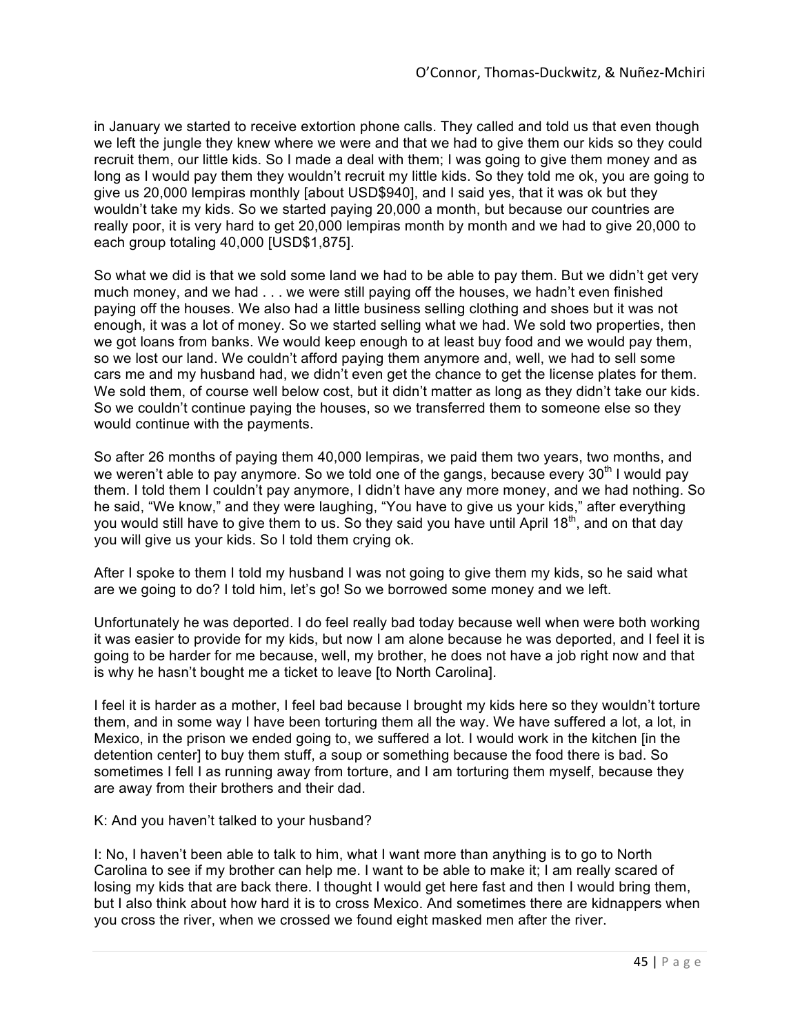in January we started to receive extortion phone calls. They called and told us that even though we left the jungle they knew where we were and that we had to give them our kids so they could recruit them, our little kids. So I made a deal with them; I was going to give them money and as long as I would pay them they wouldn't recruit my little kids. So they told me ok, you are going to give us 20,000 lempiras monthly [about USD$940], and I said yes, that it was ok but they wouldn't take my kids. So we started paying 20,000 a month, but because our countries are really poor, it is very hard to get 20,000 lempiras month by month and we had to give 20,000 to each group totaling 40,000 [USD$1,875].

So what we did is that we sold some land we had to be able to pay them. But we didn't get very much money, and we had . . . we were still paying off the houses, we hadn't even finished paying off the houses. We also had a little business selling clothing and shoes but it was not enough, it was a lot of money. So we started selling what we had. We sold two properties, then we got loans from banks. We would keep enough to at least buy food and we would pay them, so we lost our land. We couldn't afford paying them anymore and, well, we had to sell some cars me and my husband had, we didn't even get the chance to get the license plates for them. We sold them, of course well below cost, but it didn't matter as long as they didn't take our kids. So we couldn't continue paying the houses, so we transferred them to someone else so they would continue with the payments.

So after 26 months of paying them 40,000 lempiras, we paid them two years, two months, and we weren't able to pay anymore. So we told one of the gangs, because every 30th I would pay them. I told them I couldn't pay anymore, I didn't have any more money, and we had nothing. So he said, "We know," and they were laughing, "You have to give us your kids," after everything you would still have to give them to us. So they said you have until April 18th, and on that day you will give us your kids. So I told them crying ok.

After I spoke to them I told my husband I was not going to give them my kids, so he said what are we going to do? I told him, let's go! So we borrowed some money and we left.

Unfortunately he was deported. I do feel really bad today because well when were both working it was easier to provide for my kids, but now I am alone because he was deported, and I feel it is going to be harder for me because, well, my brother, he does not have a job right now and that is why he hasn't bought me a ticket to leave [to North Carolina].

I feel it is harder as a mother, I feel bad because I brought my kids here so they wouldn't torture them, and in some way I have been torturing them all the way. We have suffered a lot, a lot, in Mexico, in the prison we ended going to, we suffered a lot. I would work in the kitchen [in the detention center] to buy them stuff, a soup or something because the food there is bad. So sometimes I fell I as running away from torture, and I am torturing them myself, because they are away from their brothers and their dad.

K: And you haven't talked to your husband?

I: No, I haven't been able to talk to him, what I want more than anything is to go to North Carolina to see if my brother can help me. I want to be able to make it; I am really scared of losing my kids that are back there. I thought I would get here fast and then I would bring them, but I also think about how hard it is to cross Mexico. And sometimes there are kidnappers when you cross the river, when we crossed we found eight masked men after the river.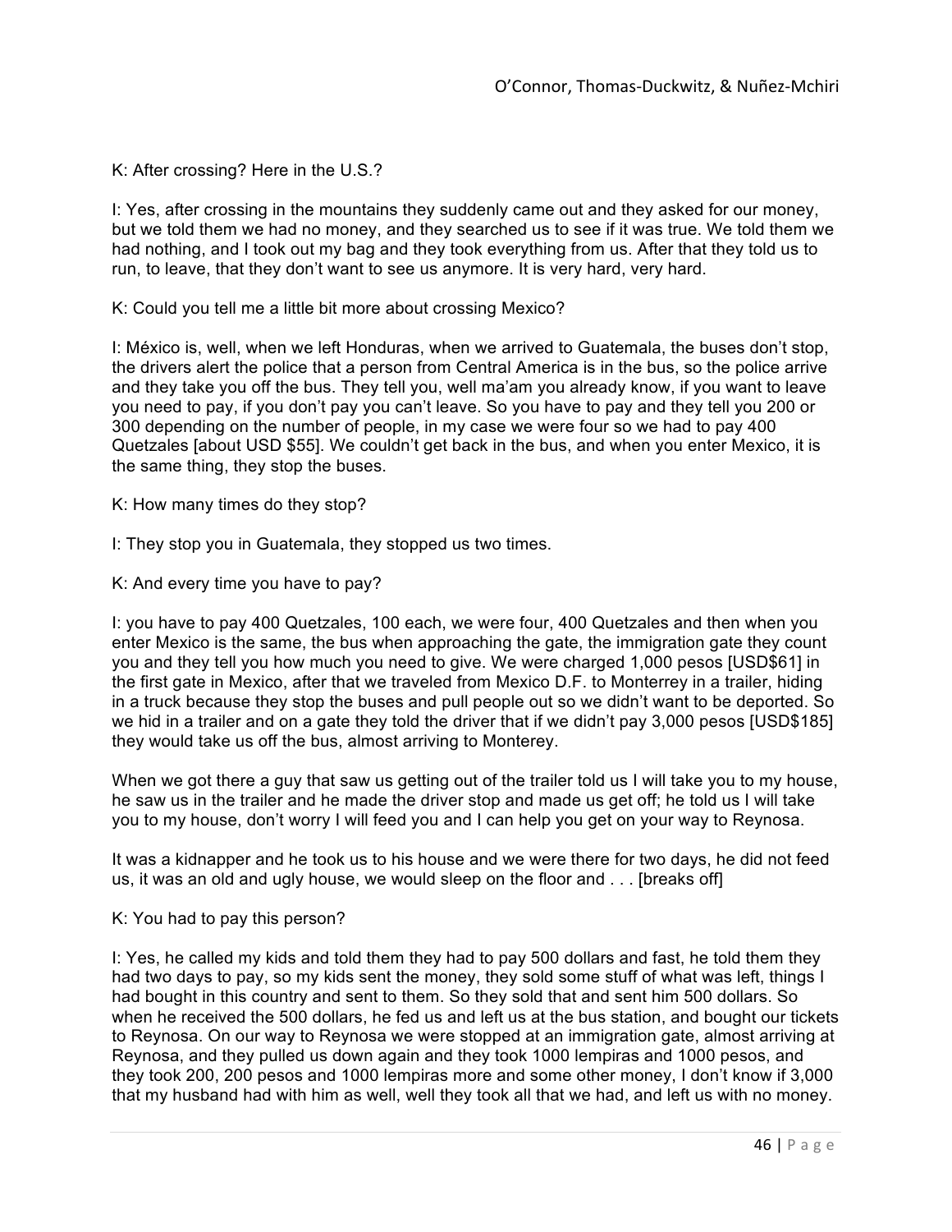K: After crossing? Here in the U.S.?

I: Yes, after crossing in the mountains they suddenly came out and they asked for our money, but we told them we had no money, and they searched us to see if it was true. We told them we had nothing, and I took out my bag and they took everything from us. After that they told us to run, to leave, that they don't want to see us anymore. It is very hard, very hard.

K: Could you tell me a little bit more about crossing Mexico?

I: México is, well, when we left Honduras, when we arrived to Guatemala, the buses don't stop, the drivers alert the police that a person from Central America is in the bus, so the police arrive and they take you off the bus. They tell you, well ma'am you already know, if you want to leave you need to pay, if you don't pay you can't leave. So you have to pay and they tell you 200 or 300 depending on the number of people, in my case we were four so we had to pay 400 Quetzales [about USD $55]. We couldn't get back in the bus, and when you enter Mexico, it is the same thing, they stop the buses.

K: How many times do they stop?

I: They stop you in Guatemala, they stopped us two times.

K: And every time you have to pay?

I: you have to pay 400 Quetzales, 100 each, we were four, 400 Quetzales and then when you enter Mexico is the same, the bus when approaching the gate, the immigration gate they count you and they tell you how much you need to give. We were charged 1,000 pesos [USD$61] in the first gate in Mexico, after that we traveled from Mexico D.F. to Monterrey in a trailer, hiding in a truck because they stop the buses and pull people out so we didn't want to be deported. So we hid in a trailer and on a gate they told the driver that if we didn't pay 3,000 pesos [USD$185] they would take us off the bus, almost arriving to Monterey.

When we got there a guy that saw us getting out of the trailer told us I will take you to my house, he saw us in the trailer and he made the driver stop and made us get off; he told us I will take you to my house, don't worry I will feed you and I can help you get on your way to Reynosa.

It was a kidnapper and he took us to his house and we were there for two days, he did not feed us, it was an old and ugly house, we would sleep on the floor and . . . [breaks off]

K: You had to pay this person?

I: Yes, he called my kids and told them they had to pay 500 dollars and fast, he told them they had two days to pay, so my kids sent the money, they sold some stuff of what was left, things I had bought in this country and sent to them. So they sold that and sent him 500 dollars. So when he received the 500 dollars, he fed us and left us at the bus station, and bought our tickets to Reynosa. On our way to Reynosa we were stopped at an immigration gate, almost arriving at Reynosa, and they pulled us down again and they took 1000 lempiras and 1000 pesos, and they took 200, 200 pesos and 1000 lempiras more and some other money, I don't know if 3,000 that my husband had with him as well, well they took all that we had, and left us with no money.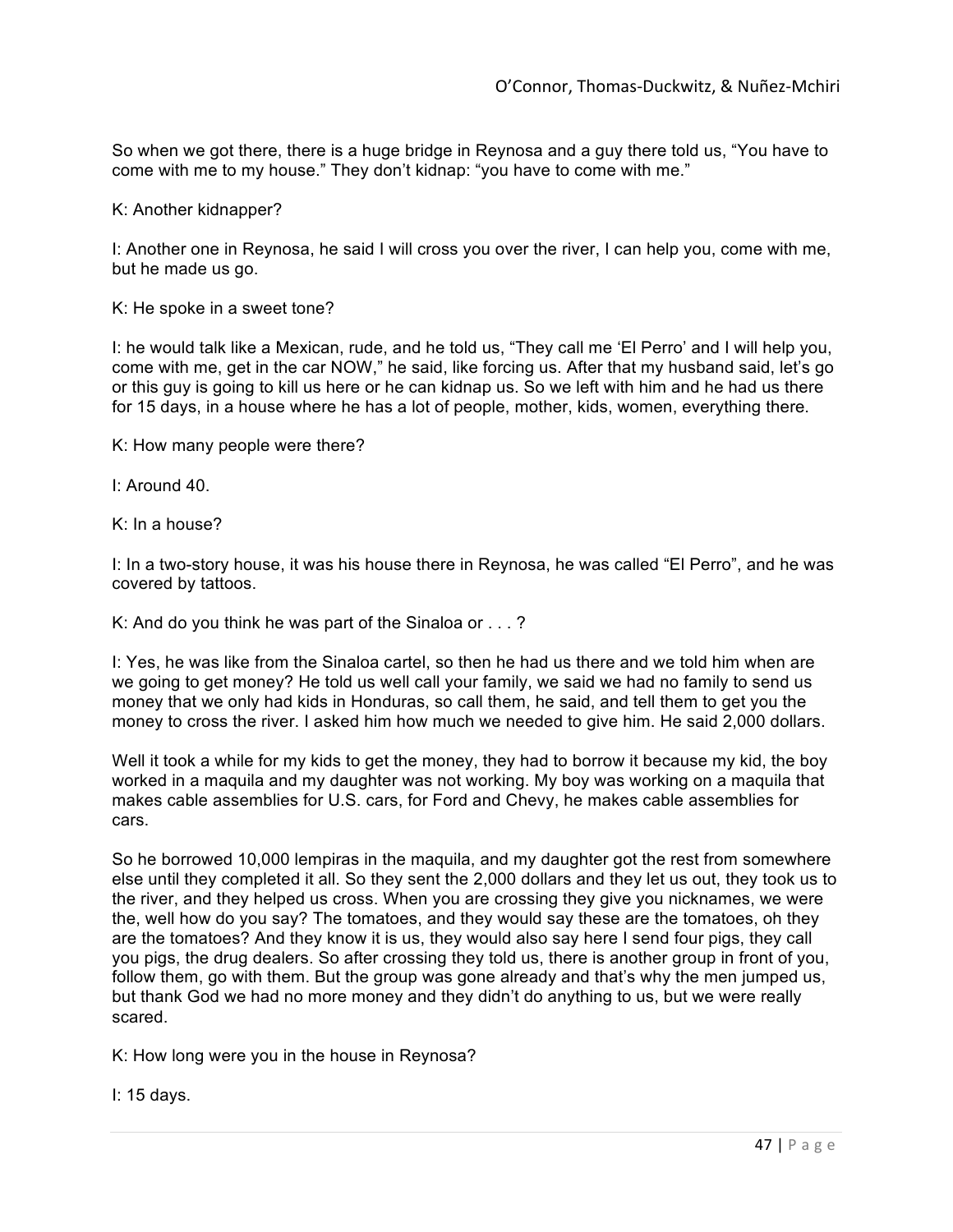So when we got there, there is a huge bridge in Reynosa and a guy there told us, “You have to come with me to my house.” They don’t kidnap: “you have to come with me.”

K: Another kidnapper?

I: Another one in Reynosa, he said I will cross you over the river, I can help you, come with me, but he made us go.

K: He spoke in a sweet tone?

I: he would talk like a Mexican, rude, and he told us, “They call me ‘El Perro’ and I will help you, come with me, get in the car NOW,” he said, like forcing us. After that my husband said, let’s go or this guy is going to kill us here or he can kidnap us. So we left with him and he had us there for 15 days, in a house where he has a lot of people, mother, kids, women, everything there.

K: How many people were there?

I: Around 40.

K: In a house?

I: In a two-story house, it was his house there in Reynosa, he was called “El Perro”, and he was covered by tattoos.

K: And do you think he was part of the Sinaloa or . . . ?

I: Yes, he was like from the Sinaloa cartel, so then he had us there and we told him when are we going to get money? He told us well call your family, we said we had no family to send us money that we only had kids in Honduras, so call them, he said, and tell them to get you the money to cross the river. I asked him how much we needed to give him. He said 2,000 dollars.

Well it took a while for my kids to get the money, they had to borrow it because my kid, the boy worked in a maquila and my daughter was not working. My boy was working on a maquila that makes cable assemblies for U.S. cars, for Ford and Chevy, he makes cable assemblies for cars.

So he borrowed 10,000 lempiras in the maquila, and my daughter got the rest from somewhere else until they completed it all. So they sent the 2,000 dollars and they let us out, they took us to the river, and they helped us cross. When you are crossing they give you nicknames, we were the, well how do you say? The tomatoes, and they would say these are the tomatoes, oh they are the tomatoes? And they know it is us, they would also say here I send four pigs, they call you pigs, the drug dealers. So after crossing they told us, there is another group in front of you, follow them, go with them. But the group was gone already and that’s why the men jumped us, but thank God we had no more money and they didn’t do anything to us, but we were really scared.

K: How long were you in the house in Reynosa?

I: 15 days.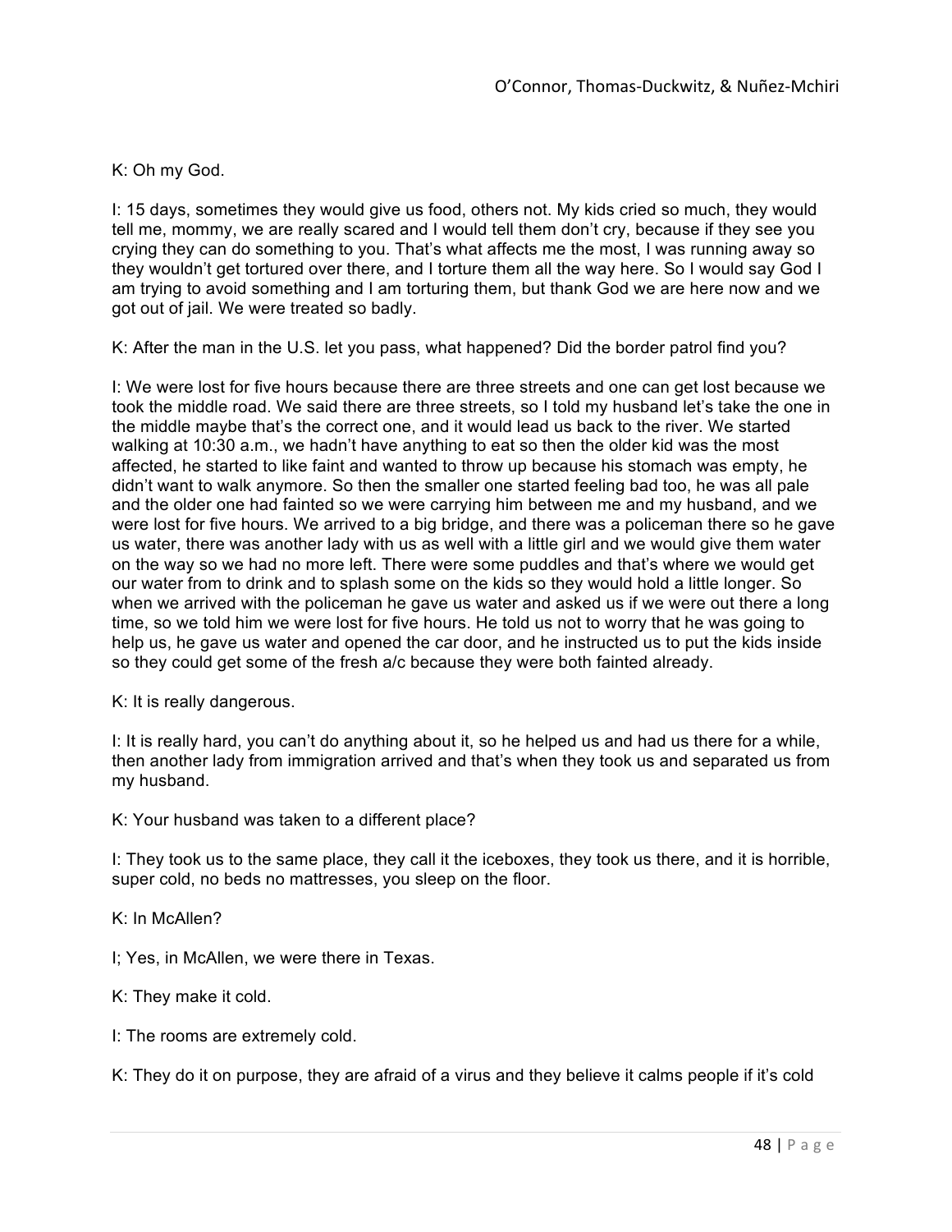K: Oh my God.

I: 15 days, sometimes they would give us food, others not. My kids cried so much, they would tell me, mommy, we are really scared and I would tell them don't cry, because if they see you crying they can do something to you. That's what affects me the most, I was running away so they wouldn't get tortured over there, and I torture them all the way here. So I would say God I am trying to avoid something and I am torturing them, but thank God we are here now and we got out of jail. We were treated so badly.

K: After the man in the U.S. let you pass, what happened? Did the border patrol find you?

I: We were lost for five hours because there are three streets and one can get lost because we took the middle road. We said there are three streets, so I told my husband let's take the one in the middle maybe that's the correct one, and it would lead us back to the river. We started walking at 10:30 a.m., we hadn't have anything to eat so then the older kid was the most affected, he started to like faint and wanted to throw up because his stomach was empty, he didn't want to walk anymore. So then the smaller one started feeling bad too, he was all pale and the older one had fainted so we were carrying him between me and my husband, and we were lost for five hours. We arrived to a big bridge, and there was a policeman there so he gave us water, there was another lady with us as well with a little girl and we would give them water on the way so we had no more left. There were some puddles and that's where we would get our water from to drink and to splash some on the kids so they would hold a little longer. So when we arrived with the policeman he gave us water and asked us if we were out there a long time, so we told him we were lost for five hours. He told us not to worry that he was going to help us, he gave us water and opened the car door, and he instructed us to put the kids inside so they could get some of the fresh a/c because they were both fainted already.

K: It is really dangerous.

I: It is really hard, you can't do anything about it, so he helped us and had us there for a while, then another lady from immigration arrived and that's when they took us and separated us from my husband.

K: Your husband was taken to a different place?

I: They took us to the same place, they call it the iceboxes, they took us there, and it is horrible, super cold, no beds no mattresses, you sleep on the floor.

K: In McAllen?

I; Yes, in McAllen, we were there in Texas.

K: They make it cold.

I: The rooms are extremely cold.

K: They do it on purpose, they are afraid of a virus and they believe it calms people if it's cold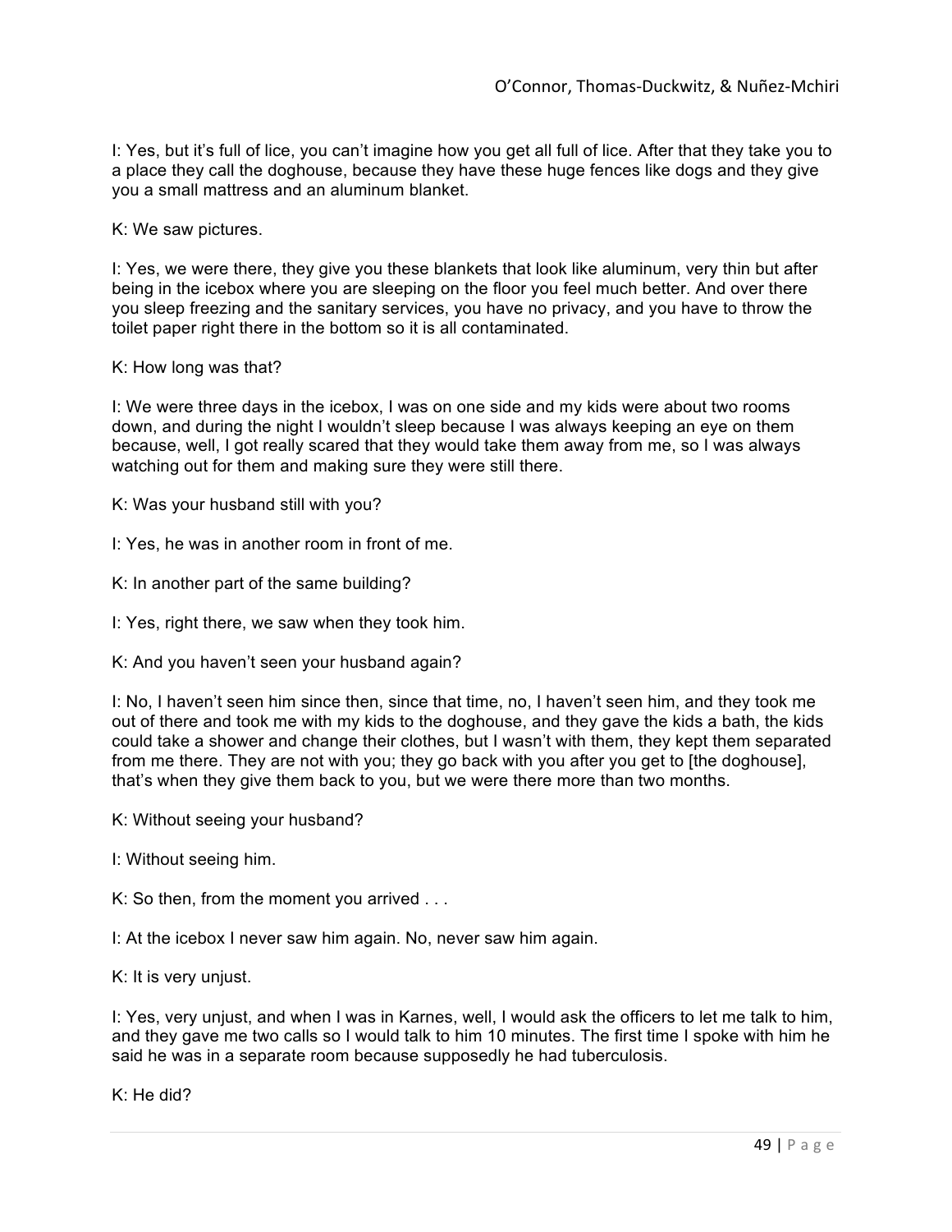I: Yes, but it's full of lice, you can't imagine how you get all full of lice. After that they take you to a place they call the doghouse, because they have these huge fences like dogs and they give you a small mattress and an aluminum blanket.

K: We saw pictures.

I: Yes, we were there, they give you these blankets that look like aluminum, very thin but after being in the icebox where you are sleeping on the floor you feel much better. And over there you sleep freezing and the sanitary services, you have no privacy, and you have to throw the toilet paper right there in the bottom so it is all contaminated.

K: How long was that?

I: We were three days in the icebox, I was on one side and my kids were about two rooms down, and during the night I wouldn't sleep because I was always keeping an eye on them because, well, I got really scared that they would take them away from me, so I was always watching out for them and making sure they were still there.

K: Was your husband still with you?

I: Yes, he was in another room in front of me.

K: In another part of the same building?

I: Yes, right there, we saw when they took him.

K: And you haven't seen your husband again?

I: No, I haven't seen him since then, since that time, no, I haven't seen him, and they took me out of there and took me with my kids to the doghouse, and they gave the kids a bath, the kids could take a shower and change their clothes, but I wasn't with them, they kept them separated from me there. They are not with you; they go back with you after you get to [the doghouse], that's when they give them back to you, but we were there more than two months.

K: Without seeing your husband?

I: Without seeing him.

K: So then, from the moment you arrived . . .

I: At the icebox I never saw him again. No, never saw him again.

K: It is very unjust.

I: Yes, very unjust, and when I was in Karnes, well, I would ask the officers to let me talk to him, and they gave me two calls so I would talk to him 10 minutes. The first time I spoke with him he said he was in a separate room because supposedly he had tuberculosis.

K: He did?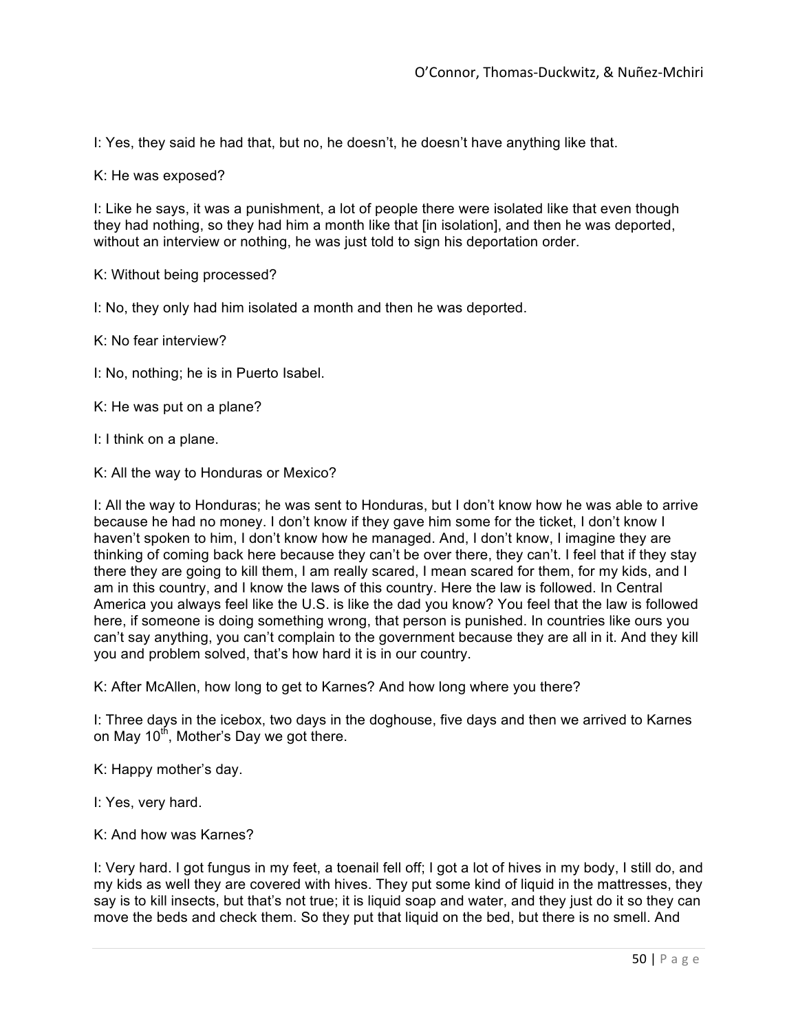I: Yes, they said he had that, but no, he doesn't, he doesn't have anything like that.

K: He was exposed?

I: Like he says, it was a punishment, a lot of people there were isolated like that even though they had nothing, so they had him a month like that [in isolation], and then he was deported, without an interview or nothing, he was just told to sign his deportation order.

K: Without being processed?

I: No, they only had him isolated a month and then he was deported.

K: No fear interview?

I: No, nothing; he is in Puerto Isabel.

K: He was put on a plane?

I: I think on a plane.

K: All the way to Honduras or Mexico?

I: All the way to Honduras; he was sent to Honduras, but I don't know how he was able to arrive because he had no money. I don't know if they gave him some for the ticket, I don't know I haven't spoken to him, I don't know how he managed. And, I don't know, I imagine they are thinking of coming back here because they can't be over there, they can't. I feel that if they stay there they are going to kill them, I am really scared, I mean scared for them, for my kids, and I am in this country, and I know the laws of this country. Here the law is followed. In Central America you always feel like the U.S. is like the dad you know? You feel that the law is followed here, if someone is doing something wrong, that person is punished. In countries like ours you can't say anything, you can't complain to the government because they are all in it. And they kill you and problem solved, that's how hard it is in our country.

K: After McAllen, how long to get to Karnes? And how long where you there?

I: Three days in the icebox, two days in the doghouse, five days and then we arrived to Karnes on May 10th, Mother's Day we got there.

K: Happy mother's day.

I: Yes, very hard.

K: And how was Karnes?

I: Very hard. I got fungus in my feet, a toenail fell off; I got a lot of hives in my body, I still do, and my kids as well they are covered with hives. They put some kind of liquid in the mattresses, they say is to kill insects, but that's not true; it is liquid soap and water, and they just do it so they can move the beds and check them. So they put that liquid on the bed, but there is no smell. And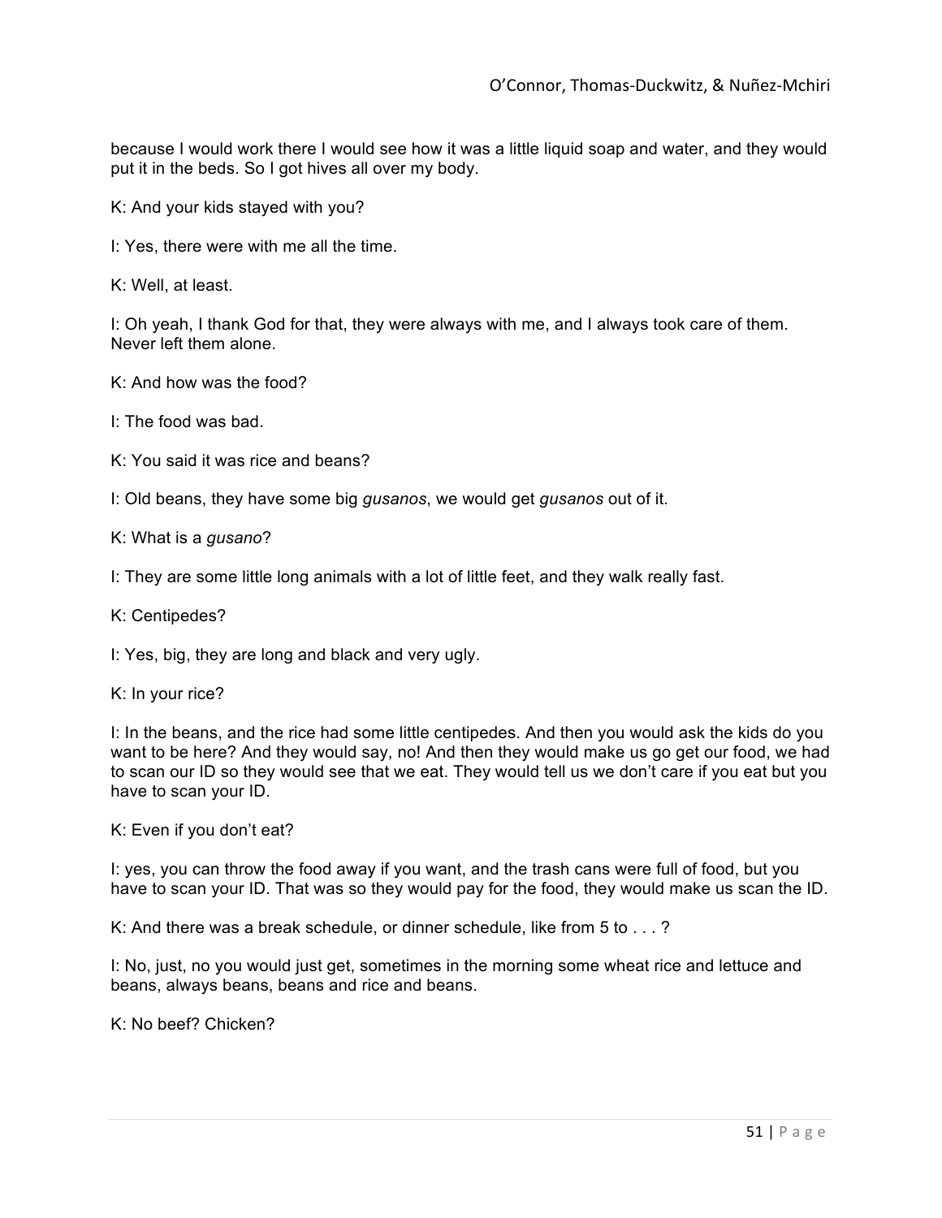because I would work there I would see how it was a little liquid soap and water, and they would put it in the beds. So I got hives all over my body.

K: And your kids stayed with you?

I: Yes, there were with me all the time.

K: Well, at least.

I: Oh yeah, I thank God for that, they were always with me, and I always took care of them. Never left them alone.

K: And how was the food?

I: The food was bad.

K: You said it was rice and beans?

I: Old beans, they have some big *gusanos*, we would get *gusanos* out of it.

K: What is a *gusano*?

I: They are some little long animals with a lot of little feet, and they walk really fast.

K: Centipedes?

I: Yes, big, they are long and black and very ugly.

K: In your rice?

I: In the beans, and the rice had some little centipedes. And then you would ask the kids do you want to be here? And they would say, no! And then they would make us go get our food, we had to scan our ID so they would see that we eat. They would tell us we don't care if you eat but you have to scan your ID.

K: Even if you don't eat?

I: yes, you can throw the food away if you want, and the trash cans were full of food, but you have to scan your ID. That was so they would pay for the food, they would make us scan the ID.

K: And there was a break schedule, or dinner schedule, like from 5 to . . . ?

I: No, just, no you would just get, sometimes in the morning some wheat rice and lettuce and beans, always beans, beans and rice and beans.

K: No beef? Chicken?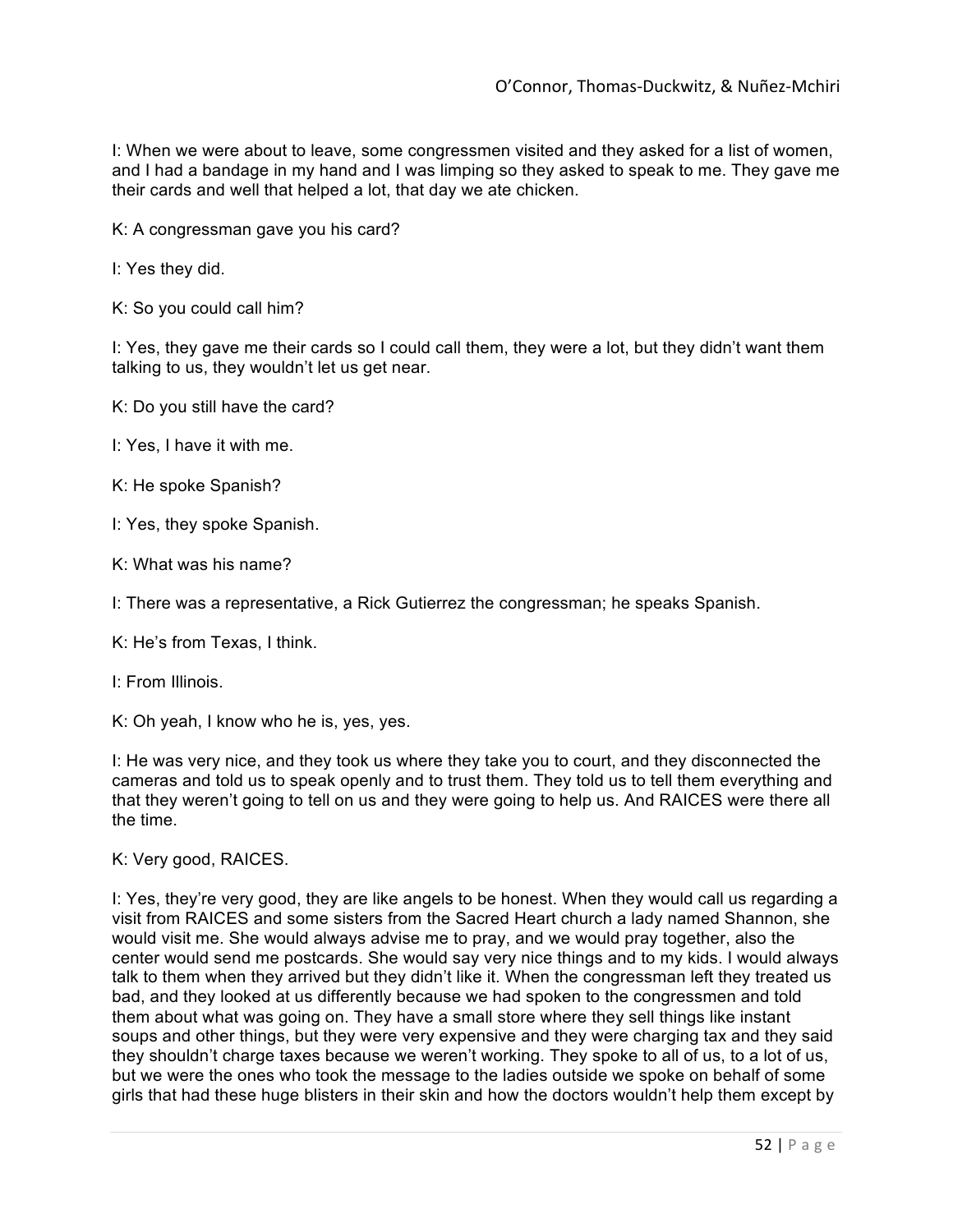I: When we were about to leave, some congressmen visited and they asked for a list of women, and I had a bandage in my hand and I was limping so they asked to speak to me. They gave me their cards and well that helped a lot, that day we ate chicken.

K: A congressman gave you his card?

I: Yes they did.

K: So you could call him?

I: Yes, they gave me their cards so I could call them, they were a lot, but they didn't want them talking to us, they wouldn't let us get near.

K: Do you still have the card?

I: Yes, I have it with me.

K: He spoke Spanish?

I: Yes, they spoke Spanish.

K: What was his name?

I: There was a representative, a Rick Gutierrez the congressman; he speaks Spanish.

K: He's from Texas, I think.

I: From Illinois.

K: Oh yeah, I know who he is, yes, yes.

I: He was very nice, and they took us where they take you to court, and they disconnected the cameras and told us to speak openly and to trust them. They told us to tell them everything and that they weren't going to tell on us and they were going to help us. And RAICES were there all the time.

K: Very good, RAICES.

I: Yes, they're very good, they are like angels to be honest. When they would call us regarding a visit from RAICES and some sisters from the Sacred Heart church a lady named Shannon, she would visit me. She would always advise me to pray, and we would pray together, also the center would send me postcards. She would say very nice things and to my kids. I would always talk to them when they arrived but they didn't like it. When the congressman left they treated us bad, and they looked at us differently because we had spoken to the congressmen and told them about what was going on. They have a small store where they sell things like instant soups and other things, but they were very expensive and they were charging tax and they said they shouldn't charge taxes because we weren't working. They spoke to all of us, to a lot of us, but we were the ones who took the message to the ladies outside we spoke on behalf of some girls that had these huge blisters in their skin and how the doctors wouldn't help them except by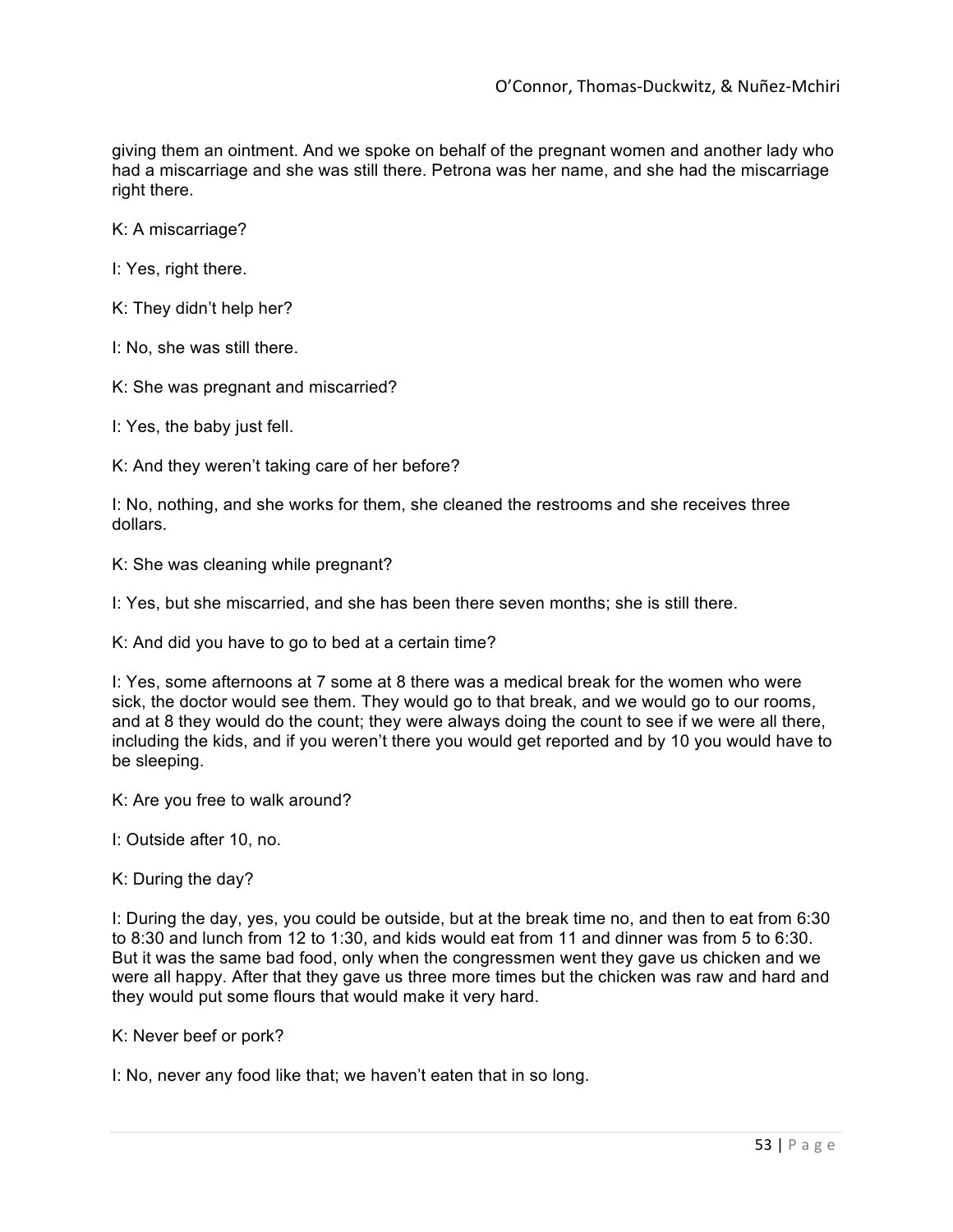giving them an ointment. And we spoke on behalf of the pregnant women and another lady who had a miscarriage and she was still there. Petrona was her name, and she had the miscarriage right there.

K: A miscarriage?

I: Yes, right there.

K: They didn't help her?

I: No, she was still there.

K: She was pregnant and miscarried?

I: Yes, the baby just fell.

K: And they weren't taking care of her before?

I: No, nothing, and she works for them, she cleaned the restrooms and she receives three dollars.

K: She was cleaning while pregnant?

I: Yes, but she miscarried, and she has been there seven months; she is still there.

K: And did you have to go to bed at a certain time?

I: Yes, some afternoons at 7 some at 8 there was a medical break for the women who were sick, the doctor would see them. They would go to that break, and we would go to our rooms, and at 8 they would do the count; they were always doing the count to see if we were all there, including the kids, and if you weren't there you would get reported and by 10 you would have to be sleeping.

K: Are you free to walk around?

I: Outside after 10, no.

K: During the day?

I: During the day, yes, you could be outside, but at the break time no, and then to eat from 6:30 to 8:30 and lunch from 12 to 1:30, and kids would eat from 11 and dinner was from 5 to 6:30. But it was the same bad food, only when the congressmen went they gave us chicken and we were all happy. After that they gave us three more times but the chicken was raw and hard and they would put some flours that would make it very hard.

K: Never beef or pork?

I: No, never any food like that; we haven't eaten that in so long.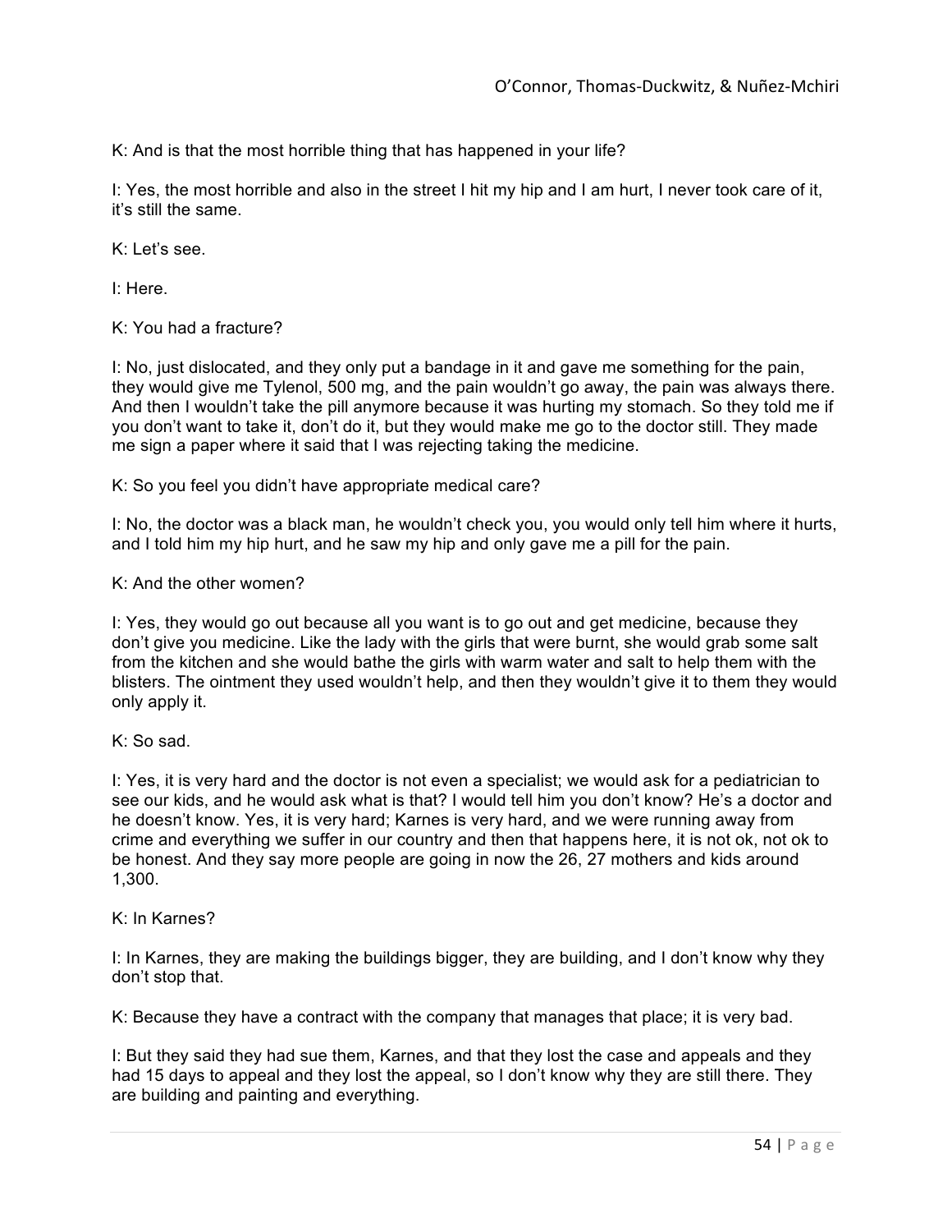K: And is that the most horrible thing that has happened in your life?

I: Yes, the most horrible and also in the street I hit my hip and I am hurt, I never took care of it, it's still the same.

K: Let's see.

I: Here.

K: You had a fracture?

I: No, just dislocated, and they only put a bandage in it and gave me something for the pain, they would give me Tylenol, 500 mg, and the pain wouldn't go away, the pain was always there. And then I wouldn't take the pill anymore because it was hurting my stomach. So they told me if you don't want to take it, don't do it, but they would make me go to the doctor still. They made me sign a paper where it said that I was rejecting taking the medicine.

K: So you feel you didn't have appropriate medical care?

I: No, the doctor was a black man, he wouldn't check you, you would only tell him where it hurts, and I told him my hip hurt, and he saw my hip and only gave me a pill for the pain.

K: And the other women?

I: Yes, they would go out because all you want is to go out and get medicine, because they don't give you medicine. Like the lady with the girls that were burnt, she would grab some salt from the kitchen and she would bathe the girls with warm water and salt to help them with the blisters. The ointment they used wouldn't help, and then they wouldn't give it to them they would only apply it.

K: So sad.

I: Yes, it is very hard and the doctor is not even a specialist; we would ask for a pediatrician to see our kids, and he would ask what is that? I would tell him you don't know? He's a doctor and he doesn't know. Yes, it is very hard; Karnes is very hard, and we were running away from crime and everything we suffer in our country and then that happens here, it is not ok, not ok to be honest. And they say more people are going in now the 26, 27 mothers and kids around 1,300.

K: In Karnes?

I: In Karnes, they are making the buildings bigger, they are building, and I don't know why they don't stop that.

K: Because they have a contract with the company that manages that place; it is very bad.

I: But they said they had sue them, Karnes, and that they lost the case and appeals and they had 15 days to appeal and they lost the appeal, so I don't know why they are still there. They are building and painting and everything.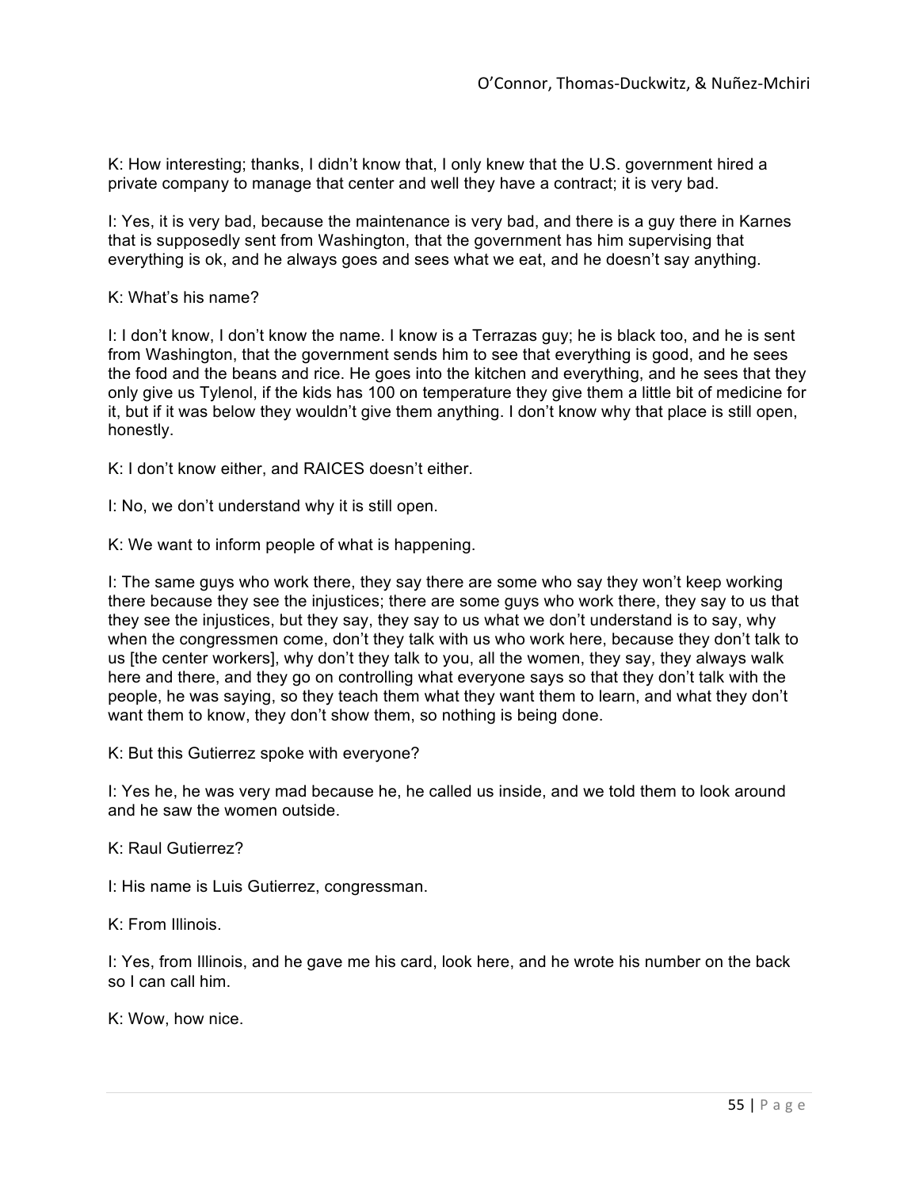K: How interesting; thanks, I didn't know that, I only knew that the U.S. government hired a private company to manage that center and well they have a contract; it is very bad.

I: Yes, it is very bad, because the maintenance is very bad, and there is a guy there in Karnes that is supposedly sent from Washington, that the government has him supervising that everything is ok, and he always goes and sees what we eat, and he doesn't say anything.

K: What's his name?

I: I don't know, I don't know the name. I know is a Terrazas guy; he is black too, and he is sent from Washington, that the government sends him to see that everything is good, and he sees the food and the beans and rice. He goes into the kitchen and everything, and he sees that they only give us Tylenol, if the kids has 100 on temperature they give them a little bit of medicine for it, but if it was below they wouldn't give them anything. I don't know why that place is still open, honestly.

K: I don't know either, and RAICES doesn't either.

I: No, we don't understand why it is still open.

K: We want to inform people of what is happening.

I: The same guys who work there, they say there are some who say they won't keep working there because they see the injustices; there are some guys who work there, they say to us that they see the injustices, but they say, they say to us what we don't understand is to say, why when the congressmen come, don't they talk with us who work here, because they don't talk to us [the center workers], why don't they talk to you, all the women, they say, they always walk here and there, and they go on controlling what everyone says so that they don't talk with the people, he was saying, so they teach them what they want them to learn, and what they don't want them to know, they don't show them, so nothing is being done.

K: But this Gutierrez spoke with everyone?

I: Yes he, he was very mad because he, he called us inside, and we told them to look around and he saw the women outside.

K: Raul Gutierrez?

I: His name is Luis Gutierrez, congressman.

K: From Illinois.

I: Yes, from Illinois, and he gave me his card, look here, and he wrote his number on the back so I can call him.

K: Wow, how nice.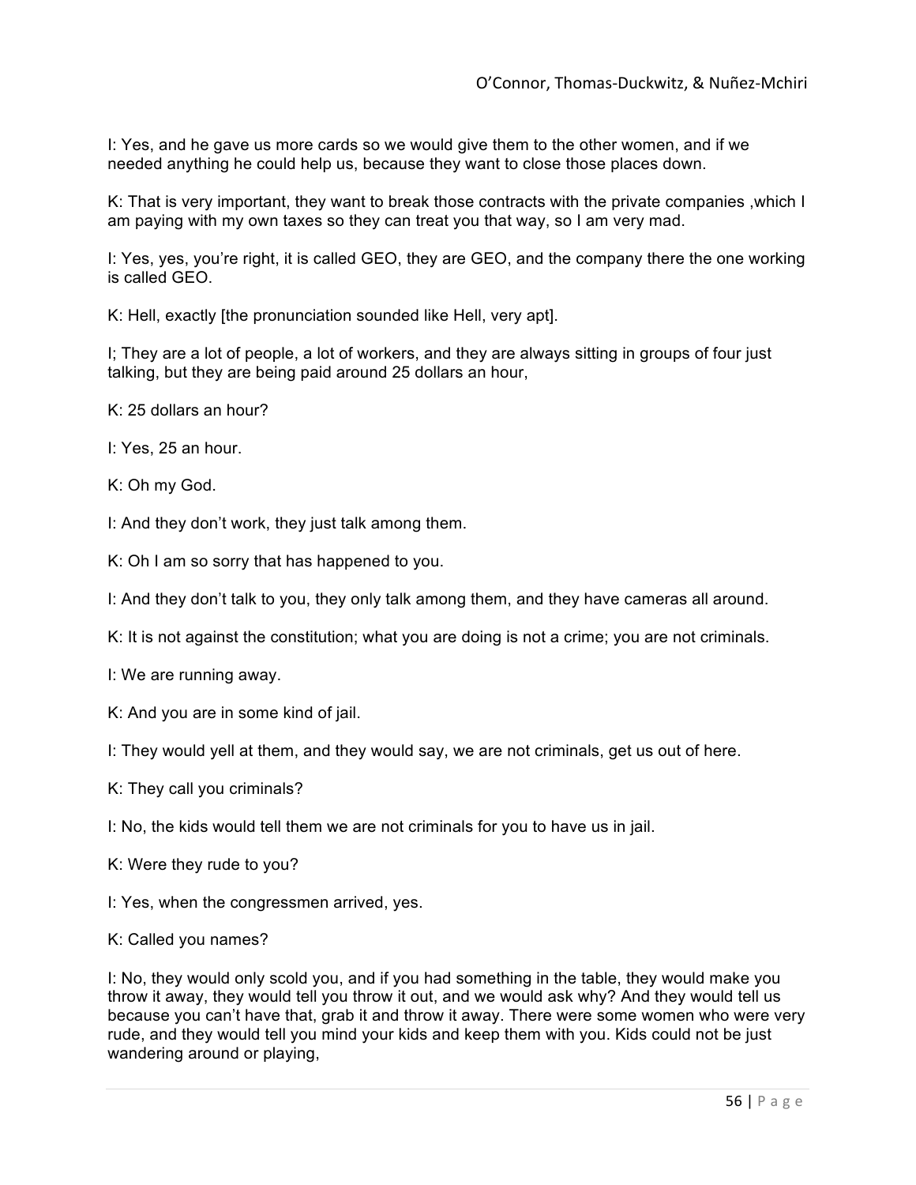I: Yes, and he gave us more cards so we would give them to the other women, and if we needed anything he could help us, because they want to close those places down.

K: That is very important, they want to break those contracts with the private companies ,which I am paying with my own taxes so they can treat you that way, so I am very mad.

I: Yes, yes, you're right, it is called GEO, they are GEO, and the company there the one working is called GEO.

K: Hell, exactly [the pronunciation sounded like Hell, very apt].

I; They are a lot of people, a lot of workers, and they are always sitting in groups of four just talking, but they are being paid around 25 dollars an hour,

K: 25 dollars an hour?

I: Yes, 25 an hour.

K: Oh my God.

I: And they don't work, they just talk among them.

K: Oh I am so sorry that has happened to you.

I: And they don't talk to you, they only talk among them, and they have cameras all around.

K: It is not against the constitution; what you are doing is not a crime; you are not criminals.

I: We are running away.

K: And you are in some kind of jail.

I: They would yell at them, and they would say, we are not criminals, get us out of here.

K: They call you criminals?

I: No, the kids would tell them we are not criminals for you to have us in jail.

K: Were they rude to you?

I: Yes, when the congressmen arrived, yes.

K: Called you names?

I: No, they would only scold you, and if you had something in the table, they would make you throw it away, they would tell you throw it out, and we would ask why? And they would tell us because you can't have that, grab it and throw it away. There were some women who were very rude, and they would tell you mind your kids and keep them with you. Kids could not be just wandering around or playing,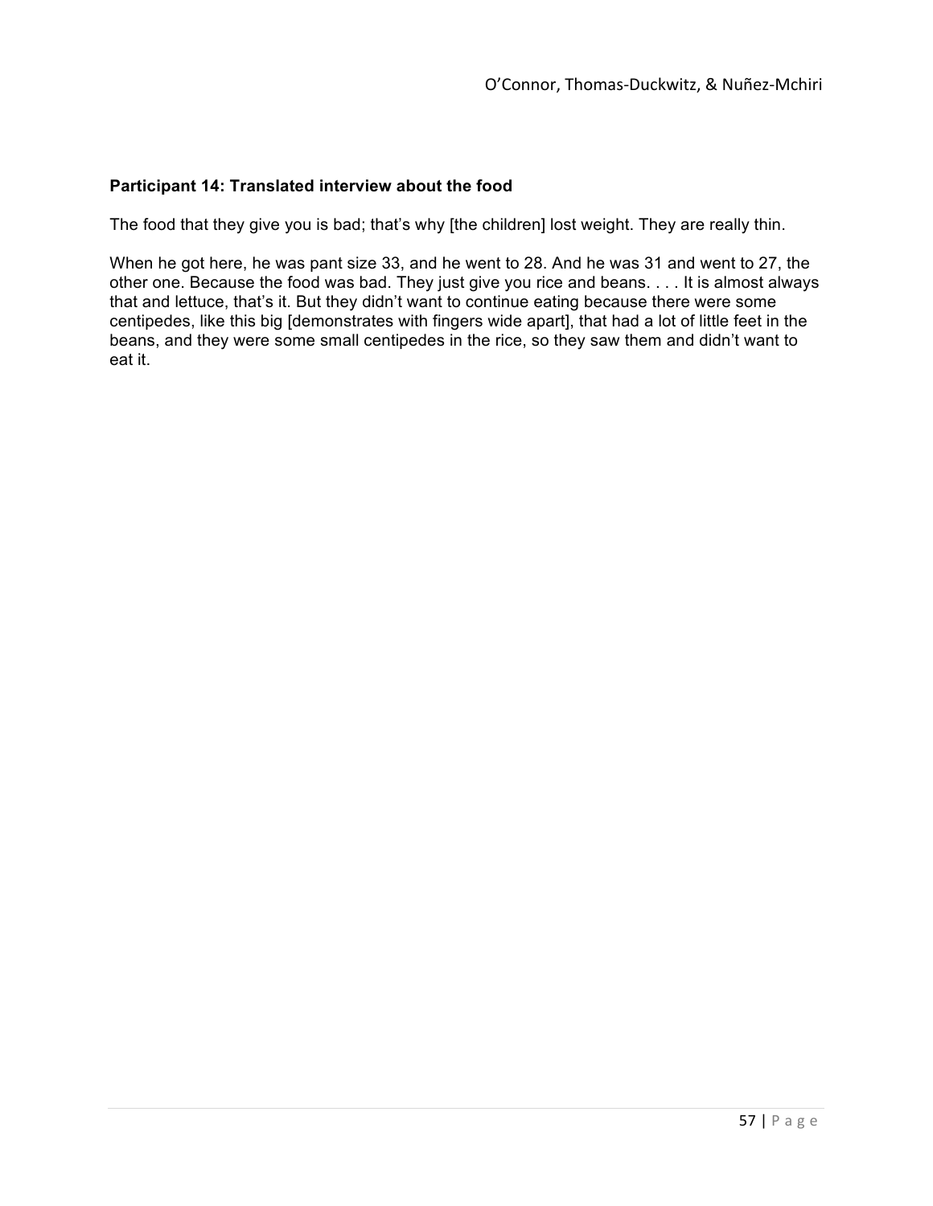**Participant 14: Translated interview about the food**

The food that they give you is bad; that's why [the children] lost weight. They are really thin.

When he got here, he was pant size 33, and he went to 28. And he was 31 and went to 27, the other one. Because the food was bad. They just give you rice and beans. . . . It is almost always that and lettuce, that's it. But they didn't want to continue eating because there were some centipedes, like this big [demonstrates with fingers wide apart], that had a lot of little feet in the beans, and they were some small centipedes in the rice, so they saw them and didn't want to eat it.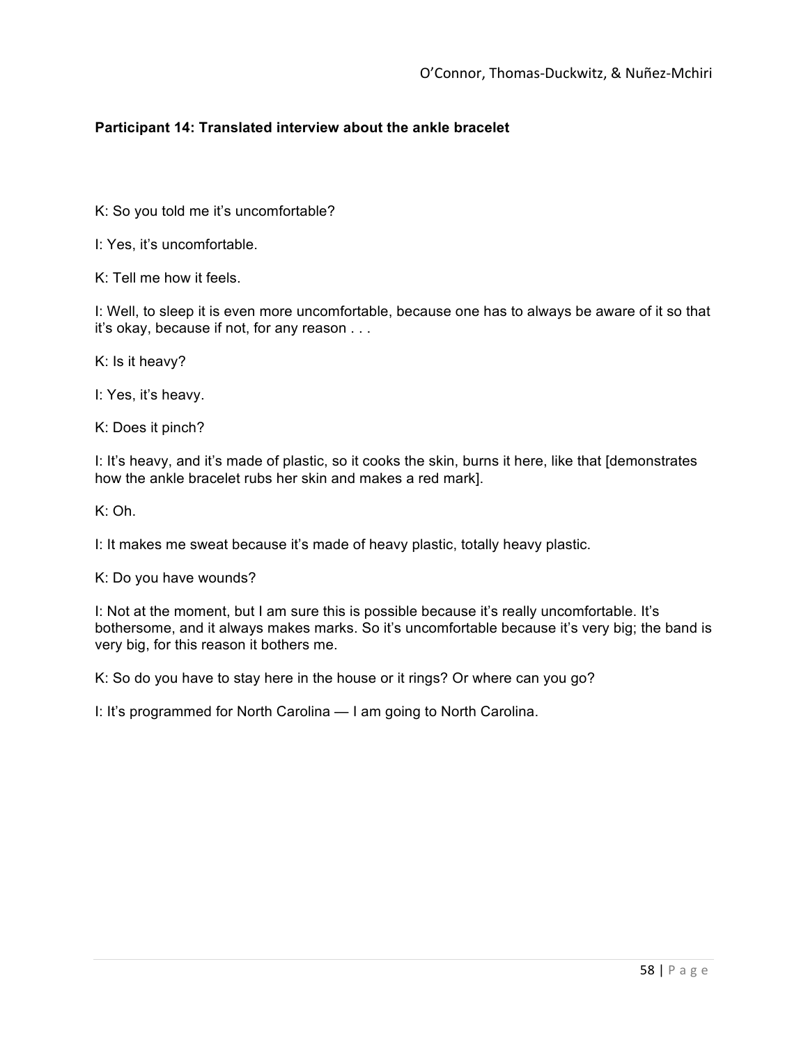**Participant 14: Translated interview about the ankle bracelet**

K: So you told me it's uncomfortable?

I: Yes, it's uncomfortable.

K: Tell me how it feels.

I: Well, to sleep it is even more uncomfortable, because one has to always be aware of it so that it's okay, because if not, for any reason . . .

K: Is it heavy?

I: Yes, it's heavy.

K: Does it pinch?

I: It's heavy, and it's made of plastic, so it cooks the skin, burns it here, like that [demonstrates how the ankle bracelet rubs her skin and makes a red mark].

K: Oh.

I: It makes me sweat because it's made of heavy plastic, totally heavy plastic.

K: Do you have wounds?

I: Not at the moment, but I am sure this is possible because it's really uncomfortable. It's bothersome, and it always makes marks. So it's uncomfortable because it's very big; the band is very big, for this reason it bothers me.

K: So do you have to stay here in the house or it rings? Or where can you go?

I: It's programmed for North Carolina — I am going to North Carolina.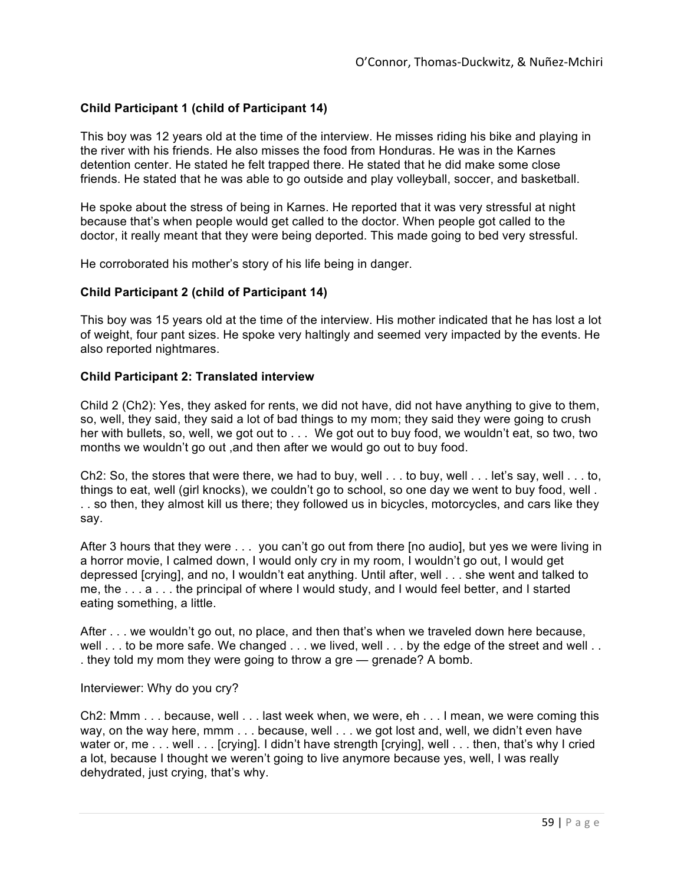**Child Participant 1 (child of Participant 14)**

This boy was 12 years old at the time of the interview. He misses riding his bike and playing in the river with his friends. He also misses the food from Honduras. He was in the Karnes detention center. He stated he felt trapped there. He stated that he did make some close friends. He stated that he was able to go outside and play volleyball, soccer, and basketball.

He spoke about the stress of being in Karnes. He reported that it was very stressful at night because that's when people would get called to the doctor. When people got called to the doctor, it really meant that they were being deported. This made going to bed very stressful.

He corroborated his mother's story of his life being in danger.

**Child Participant 2 (child of Participant 14)**

This boy was 15 years old at the time of the interview. His mother indicated that he has lost a lot of weight, four pant sizes. He spoke very haltingly and seemed very impacted by the events. He also reported nightmares.

**Child Participant 2: Translated interview**

Child 2 (Ch2): Yes, they asked for rents, we did not have, did not have anything to give to them, so, well, they said, they said a lot of bad things to my mom; they said they were going to crush her with bullets, so, well, we got out to . . . We got out to buy food, we wouldn't eat, so two, two months we wouldn't go out ,and then after we would go out to buy food.

Ch2: So, the stores that were there, we had to buy, well . . . to buy, well . . . let's say, well . . . to, things to eat, well (girl knocks), we couldn't go to school, so one day we went to buy food, well . . . so then, they almost kill us there; they followed us in bicycles, motorcycles, and cars like they say.

After 3 hours that they were . . . you can't go out from there [no audio], but yes we were living in a horror movie, I calmed down, I would only cry in my room, I wouldn't go out, I would get depressed [crying], and no, I wouldn't eat anything. Until after, well . . . she went and talked to me, the . . . a . . . the principal of where I would study, and I would feel better, and I started eating something, a little.

After . . . we wouldn't go out, no place, and then that's when we traveled down here because, well . . . to be more safe. We changed . . . we lived, well . . . by the edge of the street and well . . . they told my mom they were going to throw a gre — grenade? A bomb.

Interviewer: Why do you cry?

Ch2: Mmm . . . because, well . . . last week when, we were, eh . . . I mean, we were coming this way, on the way here, mmm . . . because, well . . . we got lost and, well, we didn't even have water or, me . . . well . . . [crying]. I didn't have strength [crying], well . . . then, that's why I cried a lot, because I thought we weren't going to live anymore because yes, well, I was really dehydrated, just crying, that's why.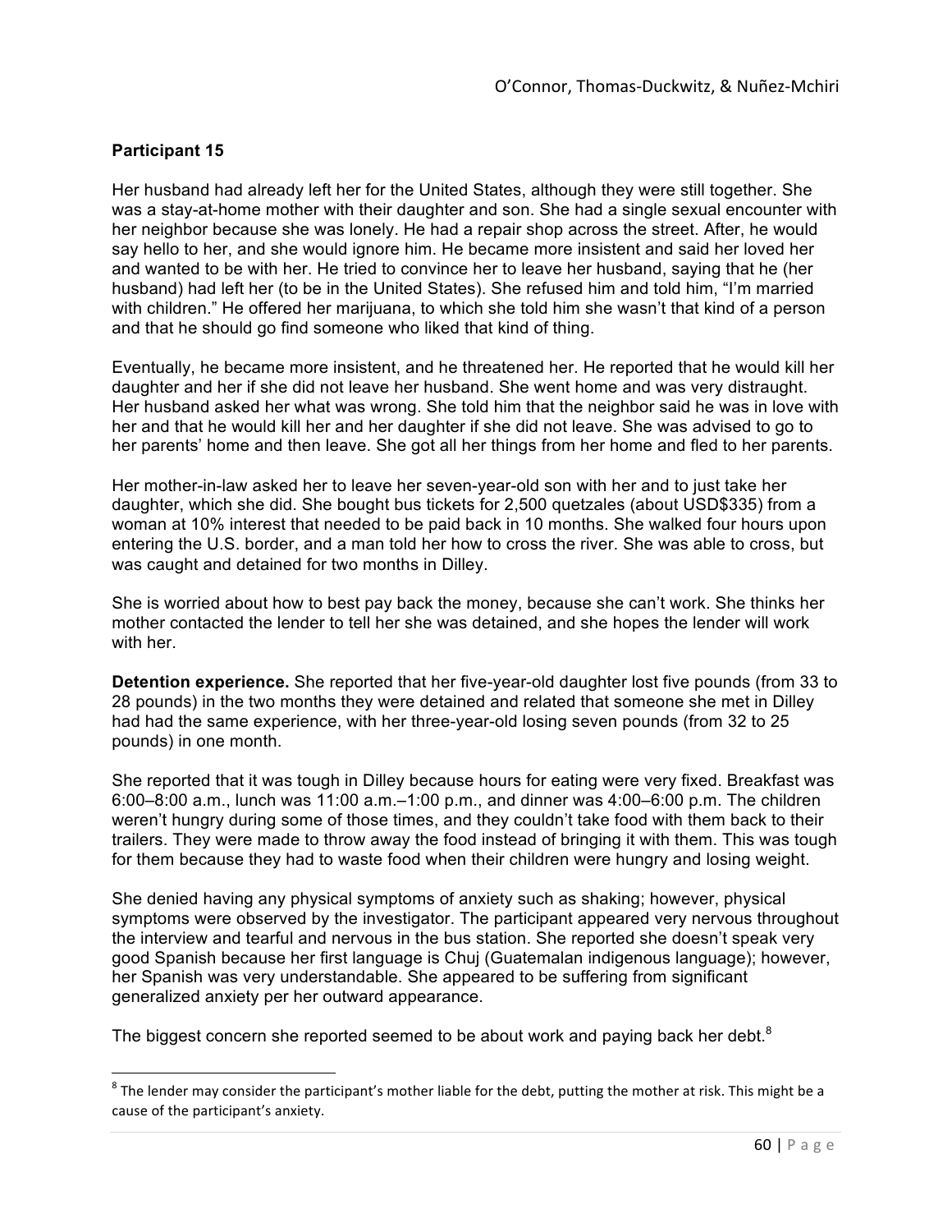**Participant 15**

Her husband had already left her for the United States, although they were still together. She was a stay-at-home mother with their daughter and son. She had a single sexual encounter with her neighbor because she was lonely. He had a repair shop across the street. After, he would say hello to her, and she would ignore him. He became more insistent and said her loved her and wanted to be with her. He tried to convince her to leave her husband, saying that he (her husband) had left her (to be in the United States). She refused him and told him, "I'm married with children." He offered her marijuana, to which she told him she wasn't that kind of a person and that he should go find someone who liked that kind of thing.

Eventually, he became more insistent, and he threatened her. He reported that he would kill her daughter and her if she did not leave her husband. She went home and was very distraught. Her husband asked her what was wrong. She told him that the neighbor said he was in love with her and that he would kill her and her daughter if she did not leave. She was advised to go to her parents' home and then leave. She got all her things from her home and fled to her parents.

Her mother-in-law asked her to leave her seven-year-old son with her and to just take her daughter, which she did. She bought bus tickets for 2,500 quetzales (about USD$335) from a woman at 10% interest that needed to be paid back in 10 months. She walked four hours upon entering the U.S. border, and a man told her how to cross the river. She was able to cross, but was caught and detained for two months in Dilley.

She is worried about how to best pay back the money, because she can't work. She thinks her mother contacted the lender to tell her she was detained, and she hopes the lender will work with her.

**Detention experience.** She reported that her five-year-old daughter lost five pounds (from 33 to 28 pounds) in the two months they were detained and related that someone she met in Dilley had had the same experience, with her three-year-old losing seven pounds (from 32 to 25 pounds) in one month.

She reported that it was tough in Dilley because hours for eating were very fixed. Breakfast was 6:00–8:00 a.m., lunch was 11:00 a.m.–1:00 p.m., and dinner was 4:00–6:00 p.m. The children weren't hungry during some of those times, and they couldn't take food with them back to their trailers. They were made to throw away the food instead of bringing it with them. This was tough for them because they had to waste food when their children were hungry and losing weight.

She denied having any physical symptoms of anxiety such as shaking; however, physical symptoms were observed by the investigator. The participant appeared very nervous throughout the interview and tearful and nervous in the bus station. She reported she doesn't speak very good Spanish because her first language is Chuj (Guatemalan indigenous language); however, her Spanish was very understandable. She appeared to be suffering from significant generalized anxiety per her outward appearance.

The biggest concern she reported seemed to be about work and paying back her debt.[8]

---

[8] The lender may consider the participant's mother liable for the debt, putting the mother at risk. This might be a cause of the participant's anxiety.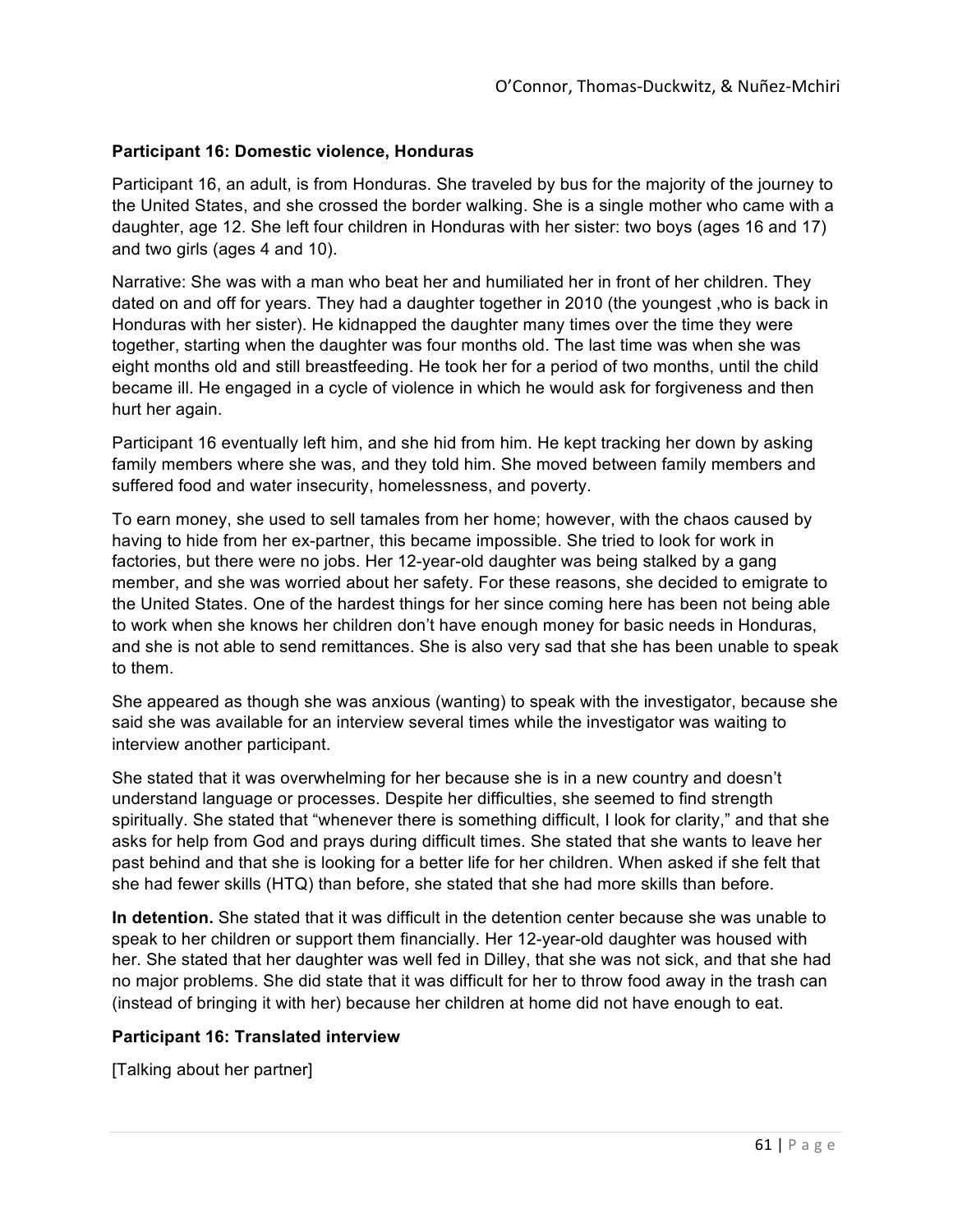**Participant 16: Domestic violence, Honduras**

Participant 16, an adult, is from Honduras. She traveled by bus for the majority of the journey to the United States, and she crossed the border walking. She is a single mother who came with a daughter, age 12. She left four children in Honduras with her sister: two boys (ages 16 and 17) and two girls (ages 4 and 10).

Narrative: She was with a man who beat her and humiliated her in front of her children. They dated on and off for years. They had a daughter together in 2010 (the youngest ,who is back in Honduras with her sister). He kidnapped the daughter many times over the time they were together, starting when the daughter was four months old. The last time was when she was eight months old and still breastfeeding. He took her for a period of two months, until the child became ill. He engaged in a cycle of violence in which he would ask for forgiveness and then hurt her again.

Participant 16 eventually left him, and she hid from him. He kept tracking her down by asking family members where she was, and they told him. She moved between family members and suffered food and water insecurity, homelessness, and poverty.

To earn money, she used to sell tamales from her home; however, with the chaos caused by having to hide from her ex-partner, this became impossible. She tried to look for work in factories, but there were no jobs. Her 12-year-old daughter was being stalked by a gang member, and she was worried about her safety. For these reasons, she decided to emigrate to the United States. One of the hardest things for her since coming here has been not being able to work when she knows her children don't have enough money for basic needs in Honduras, and she is not able to send remittances. She is also very sad that she has been unable to speak to them.

She appeared as though she was anxious (wanting) to speak with the investigator, because she said she was available for an interview several times while the investigator was waiting to interview another participant.

She stated that it was overwhelming for her because she is in a new country and doesn't understand language or processes. Despite her difficulties, she seemed to find strength spiritually. She stated that "whenever there is something difficult, I look for clarity," and that she asks for help from God and prays during difficult times. She stated that she wants to leave her past behind and that she is looking for a better life for her children. When asked if she felt that she had fewer skills (HTQ) than before, she stated that she had more skills than before.

**In detention.** She stated that it was difficult in the detention center because she was unable to speak to her children or support them financially. Her 12-year-old daughter was housed with her. She stated that her daughter was well fed in Dilley, that she was not sick, and that she had no major problems. She did state that it was difficult for her to throw food away in the trash can (instead of bringing it with her) because her children at home did not have enough to eat.

**Participant 16: Translated interview**

[Talking about her partner]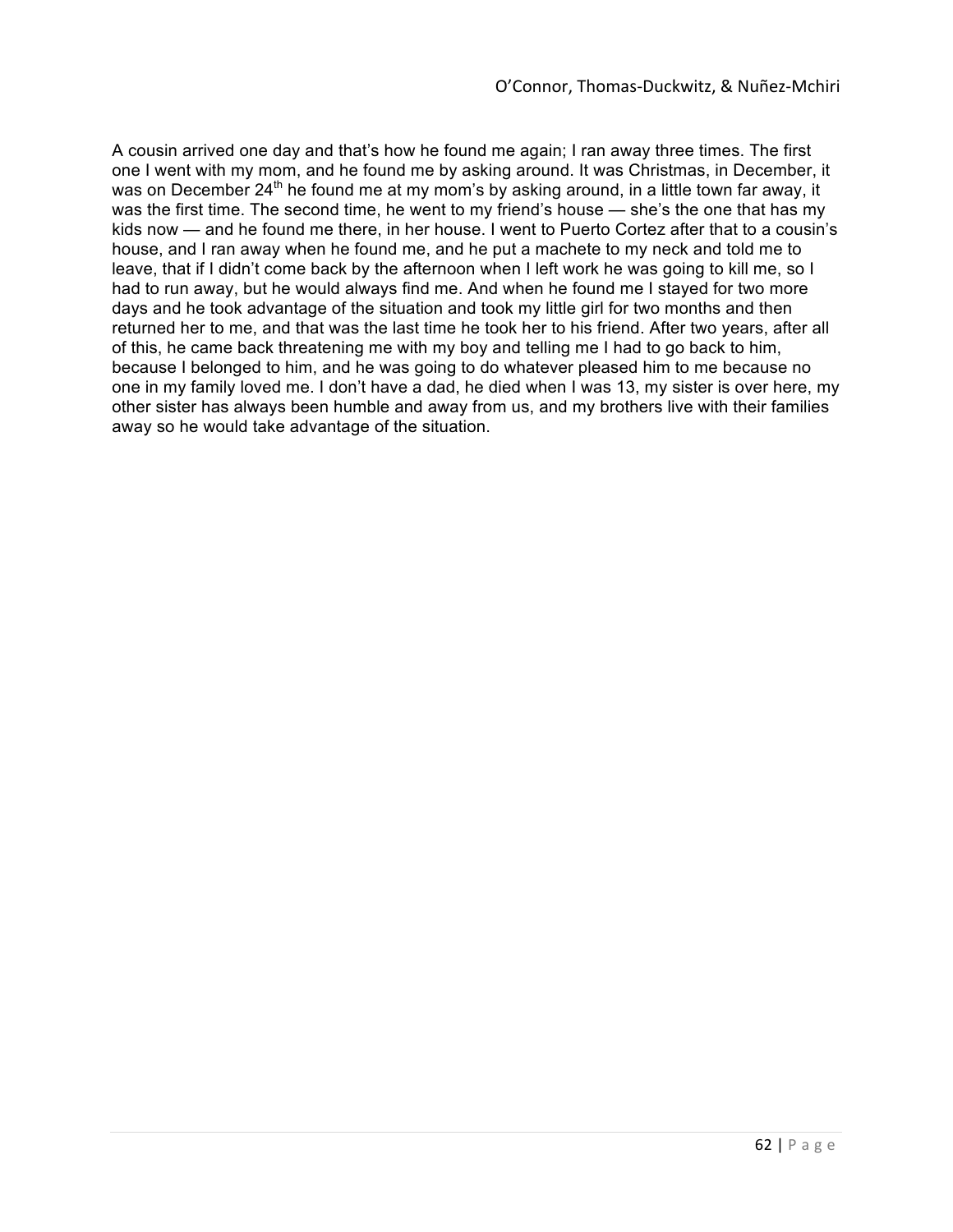A cousin arrived one day and that's how he found me again; I ran away three times. The first one I went with my mom, and he found me by asking around. It was Christmas, in December, it was on December 24th he found me at my mom's by asking around, in a little town far away, it was the first time. The second time, he went to my friend's house — she's the one that has my kids now — and he found me there, in her house. I went to Puerto Cortez after that to a cousin's house, and I ran away when he found me, and he put a machete to my neck and told me to leave, that if I didn't come back by the afternoon when I left work he was going to kill me, so I had to run away, but he would always find me. And when he found me I stayed for two more days and he took advantage of the situation and took my little girl for two months and then returned her to me, and that was the last time he took her to his friend. After two years, after all of this, he came back threatening me with my boy and telling me I had to go back to him, because I belonged to him, and he was going to do whatever pleased him to me because no one in my family loved me. I don't have a dad, he died when I was 13, my sister is over here, my other sister has always been humble and away from us, and my brothers live with their families away so he would take advantage of the situation.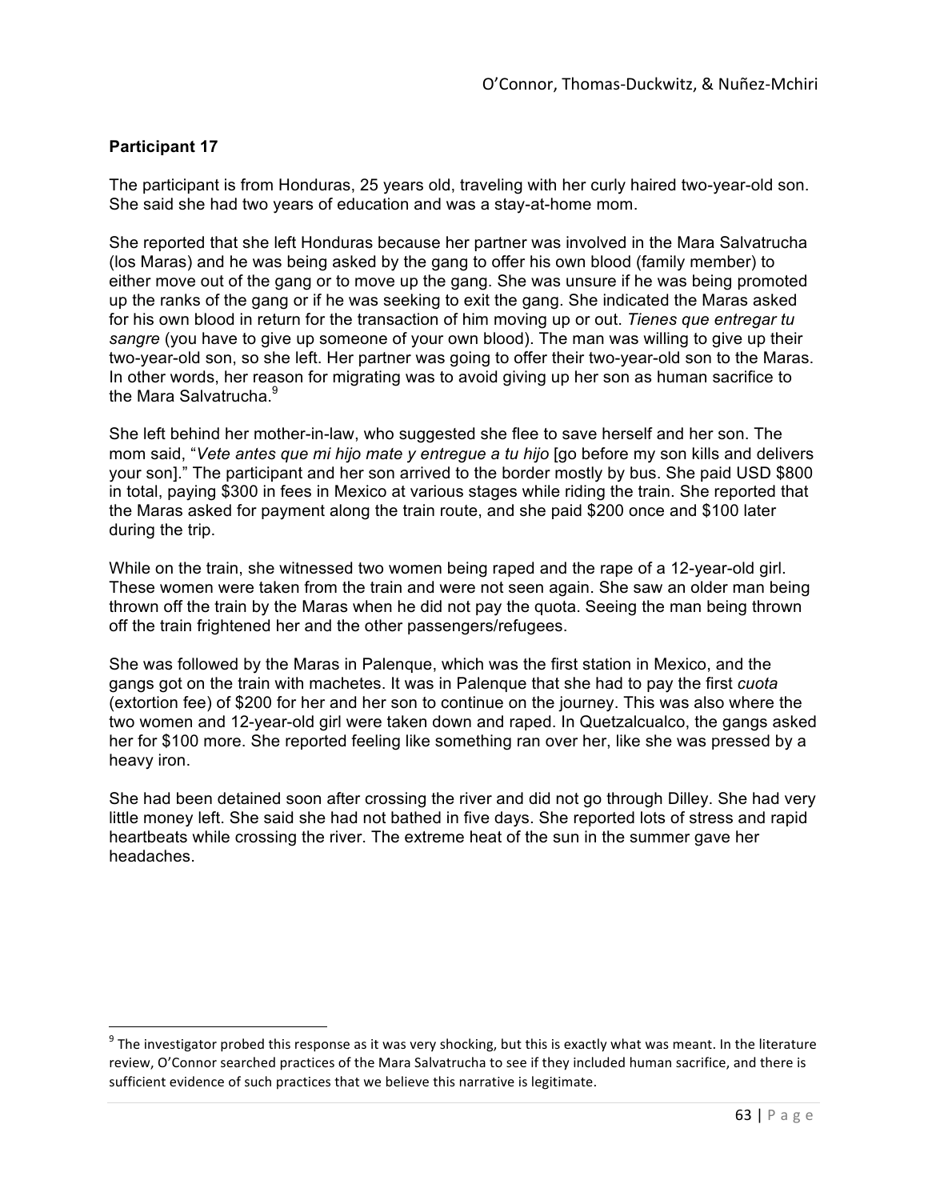**Participant 17**

The participant is from Honduras, 25 years old, traveling with her curly haired two-year-old son. She said she had two years of education and was a stay-at-home mom.

She reported that she left Honduras because her partner was involved in the Mara Salvatrucha (los Maras) and he was being asked by the gang to offer his own blood (family member) to either move out of the gang or to move up the gang. She was unsure if he was being promoted up the ranks of the gang or if he was seeking to exit the gang. She indicated the Maras asked for his own blood in return for the transaction of him moving up or out. *Tienes que entregar tu sangre* (you have to give up someone of your own blood). The man was willing to give up their two-year-old son, so she left. Her partner was going to offer their two-year-old son to the Maras. In other words, her reason for migrating was to avoid giving up her son as human sacrifice to the Mara Salvatrucha.[9]

She left behind her mother-in-law, who suggested she flee to save herself and her son. The mom said, "*Vete antes que mi hijo mate y entregue a tu hijo* [go before my son kills and delivers your son]." The participant and her son arrived to the border mostly by bus. She paid USD $800 in total, paying $300 in fees in Mexico at various stages while riding the train. She reported that the Maras asked for payment along the train route, and she paid $200 once and $100 later during the trip.

While on the train, she witnessed two women being raped and the rape of a 12-year-old girl. These women were taken from the train and were not seen again. She saw an older man being thrown off the train by the Maras when he did not pay the quota. Seeing the man being thrown off the train frightened her and the other passengers/refugees.

She was followed by the Maras in Palenque, which was the first station in Mexico, and the gangs got on the train with machetes. It was in Palenque that she had to pay the first *cuota* (extortion fee) of $200 for her and her son to continue on the journey. This was also where the two women and 12-year-old girl were taken down and raped. In Quetzalcualco, the gangs asked her for $100 more. She reported feeling like something ran over her, like she was pressed by a heavy iron.

She had been detained soon after crossing the river and did not go through Dilley. She had very little money left. She said she had not bathed in five days. She reported lots of stress and rapid heartbeats while crossing the river. The extreme heat of the sun in the summer gave her headaches.

---

[9] The investigator probed this response as it was very shocking, but this is exactly what was meant. In the literature review, O'Connor searched practices of the Mara Salvatrucha to see if they included human sacrifice, and there is sufficient evidence of such practices that we believe this narrative is legitimate.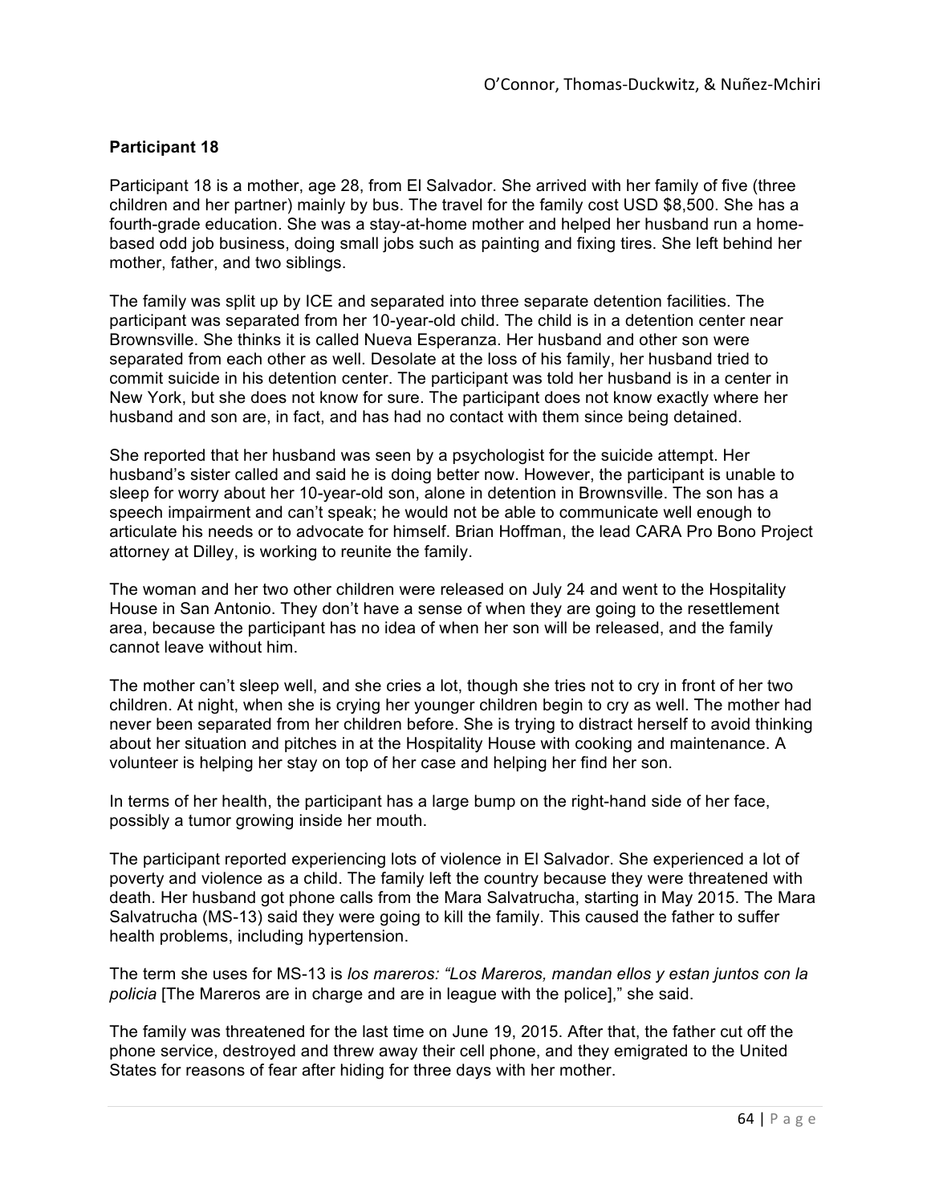**Participant 18**

Participant 18 is a mother, age 28, from El Salvador. She arrived with her family of five (three children and her partner) mainly by bus. The travel for the family cost USD $8,500. She has a fourth-grade education. She was a stay-at-home mother and helped her husband run a home-based odd job business, doing small jobs such as painting and fixing tires. She left behind her mother, father, and two siblings.

The family was split up by ICE and separated into three separate detention facilities. The participant was separated from her 10-year-old child. The child is in a detention center near Brownsville. She thinks it is called Nueva Esperanza. Her husband and other son were separated from each other as well. Desolate at the loss of his family, her husband tried to commit suicide in his detention center. The participant was told her husband is in a center in New York, but she does not know for sure. The participant does not know exactly where her husband and son are, in fact, and has had no contact with them since being detained.

She reported that her husband was seen by a psychologist for the suicide attempt. Her husband's sister called and said he is doing better now. However, the participant is unable to sleep for worry about her 10-year-old son, alone in detention in Brownsville. The son has a speech impairment and can't speak; he would not be able to communicate well enough to articulate his needs or to advocate for himself. Brian Hoffman, the lead CARA Pro Bono Project attorney at Dilley, is working to reunite the family.

The woman and her two other children were released on July 24 and went to the Hospitality House in San Antonio. They don't have a sense of when they are going to the resettlement area, because the participant has no idea of when her son will be released, and the family cannot leave without him.

The mother can't sleep well, and she cries a lot, though she tries not to cry in front of her two children. At night, when she is crying her younger children begin to cry as well. The mother had never been separated from her children before. She is trying to distract herself to avoid thinking about her situation and pitches in at the Hospitality House with cooking and maintenance. A volunteer is helping her stay on top of her case and helping her find her son.

In terms of her health, the participant has a large bump on the right-hand side of her face, possibly a tumor growing inside her mouth.

The participant reported experiencing lots of violence in El Salvador. She experienced a lot of poverty and violence as a child. The family left the country because they were threatened with death. Her husband got phone calls from the Mara Salvatrucha, starting in May 2015. The Mara Salvatrucha (MS-13) said they were going to kill the family. This caused the father to suffer health problems, including hypertension.

The term she uses for MS-13 is *los mareros: "Los Mareros, mandan ellos y estan juntos con la policia* [The Mareros are in charge and are in league with the police]," she said.

The family was threatened for the last time on June 19, 2015. After that, the father cut off the phone service, destroyed and threw away their cell phone, and they emigrated to the United States for reasons of fear after hiding for three days with her mother.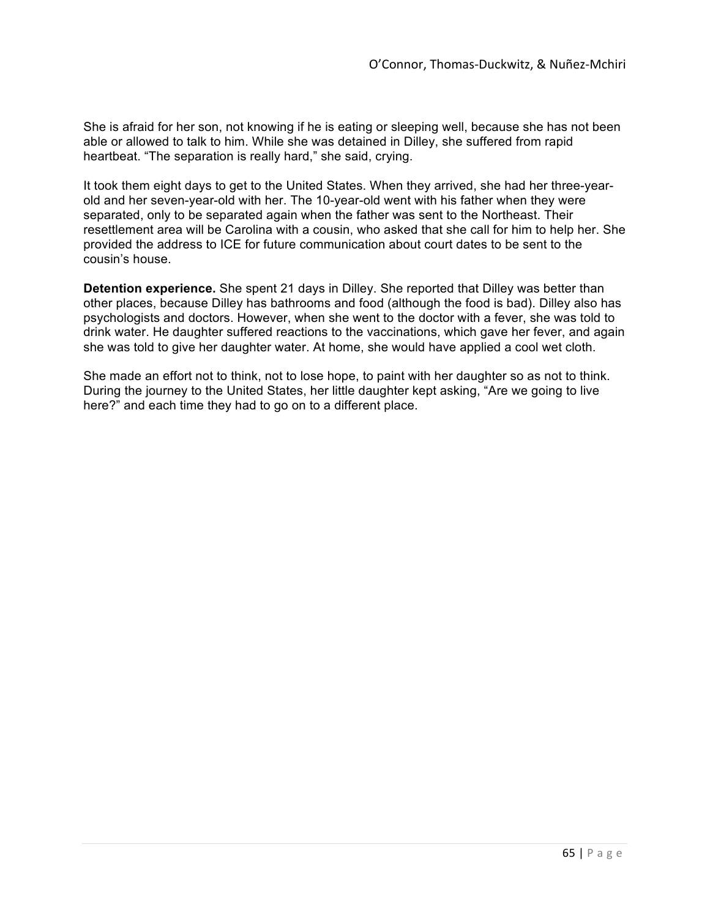She is afraid for her son, not knowing if he is eating or sleeping well, because she has not been able or allowed to talk to him. While she was detained in Dilley, she suffered from rapid heartbeat. “The separation is really hard,” she said, crying.

It took them eight days to get to the United States. When they arrived, she had her three-year-old and her seven-year-old with her. The 10-year-old went with his father when they were separated, only to be separated again when the father was sent to the Northeast. Their resettlement area will be Carolina with a cousin, who asked that she call for him to help her. She provided the address to ICE for future communication about court dates to be sent to the cousin’s house.

**Detention experience.** She spent 21 days in Dilley. She reported that Dilley was better than other places, because Dilley has bathrooms and food (although the food is bad). Dilley also has psychologists and doctors. However, when she went to the doctor with a fever, she was told to drink water. He daughter suffered reactions to the vaccinations, which gave her fever, and again she was told to give her daughter water. At home, she would have applied a cool wet cloth.

She made an effort not to think, not to lose hope, to paint with her daughter so as not to think. During the journey to the United States, her little daughter kept asking, “Are we going to live here?” and each time they had to go on to a different place.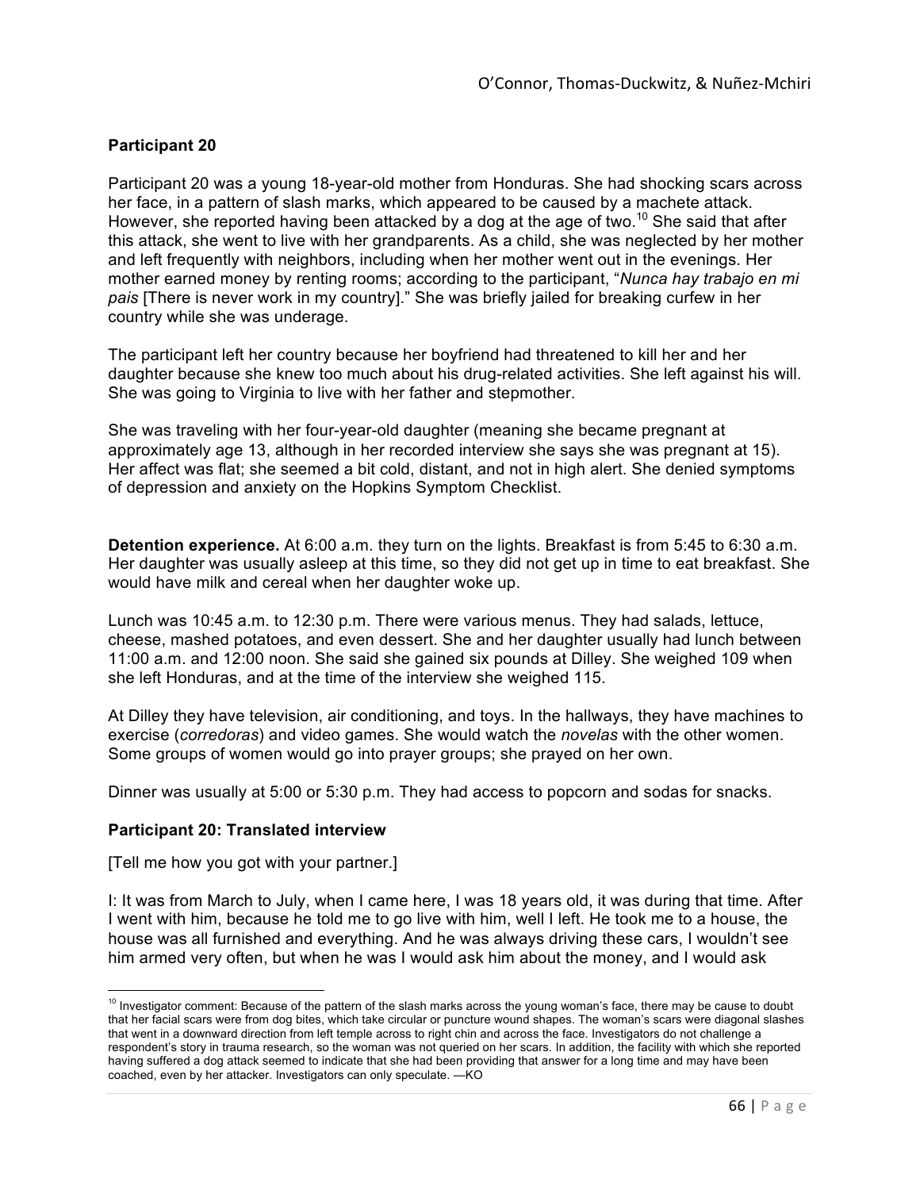### Participant 20

Participant 20 was a young 18-year-old mother from Honduras. She had shocking scars across her face, in a pattern of slash marks, which appeared to be caused by a machete attack. However, she reported having been attacked by a dog at the age of two.[10] She said that after this attack, she went to live with her grandparents. As a child, she was neglected by her mother and left frequently with neighbors, including when her mother went out in the evenings. Her mother earned money by renting rooms; according to the participant, "*Nunca hay trabajo en mi pais* [There is never work in my country]." She was briefly jailed for breaking curfew in her country while she was underage.

The participant left her country because her boyfriend had threatened to kill her and her daughter because she knew too much about his drug-related activities. She left against his will. She was going to Virginia to live with her father and stepmother.

She was traveling with her four-year-old daughter (meaning she became pregnant at approximately age 13, although in her recorded interview she says she was pregnant at 15). Her affect was flat; she seemed a bit cold, distant, and not in high alert. She denied symptoms of depression and anxiety on the Hopkins Symptom Checklist.

**Detention experience.** At 6:00 a.m. they turn on the lights. Breakfast is from 5:45 to 6:30 a.m. Her daughter was usually asleep at this time, so they did not get up in time to eat breakfast. She would have milk and cereal when her daughter woke up.

Lunch was 10:45 a.m. to 12:30 p.m. There were various menus. They had salads, lettuce, cheese, mashed potatoes, and even dessert. She and her daughter usually had lunch between 11:00 a.m. and 12:00 noon. She said she gained six pounds at Dilley. She weighed 109 when she left Honduras, and at the time of the interview she weighed 115.

At Dilley they have television, air conditioning, and toys. In the hallways, they have machines to exercise (*corredoras*) and video games. She would watch the *novelas* with the other women. Some groups of women would go into prayer groups; she prayed on her own.

Dinner was usually at 5:00 or 5:30 p.m. They had access to popcorn and sodas for snacks.

### Participant 20: Translated interview

[Tell me how you got with your partner.]

I: It was from March to July, when I came here, I was 18 years old, it was during that time. After I went with him, because he told me to go live with him, well I left. He took me to a house, the house was all furnished and everything. And he was always driving these cars, I wouldn't see him armed very often, but when he was I would ask him about the money, and I would ask

---

[10] Investigator comment: Because of the pattern of the slash marks across the young woman's face, there may be cause to doubt that her facial scars were from dog bites, which take circular or puncture wound shapes. The woman's scars were diagonal slashes that went in a downward direction from left temple across to right chin and across the face. Investigators do not challenge a respondent's story in trauma research, so the woman was not queried on her scars. In addition, the facility with which she reported having suffered a dog attack seemed to indicate that she had been providing that answer for a long time and may have been coached, even by her attacker. Investigators can only speculate. —KO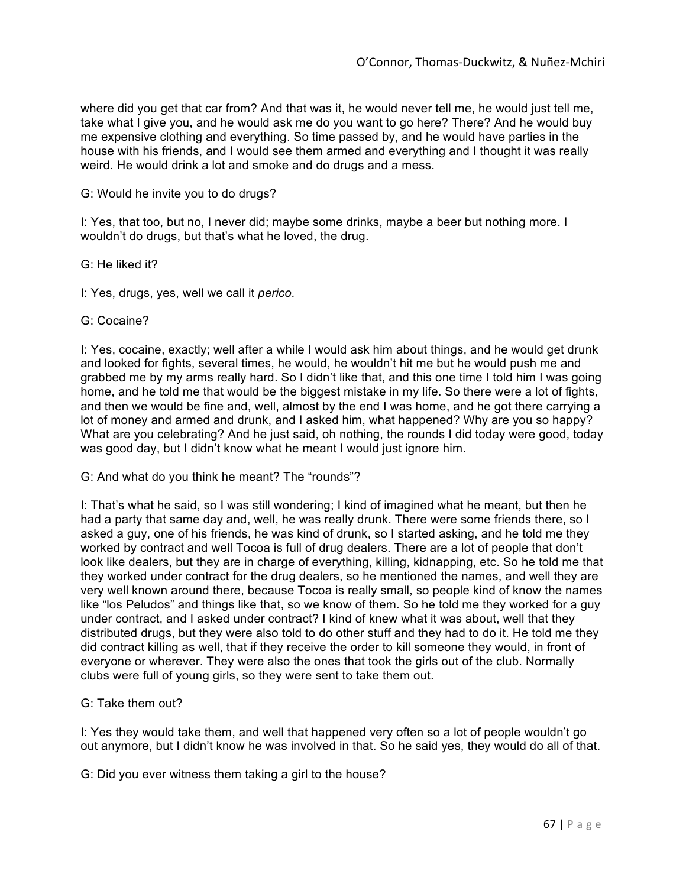where did you get that car from? And that was it, he would never tell me, he would just tell me, take what I give you, and he would ask me do you want to go here? There? And he would buy me expensive clothing and everything. So time passed by, and he would have parties in the house with his friends, and I would see them armed and everything and I thought it was really weird. He would drink a lot and smoke and do drugs and a mess.

G: Would he invite you to do drugs?

I: Yes, that too, but no, I never did; maybe some drinks, maybe a beer but nothing more. I wouldn't do drugs, but that's what he loved, the drug.

G: He liked it?

I: Yes, drugs, yes, well we call it *perico.*

G: Cocaine?

I: Yes, cocaine, exactly; well after a while I would ask him about things, and he would get drunk and looked for fights, several times, he would, he wouldn't hit me but he would push me and grabbed me by my arms really hard. So I didn't like that, and this one time I told him I was going home, and he told me that would be the biggest mistake in my life. So there were a lot of fights, and then we would be fine and, well, almost by the end I was home, and he got there carrying a lot of money and armed and drunk, and I asked him, what happened? Why are you so happy? What are you celebrating? And he just said, oh nothing, the rounds I did today were good, today was good day, but I didn't know what he meant I would just ignore him.

G: And what do you think he meant? The "rounds"?

I: That's what he said, so I was still wondering; I kind of imagined what he meant, but then he had a party that same day and, well, he was really drunk. There were some friends there, so I asked a guy, one of his friends, he was kind of drunk, so I started asking, and he told me they worked by contract and well Tocoa is full of drug dealers. There are a lot of people that don't look like dealers, but they are in charge of everything, killing, kidnapping, etc. So he told me that they worked under contract for the drug dealers, so he mentioned the names, and well they are very well known around there, because Tocoa is really small, so people kind of know the names like "los Peludos" and things like that, so we know of them. So he told me they worked for a guy under contract, and I asked under contract? I kind of knew what it was about, well that they distributed drugs, but they were also told to do other stuff and they had to do it. He told me they did contract killing as well, that if they receive the order to kill someone they would, in front of everyone or wherever. They were also the ones that took the girls out of the club. Normally clubs were full of young girls, so they were sent to take them out.

G: Take them out?

I: Yes they would take them, and well that happened very often so a lot of people wouldn't go out anymore, but I didn't know he was involved in that. So he said yes, they would do all of that.

G: Did you ever witness them taking a girl to the house?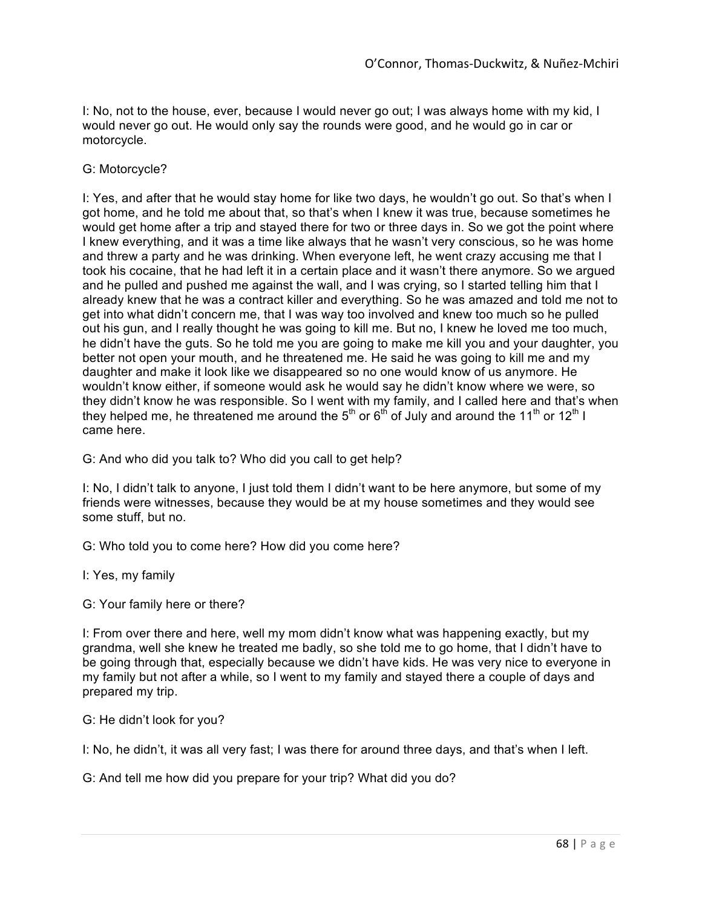I: No, not to the house, ever, because I would never go out; I was always home with my kid, I would never go out. He would only say the rounds were good, and he would go in car or motorcycle.

G: Motorcycle?

I: Yes, and after that he would stay home for like two days, he wouldn't go out. So that's when I got home, and he told me about that, so that's when I knew it was true, because sometimes he would get home after a trip and stayed there for two or three days in. So we got the point where I knew everything, and it was a time like always that he wasn't very conscious, so he was home and threw a party and he was drinking. When everyone left, he went crazy accusing me that I took his cocaine, that he had left it in a certain place and it wasn't there anymore. So we argued and he pulled and pushed me against the wall, and I was crying, so I started telling him that I already knew that he was a contract killer and everything. So he was amazed and told me not to get into what didn't concern me, that I was way too involved and knew too much so he pulled out his gun, and I really thought he was going to kill me. But no, I knew he loved me too much, he didn't have the guts. So he told me you are going to make me kill you and your daughter, you better not open your mouth, and he threatened me. He said he was going to kill me and my daughter and make it look like we disappeared so no one would know of us anymore. He wouldn't know either, if someone would ask he would say he didn't know where we were, so they didn't know he was responsible. So I went with my family, and I called here and that's when they helped me, he threatened me around the 5th or 6th of July and around the 11th or 12th I came here.

G: And who did you talk to? Who did you call to get help?

I: No, I didn't talk to anyone, I just told them I didn't want to be here anymore, but some of my friends were witnesses, because they would be at my house sometimes and they would see some stuff, but no.

G: Who told you to come here? How did you come here?

I: Yes, my family

G: Your family here or there?

I: From over there and here, well my mom didn't know what was happening exactly, but my grandma, well she knew he treated me badly, so she told me to go home, that I didn't have to be going through that, especially because we didn't have kids. He was very nice to everyone in my family but not after a while, so I went to my family and stayed there a couple of days and prepared my trip.

G: He didn't look for you?

I: No, he didn't, it was all very fast; I was there for around three days, and that's when I left.

G: And tell me how did you prepare for your trip? What did you do?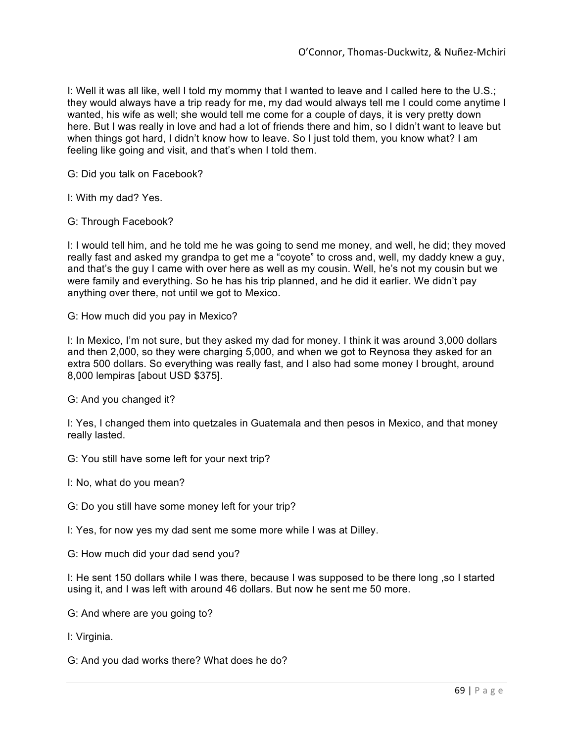I: Well it was all like, well I told my mommy that I wanted to leave and I called here to the U.S.; they would always have a trip ready for me, my dad would always tell me I could come anytime I wanted, his wife as well; she would tell me come for a couple of days, it is very pretty down here. But I was really in love and had a lot of friends there and him, so I didn't want to leave but when things got hard, I didn't know how to leave. So I just told them, you know what? I am feeling like going and visit, and that's when I told them.

G: Did you talk on Facebook?

I: With my dad? Yes.

G: Through Facebook?

I: I would tell him, and he told me he was going to send me money, and well, he did; they moved really fast and asked my grandpa to get me a "coyote" to cross and, well, my daddy knew a guy, and that's the guy I came with over here as well as my cousin. Well, he's not my cousin but we were family and everything. So he has his trip planned, and he did it earlier. We didn't pay anything over there, not until we got to Mexico.

G: How much did you pay in Mexico?

I: In Mexico, I'm not sure, but they asked my dad for money. I think it was around 3,000 dollars and then 2,000, so they were charging 5,000, and when we got to Reynosa they asked for an extra 500 dollars. So everything was really fast, and I also had some money I brought, around 8,000 lempiras [about USD $375].

G: And you changed it?

I: Yes, I changed them into quetzales in Guatemala and then pesos in Mexico, and that money really lasted.

G: You still have some left for your next trip?

I: No, what do you mean?

G: Do you still have some money left for your trip?

I: Yes, for now yes my dad sent me some more while I was at Dilley.

G: How much did your dad send you?

I: He sent 150 dollars while I was there, because I was supposed to be there long ,so I started using it, and I was left with around 46 dollars. But now he sent me 50 more.

G: And where are you going to?

I: Virginia.

G: And you dad works there? What does he do?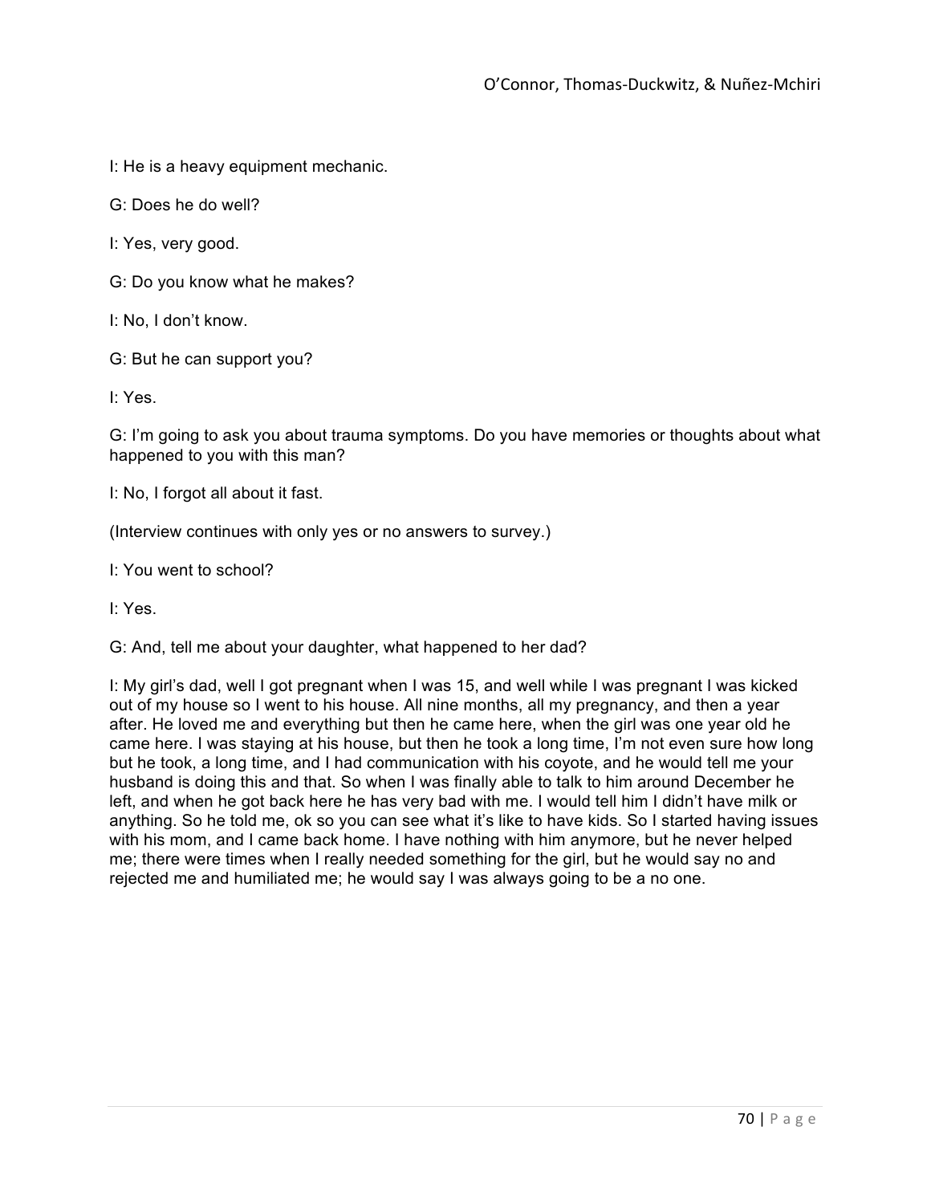I: He is a heavy equipment mechanic.

G: Does he do well?

I: Yes, very good.

G: Do you know what he makes?

I: No, I don't know.

G: But he can support you?

I: Yes.

G: I'm going to ask you about trauma symptoms. Do you have memories or thoughts about what happened to you with this man?

I: No, I forgot all about it fast.

(Interview continues with only yes or no answers to survey.)

I: You went to school?

I: Yes.

G: And, tell me about your daughter, what happened to her dad?

I: My girl's dad, well I got pregnant when I was 15, and well while I was pregnant I was kicked out of my house so I went to his house. All nine months, all my pregnancy, and then a year after. He loved me and everything but then he came here, when the girl was one year old he came here. I was staying at his house, but then he took a long time, I'm not even sure how long but he took, a long time, and I had communication with his coyote, and he would tell me your husband is doing this and that. So when I was finally able to talk to him around December he left, and when he got back here he has very bad with me. I would tell him I didn't have milk or anything. So he told me, ok so you can see what it's like to have kids. So I started having issues with his mom, and I came back home. I have nothing with him anymore, but he never helped me; there were times when I really needed something for the girl, but he would say no and rejected me and humiliated me; he would say I was always going to be a no one.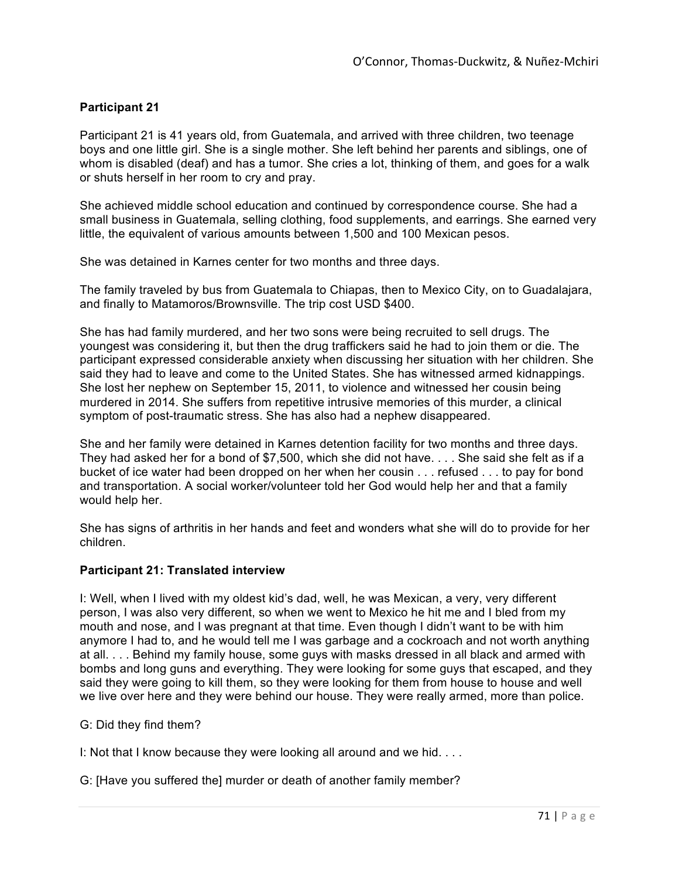**Participant 21**

Participant 21 is 41 years old, from Guatemala, and arrived with three children, two teenage boys and one little girl. She is a single mother. She left behind her parents and siblings, one of whom is disabled (deaf) and has a tumor. She cries a lot, thinking of them, and goes for a walk or shuts herself in her room to cry and pray.

She achieved middle school education and continued by correspondence course. She had a small business in Guatemala, selling clothing, food supplements, and earrings. She earned very little, the equivalent of various amounts between 1,500 and 100 Mexican pesos.

She was detained in Karnes center for two months and three days.

The family traveled by bus from Guatemala to Chiapas, then to Mexico City, on to Guadalajara, and finally to Matamoros/Brownsville. The trip cost USD $400.

She has had family murdered, and her two sons were being recruited to sell drugs. The youngest was considering it, but then the drug traffickers said he had to join them or die. The participant expressed considerable anxiety when discussing her situation with her children. She said they had to leave and come to the United States. She has witnessed armed kidnappings. She lost her nephew on September 15, 2011, to violence and witnessed her cousin being murdered in 2014. She suffers from repetitive intrusive memories of this murder, a clinical symptom of post-traumatic stress. She has also had a nephew disappeared.

She and her family were detained in Karnes detention facility for two months and three days. They had asked her for a bond of $7,500, which she did not have. . . . She said she felt as if a bucket of ice water had been dropped on her when her cousin . . . refused . . . to pay for bond and transportation. A social worker/volunteer told her God would help her and that a family would help her.

She has signs of arthritis in her hands and feet and wonders what she will do to provide for her children.

**Participant 21: Translated interview**

I: Well, when I lived with my oldest kid's dad, well, he was Mexican, a very, very different person, I was also very different, so when we went to Mexico he hit me and I bled from my mouth and nose, and I was pregnant at that time. Even though I didn't want to be with him anymore I had to, and he would tell me I was garbage and a cockroach and not worth anything at all. . . . Behind my family house, some guys with masks dressed in all black and armed with bombs and long guns and everything. They were looking for some guys that escaped, and they said they were going to kill them, so they were looking for them from house to house and well we live over here and they were behind our house. They were really armed, more than police.

G: Did they find them?

I: Not that I know because they were looking all around and we hid. . . .

G: [Have you suffered the] murder or death of another family member?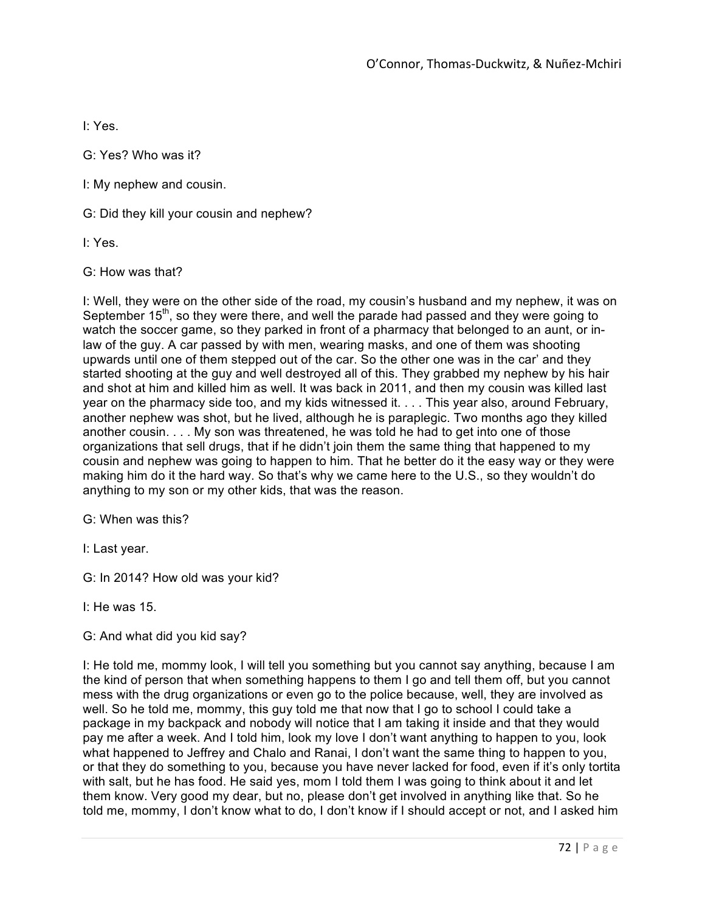I: Yes.

G: Yes? Who was it?

I: My nephew and cousin.

G: Did they kill your cousin and nephew?

I: Yes.

G: How was that?

I: Well, they were on the other side of the road, my cousin's husband and my nephew, it was on September 15th, so they were there, and well the parade had passed and they were going to watch the soccer game, so they parked in front of a pharmacy that belonged to an aunt, or in-law of the guy. A car passed by with men, wearing masks, and one of them was shooting upwards until one of them stepped out of the car. So the other one was in the car' and they started shooting at the guy and well destroyed all of this. They grabbed my nephew by his hair and shot at him and killed him as well. It was back in 2011, and then my cousin was killed last year on the pharmacy side too, and my kids witnessed it. . . . This year also, around February, another nephew was shot, but he lived, although he is paraplegic. Two months ago they killed another cousin. . . . My son was threatened, he was told he had to get into one of those organizations that sell drugs, that if he didn't join them the same thing that happened to my cousin and nephew was going to happen to him. That he better do it the easy way or they were making him do it the hard way. So that's why we came here to the U.S., so they wouldn't do anything to my son or my other kids, that was the reason.

G: When was this?

I: Last year.

G: In 2014? How old was your kid?

I: He was 15.

G: And what did you kid say?

I: He told me, mommy look, I will tell you something but you cannot say anything, because I am the kind of person that when something happens to them I go and tell them off, but you cannot mess with the drug organizations or even go to the police because, well, they are involved as well. So he told me, mommy, this guy told me that now that I go to school I could take a package in my backpack and nobody will notice that I am taking it inside and that they would pay me after a week. And I told him, look my love I don't want anything to happen to you, look what happened to Jeffrey and Chalo and Ranai, I don't want the same thing to happen to you, or that they do something to you, because you have never lacked for food, even if it's only tortita with salt, but he has food. He said yes, mom I told them I was going to think about it and let them know. Very good my dear, but no, please don't get involved in anything like that. So he told me, mommy, I don't know what to do, I don't know if I should accept or not, and I asked him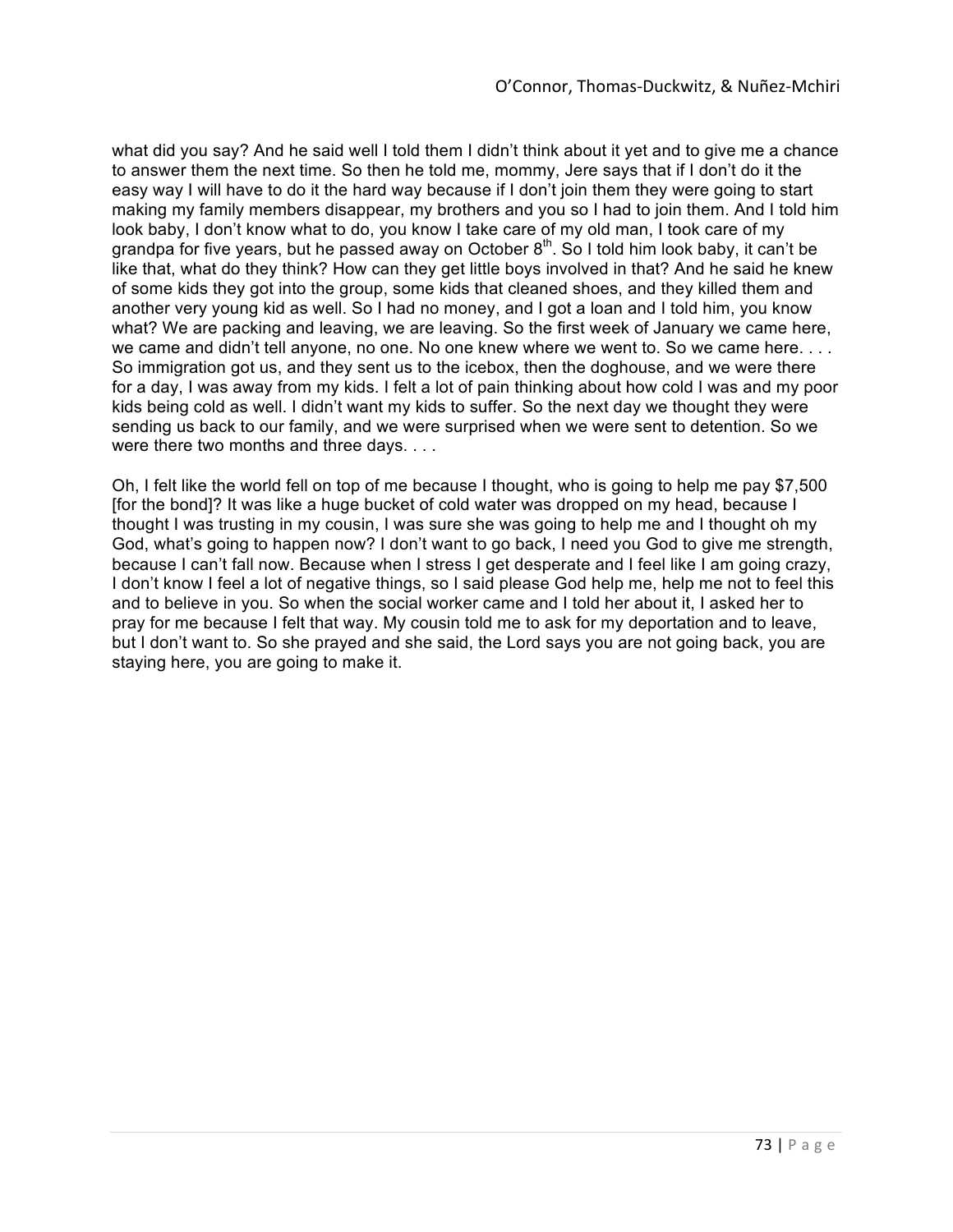what did you say? And he said well I told them I didn't think about it yet and to give me a chance to answer them the next time. So then he told me, mommy, Jere says that if I don't do it the easy way I will have to do it the hard way because if I don't join them they were going to start making my family members disappear, my brothers and you so I had to join them. And I told him look baby, I don't know what to do, you know I take care of my old man, I took care of my grandpa for five years, but he passed away on October 8th. So I told him look baby, it can't be like that, what do they think? How can they get little boys involved in that? And he said he knew of some kids they got into the group, some kids that cleaned shoes, and they killed them and another very young kid as well. So I had no money, and I got a loan and I told him, you know what? We are packing and leaving, we are leaving. So the first week of January we came here, we came and didn't tell anyone, no one. No one knew where we went to. So we came here. . . . So immigration got us, and they sent us to the icebox, then the doghouse, and we were there for a day, I was away from my kids. I felt a lot of pain thinking about how cold I was and my poor kids being cold as well. I didn't want my kids to suffer. So the next day we thought they were sending us back to our family, and we were surprised when we were sent to detention. So we were there two months and three days. . . .

Oh, I felt like the world fell on top of me because I thought, who is going to help me pay $7,500 [for the bond]? It was like a huge bucket of cold water was dropped on my head, because I thought I was trusting in my cousin, I was sure she was going to help me and I thought oh my God, what's going to happen now? I don't want to go back, I need you God to give me strength, because I can't fall now. Because when I stress I get desperate and I feel like I am going crazy, I don't know I feel a lot of negative things, so I said please God help me, help me not to feel this and to believe in you. So when the social worker came and I told her about it, I asked her to pray for me because I felt that way. My cousin told me to ask for my deportation and to leave, but I don't want to. So she prayed and she said, the Lord says you are not going back, you are staying here, you are going to make it.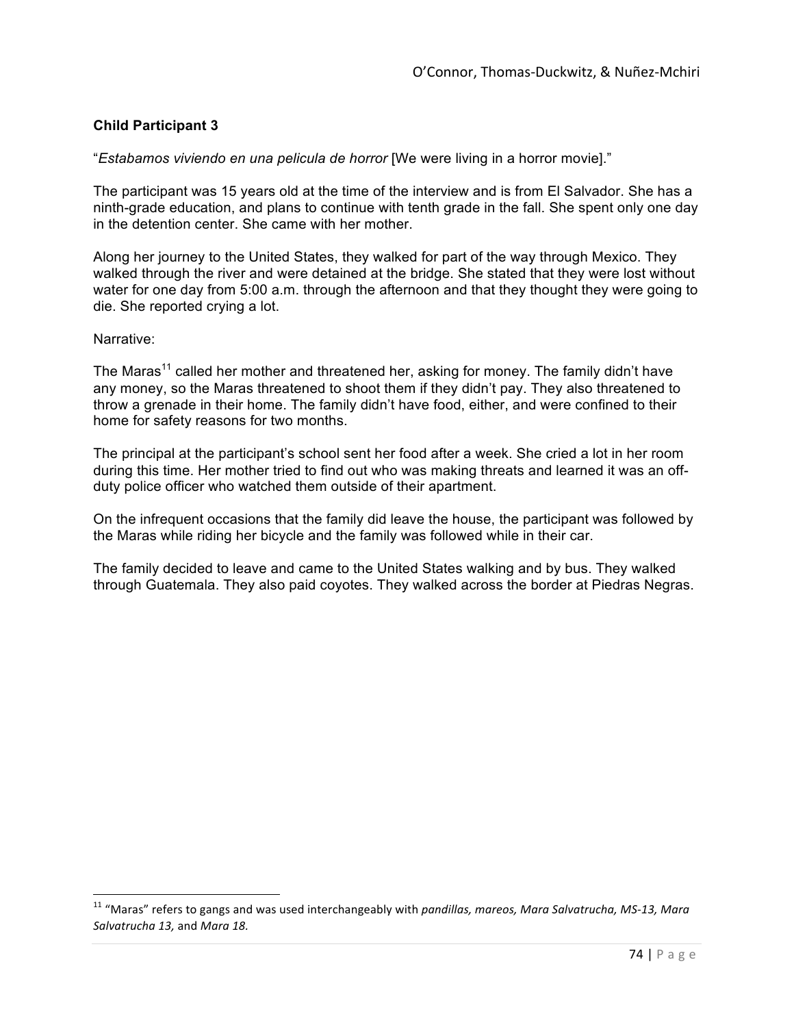**Child Participant 3**

"*Estabamos viviendo en una pelicula de horror* [We were living in a horror movie]."

The participant was 15 years old at the time of the interview and is from El Salvador. She has a ninth-grade education, and plans to continue with tenth grade in the fall. She spent only one day in the detention center. She came with her mother.

Along her journey to the United States, they walked for part of the way through Mexico. They walked through the river and were detained at the bridge. She stated that they were lost without water for one day from 5:00 a.m. through the afternoon and that they thought they were going to die. She reported crying a lot.

Narrative:

The Maras[11] called her mother and threatened her, asking for money. The family didn't have any money, so the Maras threatened to shoot them if they didn't pay. They also threatened to throw a grenade in their home. The family didn't have food, either, and were confined to their home for safety reasons for two months.

The principal at the participant's school sent her food after a week. She cried a lot in her room during this time. Her mother tried to find out who was making threats and learned it was an off-duty police officer who watched them outside of their apartment.

On the infrequent occasions that the family did leave the house, the participant was followed by the Maras while riding her bicycle and the family was followed while in their car.

The family decided to leave and came to the United States walking and by bus. They walked through Guatemala. They also paid coyotes. They walked across the border at Piedras Negras.

---

[11] "Maras" refers to gangs and was used interchangeably with *pandillas, mareos, Mara Salvatrucha, MS-13, Mara Salvatrucha 13,* and *Mara 18.*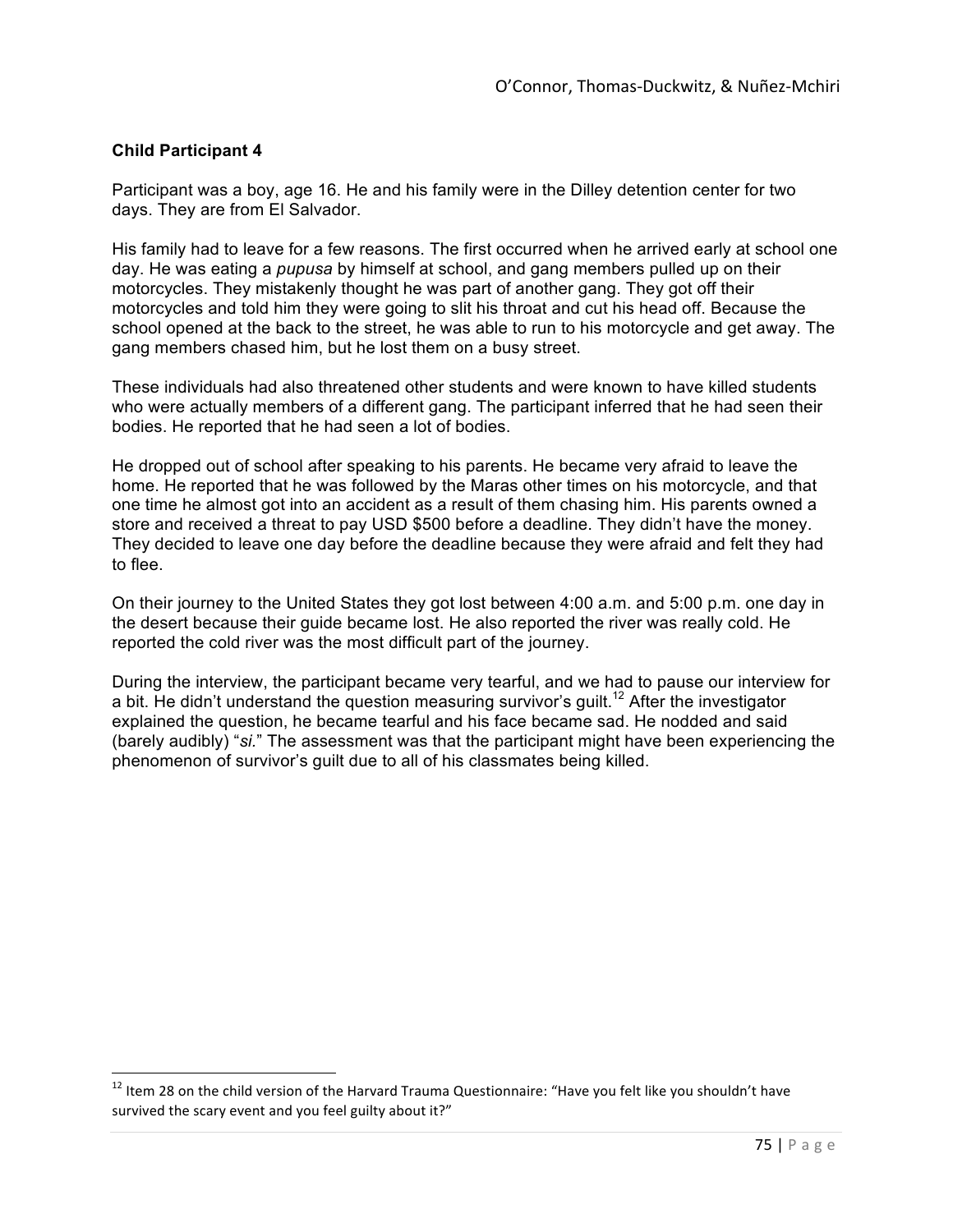**Child Participant 4**

Participant was a boy, age 16. He and his family were in the Dilley detention center for two days. They are from El Salvador.

His family had to leave for a few reasons. The first occurred when he arrived early at school one day. He was eating a *pupusa* by himself at school, and gang members pulled up on their motorcycles. They mistakenly thought he was part of another gang. They got off their motorcycles and told him they were going to slit his throat and cut his head off. Because the school opened at the back to the street, he was able to run to his motorcycle and get away. The gang members chased him, but he lost them on a busy street.

These individuals had also threatened other students and were known to have killed students who were actually members of a different gang. The participant inferred that he had seen their bodies. He reported that he had seen a lot of bodies.

He dropped out of school after speaking to his parents. He became very afraid to leave the home. He reported that he was followed by the Maras other times on his motorcycle, and that one time he almost got into an accident as a result of them chasing him. His parents owned a store and received a threat to pay USD $500 before a deadline. They didn't have the money. They decided to leave one day before the deadline because they were afraid and felt they had to flee.

On their journey to the United States they got lost between 4:00 a.m. and 5:00 p.m. one day in the desert because their guide became lost. He also reported the river was really cold. He reported the cold river was the most difficult part of the journey.

During the interview, the participant became very tearful, and we had to pause our interview for a bit. He didn't understand the question measuring survivor's guilt.[12] After the investigator explained the question, he became tearful and his face became sad. He nodded and said (barely audibly) "*si*." The assessment was that the participant might have been experiencing the phenomenon of survivor's guilt due to all of his classmates being killed.

---

[12] Item 28 on the child version of the Harvard Trauma Questionnaire: "Have you felt like you shouldn't have survived the scary event and you feel guilty about it?"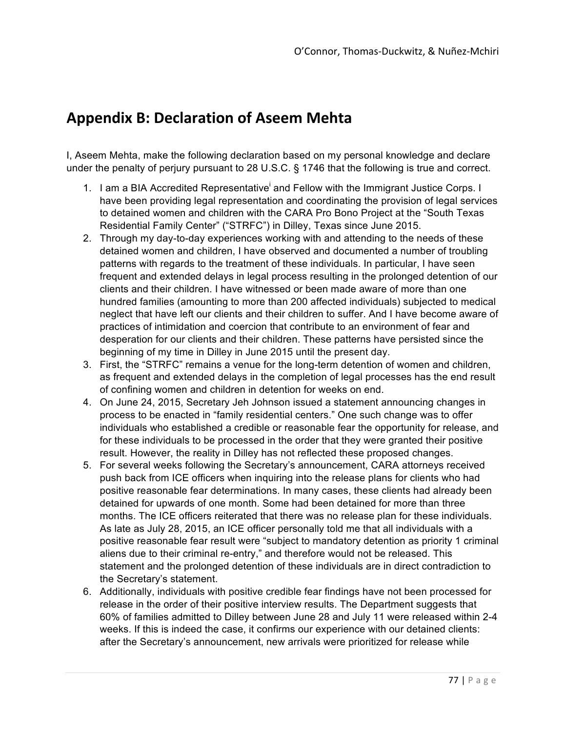## Appendix B: Declaration of Aseem Mehta

I, Aseem Mehta, make the following declaration based on my personal knowledge and declare under the penalty of perjury pursuant to 28 U.S.C. § 1746 that the following is true and correct.

1. I am a BIA Accredited Representative[i] and Fellow with the Immigrant Justice Corps. I have been providing legal representation and coordinating the provision of legal services to detained women and children with the CARA Pro Bono Project at the "South Texas Residential Family Center" ("STRFC") in Dilley, Texas since June 2015.
2. Through my day-to-day experiences working with and attending to the needs of these detained women and children, I have observed and documented a number of troubling patterns with regards to the treatment of these individuals. In particular, I have seen frequent and extended delays in legal process resulting in the prolonged detention of our clients and their children. I have witnessed or been made aware of more than one hundred families (amounting to more than 200 affected individuals) subjected to medical neglect that have left our clients and their children to suffer. And I have become aware of practices of intimidation and coercion that contribute to an environment of fear and desperation for our clients and their children. These patterns have persisted since the beginning of my time in Dilley in June 2015 until the present day.
3. First, the "STRFC" remains a venue for the long-term detention of women and children, as frequent and extended delays in the completion of legal processes has the end result of confining women and children in detention for weeks on end.
4. On June 24, 2015, Secretary Jeh Johnson issued a statement announcing changes in process to be enacted in "family residential centers." One such change was to offer individuals who established a credible or reasonable fear the opportunity for release, and for these individuals to be processed in the order that they were granted their positive result. However, the reality in Dilley has not reflected these proposed changes.
5. For several weeks following the Secretary's announcement, CARA attorneys received push back from ICE officers when inquiring into the release plans for clients who had positive reasonable fear determinations. In many cases, these clients had already been detained for upwards of one month. Some had been detained for more than three months. The ICE officers reiterated that there was no release plan for these individuals. As late as July 28, 2015, an ICE officer personally told me that all individuals with a positive reasonable fear result were "subject to mandatory detention as priority 1 criminal aliens due to their criminal re-entry," and therefore would not be released. This statement and the prolonged detention of these individuals are in direct contradiction to the Secretary's statement.
6. Additionally, individuals with positive credible fear findings have not been processed for release in the order of their positive interview results. The Department suggests that 60% of families admitted to Dilley between June 28 and July 11 were released within 2-4 weeks. If this is indeed the case, it confirms our experience with our detained clients: after the Secretary's announcement, new arrivals were prioritized for release while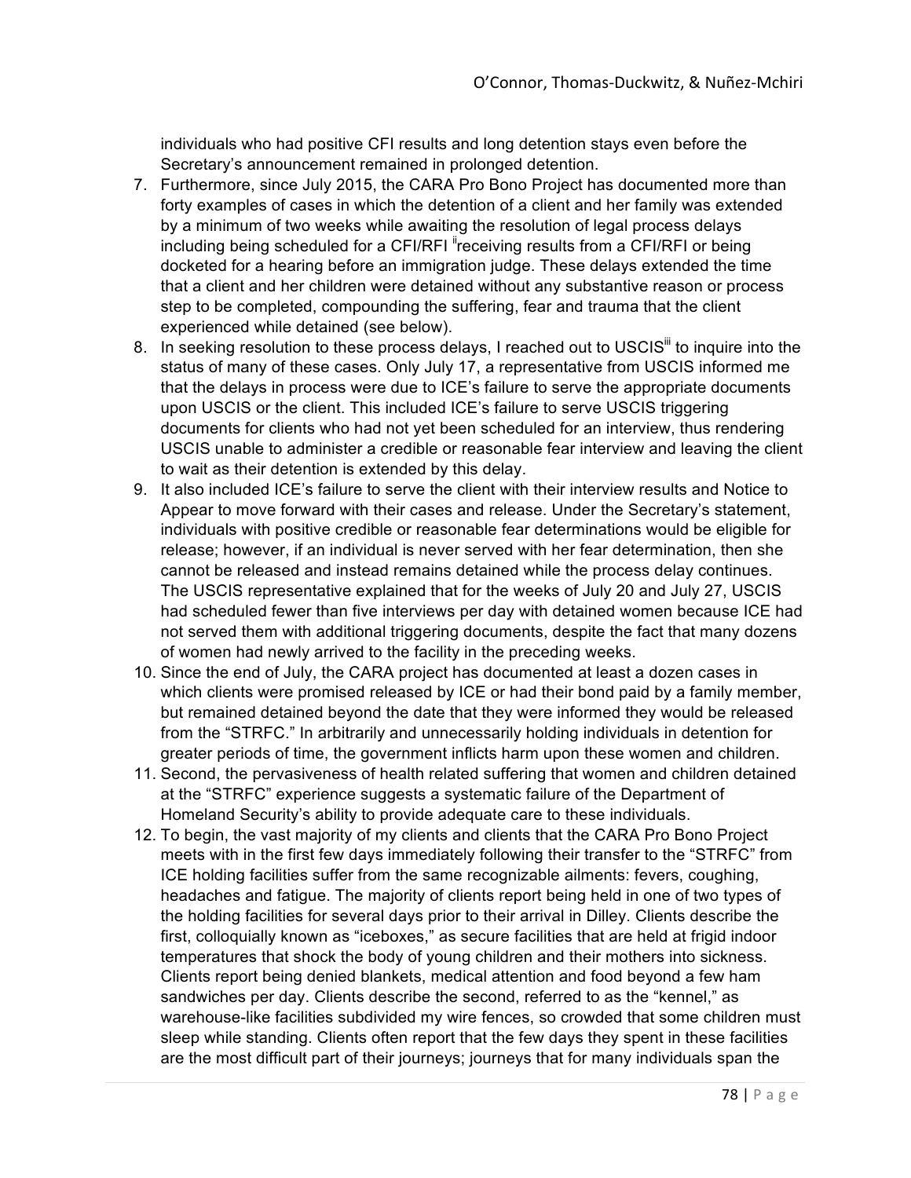individuals who had positive CFI results and long detention stays even before the Secretary's announcement remained in prolonged detention.

7. Furthermore, since July 2015, the CARA Pro Bono Project has documented more than forty examples of cases in which the detention of a client and her family was extended by a minimum of two weeks while awaiting the resolution of legal process delays including being scheduled for a CFI/RFI [ii]receiving results from a CFI/RFI or being docketed for a hearing before an immigration judge. These delays extended the time that a client and her children were detained without any substantive reason or process step to be completed, compounding the suffering, fear and trauma that the client experienced while detained (see below).
8. In seeking resolution to these process delays, I reached out to USCIS[iii] to inquire into the status of many of these cases. Only July 17, a representative from USCIS informed me that the delays in process were due to ICE's failure to serve the appropriate documents upon USCIS or the client. This included ICE's failure to serve USCIS triggering documents for clients who had not yet been scheduled for an interview, thus rendering USCIS unable to administer a credible or reasonable fear interview and leaving the client to wait as their detention is extended by this delay.
9. It also included ICE's failure to serve the client with their interview results and Notice to Appear to move forward with their cases and release. Under the Secretary's statement, individuals with positive credible or reasonable fear determinations would be eligible for release; however, if an individual is never served with her fear determination, then she cannot be released and instead remains detained while the process delay continues. The USCIS representative explained that for the weeks of July 20 and July 27, USCIS had scheduled fewer than five interviews per day with detained women because ICE had not served them with additional triggering documents, despite the fact that many dozens of women had newly arrived to the facility in the preceding weeks.
10. Since the end of July, the CARA project has documented at least a dozen cases in which clients were promised released by ICE or had their bond paid by a family member, but remained detained beyond the date that they were informed they would be released from the "STRFC." In arbitrarily and unnecessarily holding individuals in detention for greater periods of time, the government inflicts harm upon these women and children.
11. Second, the pervasiveness of health related suffering that women and children detained at the "STRFC" experience suggests a systematic failure of the Department of Homeland Security's ability to provide adequate care to these individuals.
12. To begin, the vast majority of my clients and clients that the CARA Pro Bono Project meets with in the first few days immediately following their transfer to the "STRFC" from ICE holding facilities suffer from the same recognizable ailments: fevers, coughing, headaches and fatigue. The majority of clients report being held in one of two types of the holding facilities for several days prior to their arrival in Dilley. Clients describe the first, colloquially known as "iceboxes," as secure facilities that are held at frigid indoor temperatures that shock the body of young children and their mothers into sickness. Clients report being denied blankets, medical attention and food beyond a few ham sandwiches per day. Clients describe the second, referred to as the "kennel," as warehouse-like facilities subdivided my wire fences, so crowded that some children must sleep while standing. Clients often report that the few days they spent in these facilities are the most difficult part of their journeys; journeys that for many individuals span the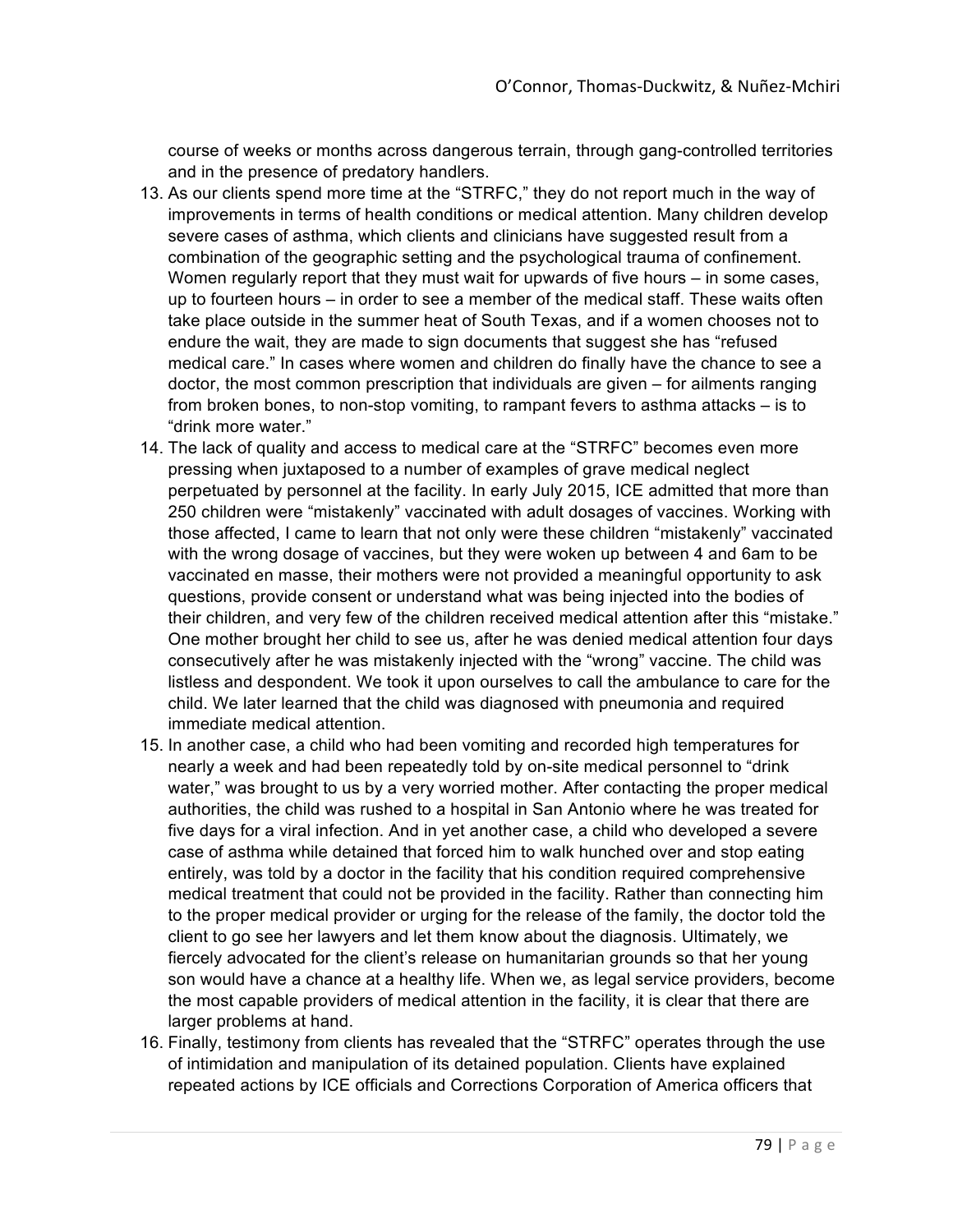course of weeks or months across dangerous terrain, through gang-controlled territories and in the presence of predatory handlers.

13. As our clients spend more time at the "STRFC," they do not report much in the way of improvements in terms of health conditions or medical attention. Many children develop severe cases of asthma, which clients and clinicians have suggested result from a combination of the geographic setting and the psychological trauma of confinement. Women regularly report that they must wait for upwards of five hours – in some cases, up to fourteen hours – in order to see a member of the medical staff. These waits often take place outside in the summer heat of South Texas, and if a women chooses not to endure the wait, they are made to sign documents that suggest she has "refused medical care." In cases where women and children do finally have the chance to see a doctor, the most common prescription that individuals are given – for ailments ranging from broken bones, to non-stop vomiting, to rampant fevers to asthma attacks – is to "drink more water."
14. The lack of quality and access to medical care at the "STRFC" becomes even more pressing when juxtaposed to a number of examples of grave medical neglect perpetuated by personnel at the facility. In early July 2015, ICE admitted that more than 250 children were "mistakenly" vaccinated with adult dosages of vaccines. Working with those affected, I came to learn that not only were these children "mistakenly" vaccinated with the wrong dosage of vaccines, but they were woken up between 4 and 6am to be vaccinated en masse, their mothers were not provided a meaningful opportunity to ask questions, provide consent or understand what was being injected into the bodies of their children, and very few of the children received medical attention after this "mistake." One mother brought her child to see us, after he was denied medical attention four days consecutively after he was mistakenly injected with the "wrong" vaccine. The child was listless and despondent. We took it upon ourselves to call the ambulance to care for the child. We later learned that the child was diagnosed with pneumonia and required immediate medical attention.
15. In another case, a child who had been vomiting and recorded high temperatures for nearly a week and had been repeatedly told by on-site medical personnel to "drink water," was brought to us by a very worried mother. After contacting the proper medical authorities, the child was rushed to a hospital in San Antonio where he was treated for five days for a viral infection. And in yet another case, a child who developed a severe case of asthma while detained that forced him to walk hunched over and stop eating entirely, was told by a doctor in the facility that his condition required comprehensive medical treatment that could not be provided in the facility. Rather than connecting him to the proper medical provider or urging for the release of the family, the doctor told the client to go see her lawyers and let them know about the diagnosis. Ultimately, we fiercely advocated for the client's release on humanitarian grounds so that her young son would have a chance at a healthy life. When we, as legal service providers, become the most capable providers of medical attention in the facility, it is clear that there are larger problems at hand.
16. Finally, testimony from clients has revealed that the "STRFC" operates through the use of intimidation and manipulation of its detained population. Clients have explained repeated actions by ICE officials and Corrections Corporation of America officers that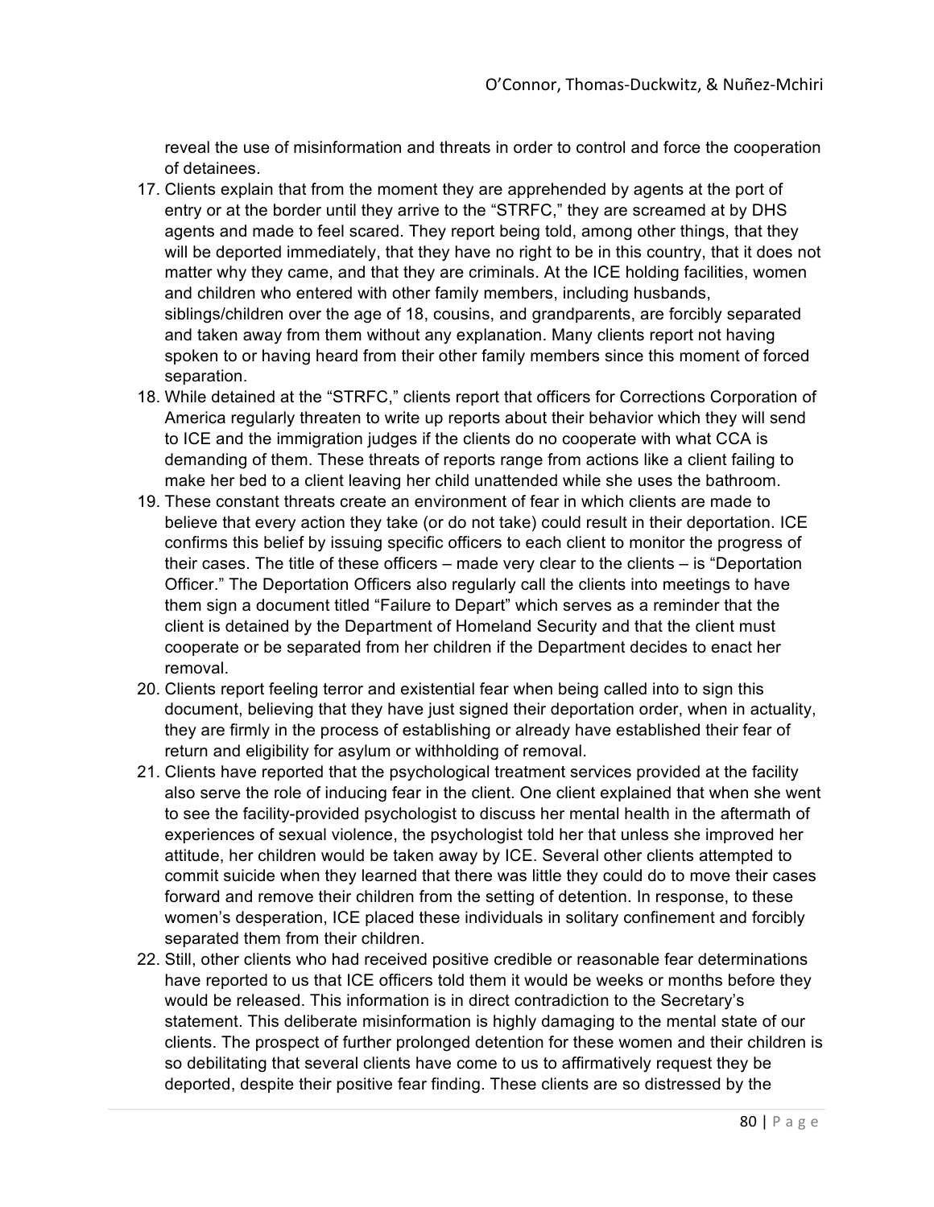reveal the use of misinformation and threats in order to control and force the cooperation of detainees.

17. Clients explain that from the moment they are apprehended by agents at the port of entry or at the border until they arrive to the "STRFC," they are screamed at by DHS agents and made to feel scared. They report being told, among other things, that they will be deported immediately, that they have no right to be in this country, that it does not matter why they came, and that they are criminals. At the ICE holding facilities, women and children who entered with other family members, including husbands, siblings/children over the age of 18, cousins, and grandparents, are forcibly separated and taken away from them without any explanation. Many clients report not having spoken to or having heard from their other family members since this moment of forced separation.
18. While detained at the "STRFC," clients report that officers for Corrections Corporation of America regularly threaten to write up reports about their behavior which they will send to ICE and the immigration judges if the clients do no cooperate with what CCA is demanding of them. These threats of reports range from actions like a client failing to make her bed to a client leaving her child unattended while she uses the bathroom.
19. These constant threats create an environment of fear in which clients are made to believe that every action they take (or do not take) could result in their deportation. ICE confirms this belief by issuing specific officers to each client to monitor the progress of their cases. The title of these officers – made very clear to the clients – is "Deportation Officer." The Deportation Officers also regularly call the clients into meetings to have them sign a document titled "Failure to Depart" which serves as a reminder that the client is detained by the Department of Homeland Security and that the client must cooperate or be separated from her children if the Department decides to enact her removal.
20. Clients report feeling terror and existential fear when being called into to sign this document, believing that they have just signed their deportation order, when in actuality, they are firmly in the process of establishing or already have established their fear of return and eligibility for asylum or withholding of removal.
21. Clients have reported that the psychological treatment services provided at the facility also serve the role of inducing fear in the client. One client explained that when she went to see the facility-provided psychologist to discuss her mental health in the aftermath of experiences of sexual violence, the psychologist told her that unless she improved her attitude, her children would be taken away by ICE. Several other clients attempted to commit suicide when they learned that there was little they could do to move their cases forward and remove their children from the setting of detention. In response, to these women's desperation, ICE placed these individuals in solitary confinement and forcibly separated them from their children.
22. Still, other clients who had received positive credible or reasonable fear determinations have reported to us that ICE officers told them it would be weeks or months before they would be released. This information is in direct contradiction to the Secretary's statement. This deliberate misinformation is highly damaging to the mental state of our clients. The prospect of further prolonged detention for these women and their children is so debilitating that several clients have come to us to affirmatively request they be deported, despite their positive fear finding. These clients are so distressed by the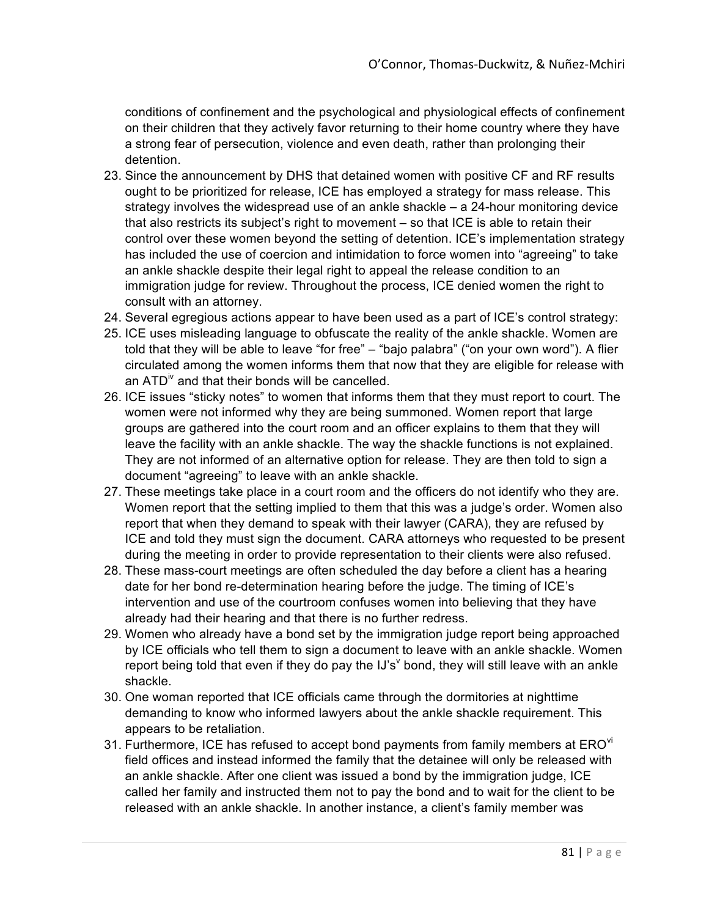conditions of confinement and the psychological and physiological effects of confinement on their children that they actively favor returning to their home country where they have a strong fear of persecution, violence and even death, rather than prolonging their detention.

23. Since the announcement by DHS that detained women with positive CF and RF results ought to be prioritized for release, ICE has employed a strategy for mass release. This strategy involves the widespread use of an ankle shackle – a 24-hour monitoring device that also restricts its subject's right to movement – so that ICE is able to retain their control over these women beyond the setting of detention. ICE's implementation strategy has included the use of coercion and intimidation to force women into "agreeing" to take an ankle shackle despite their legal right to appeal the release condition to an immigration judge for review. Throughout the process, ICE denied women the right to consult with an attorney.
24. Several egregious actions appear to have been used as a part of ICE's control strategy:
25. ICE uses misleading language to obfuscate the reality of the ankle shackle. Women are told that they will be able to leave "for free" – "bajo palabra" ("on your own word"). A flier circulated among the women informs them that now that they are eligible for release with an ATD[iv] and that their bonds will be cancelled.
26. ICE issues "sticky notes" to women that informs them that they must report to court. The women were not informed why they are being summoned. Women report that large groups are gathered into the court room and an officer explains to them that they will leave the facility with an ankle shackle. The way the shackle functions is not explained. They are not informed of an alternative option for release. They are then told to sign a document "agreeing" to leave with an ankle shackle.
27. These meetings take place in a court room and the officers do not identify who they are. Women report that the setting implied to them that this was a judge's order. Women also report that when they demand to speak with their lawyer (CARA), they are refused by ICE and told they must sign the document. CARA attorneys who requested to be present during the meeting in order to provide representation to their clients were also refused.
28. These mass-court meetings are often scheduled the day before a client has a hearing date for her bond re-determination hearing before the judge. The timing of ICE's intervention and use of the courtroom confuses women into believing that they have already had their hearing and that there is no further redress.
29. Women who already have a bond set by the immigration judge report being approached by ICE officials who tell them to sign a document to leave with an ankle shackle. Women report being told that even if they do pay the IJ's[v] bond, they will still leave with an ankle shackle.
30. One woman reported that ICE officials came through the dormitories at nighttime demanding to know who informed lawyers about the ankle shackle requirement. This appears to be retaliation.
31. Furthermore, ICE has refused to accept bond payments from family members at ERO[vi] field offices and instead informed the family that the detainee will only be released with an ankle shackle. After one client was issued a bond by the immigration judge, ICE called her family and instructed them not to pay the bond and to wait for the client to be released with an ankle shackle. In another instance, a client's family member was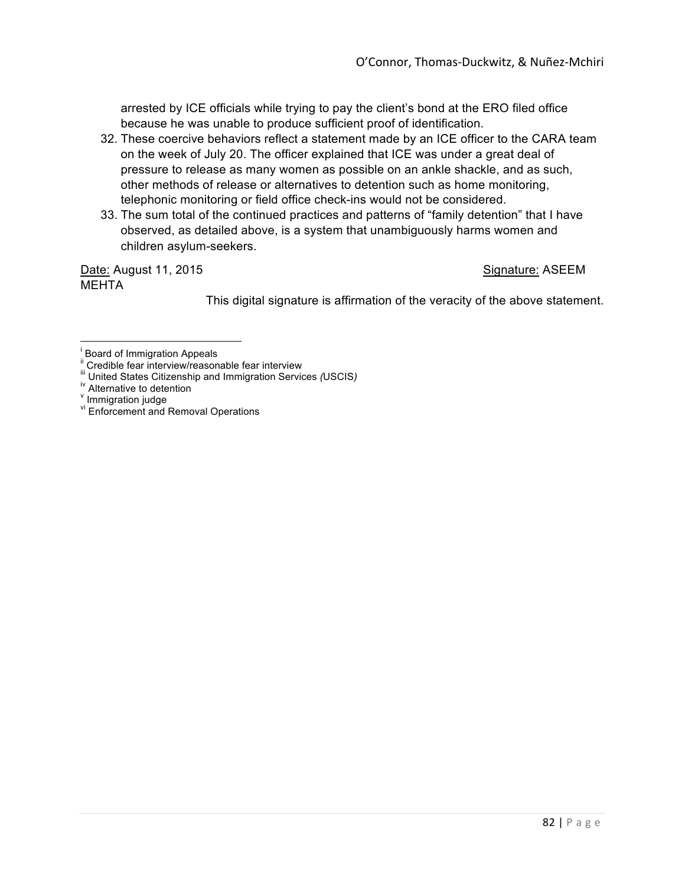arrested by ICE officials while trying to pay the client's bond at the ERO filed office because he was unable to produce sufficient proof of identification.

32. These coercive behaviors reflect a statement made by an ICE officer to the CARA team on the week of July 20. The officer explained that ICE was under a great deal of pressure to release as many women as possible on an ankle shackle, and as such, other methods of release or alternatives to detention such as home monitoring, telephonic monitoring or field office check-ins would not be considered.
33. The sum total of the continued practices and patterns of "family detention" that I have observed, as detailed above, is a system that unambiguously harms women and children asylum-seekers.

Date: August 11, 2015 Signature: ASEEM MEHTA

This digital signature is affirmation of the veracity of the above statement.

---

[i] Board of Immigration Appeals
[ii] Credible fear interview/reasonable fear interview
[iii] United States Citizenship and Immigration Services *(*USCIS*)*
[iv] Alternative to detention
[v] Immigration judge
[vi] Enforcement and Removal Operations